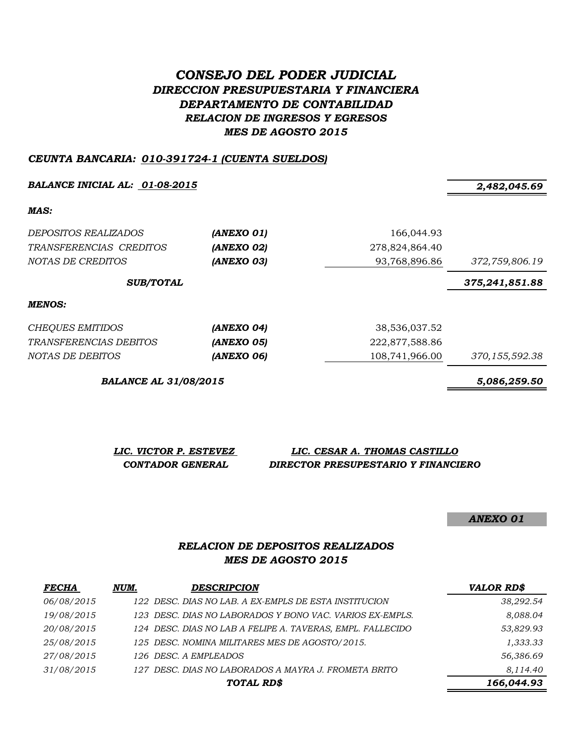# *CONSEJO DEL PODER JUDICIAL*

## *DIRECCION PRESUPUESTARIA Y FINANCIERA*

## *DEPARTAMENTO DE CONTABILIDAD*

### *RELACION DE INGRESOS Y EGRESOS*

### *MES DE AGOSTO 2015*

***CEUNTA BANCARIA: 010-391724-1 (CUENTA SUELDOS)***

| | | | |
|---|---|---|---|
| ***BALANCE INICIAL AL: 01-08-2015*** | | | ***2,482,045.69*** |
| ***MAS:*** | | | |
| *DEPOSITOS REALIZADOS* | ***(ANEXO 01)*** | 166,044.93 | |
| *TRANSFERENCIAS CREDITOS* | ***(ANEXO 02)*** | 278,824,864.40 | |
| *NOTAS DE CREDITOS* | ***(ANEXO 03)*** | 93,768,896.86 | *372,759,806.19* |
| ***SUB/TOTAL*** | | | ***375,241,851.88*** |
| ***MENOS:*** | | | |
| *CHEQUES EMITIDOS* | ***(ANEXO 04)*** | 38,536,037.52 | |
| *TRANSFERENCIAS DEBITOS* | ***(ANEXO 05)*** | 222,877,588.86 | |
| *NOTAS DE DEBITOS* | ***(ANEXO 06)*** | 108,741,966.00 | *370,155,592.38* |
| ***BALANCE AL 31/08/2015*** | | | ***5,086,259.50*** |

***LIC. VICTOR P. ESTEVEZ***
***CONTADOR GENERAL***

***LIC. CESAR A. THOMAS CASTILLO***
***DIRECTOR PRESUPESTARIO Y FINANCIERO***

***ANEXO 01***

### *RELACION DE DEPOSITOS REALIZADOS*

### *MES DE AGOSTO 2015*

| ***FECHA*** | ***NUM.*** | ***DESCRIPCION*** | ***VALOR RD$*** |
|---|---|---|---|
| *06/08/2015* | *122* | *DESC. DIAS NO LAB. A EX-EMPLS DE ESTA INSTITUCION* | *38,292.54* |
| *19/08/2015* | *123* | *DESC. DIAS NO LABORADOS Y BONO VAC. VARIOS EX-EMPLS.* | *8,088.04* |
| *20/08/2015* | *124* | *DESC. DIAS NO LAB A FELIPE A. TAVERAS, EMPL. FALLECIDO* | *53,829.93* |
| *25/08/2015* | *125* | *DESC. NOMINA MILITARES MES DE AGOSTO/2015.* | *1,333.33* |
| *27/08/2015* | *126* | *DESC. A EMPLEADOS* | *56,386.69* |
| *31/08/2015* | *127* | *DESC. DIAS NO LABORADOS A MAYRA J. FROMETA BRITO* | *8,114.40* |
| | | ***TOTAL RD$*** | ***166,044.93*** |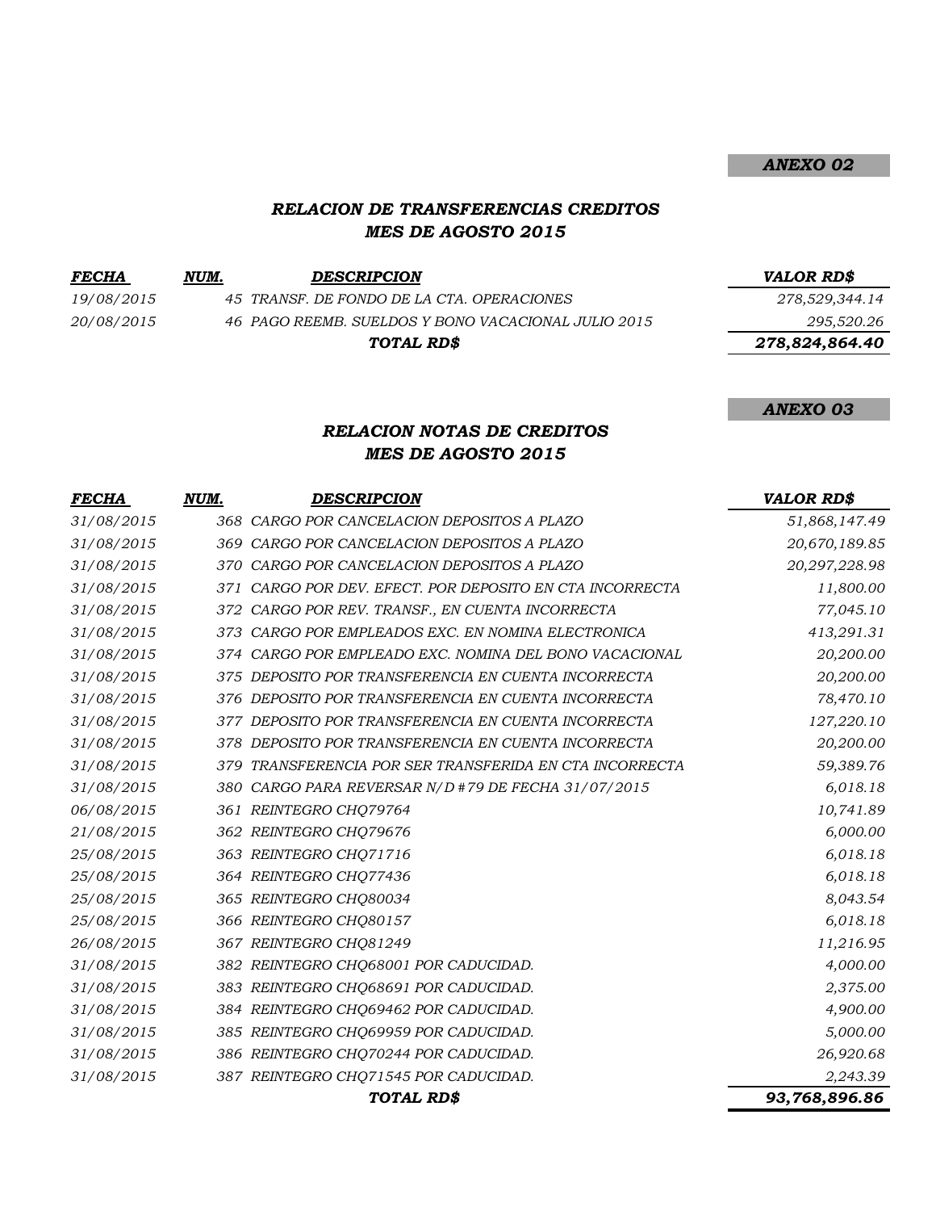***ANEXO 02***

### *RELACION DE TRANSFERENCIAS CREDITOS*
### *MES DE AGOSTO 2015*

| *FECHA* | *NUM.* | *DESCRIPCION* | *VALOR RD$* |
|---|---|---|---|
| *19/08/2015* | *45* | *TRANSF. DE FONDO DE LA CTA. OPERACIONES* | *278,529,344.14* |
| *20/08/2015* | *46* | *PAGO REEMB. SUELDOS Y BONO VACACIONAL JULIO 2015* | *295,520.26* |
| | | ***TOTAL RD$*** | ***278,824,864.40*** |

***ANEXO 03***

### *RELACION NOTAS DE CREDITOS*
### *MES DE AGOSTO 2015*

| *FECHA* | *NUM.* | *DESCRIPCION* | *VALOR RD$* |
|---|---|---|---|
| *31/08/2015* | *368* | *CARGO POR CANCELACION DEPOSITOS A PLAZO* | *51,868,147.49* |
| *31/08/2015* | *369* | *CARGO POR CANCELACION DEPOSITOS A PLAZO* | *20,670,189.85* |
| *31/08/2015* | *370* | *CARGO POR CANCELACION DEPOSITOS A PLAZO* | *20,297,228.98* |
| *31/08/2015* | *371* | *CARGO POR DEV. EFECT. POR DEPOSITO EN CTA INCORRECTA* | *11,800.00* |
| *31/08/2015* | *372* | *CARGO POR REV. TRANSF., EN CUENTA INCORRECTA* | *77,045.10* |
| *31/08/2015* | *373* | *CARGO POR EMPLEADOS EXC. EN NOMINA ELECTRONICA* | *413,291.31* |
| *31/08/2015* | *374* | *CARGO POR EMPLEADO EXC. NOMINA DEL BONO VACACIONAL* | *20,200.00* |
| *31/08/2015* | *375* | *DEPOSITO POR TRANSFERENCIA EN CUENTA INCORRECTA* | *20,200.00* |
| *31/08/2015* | *376* | *DEPOSITO POR TRANSFERENCIA EN CUENTA INCORRECTA* | *78,470.10* |
| *31/08/2015* | *377* | *DEPOSITO POR TRANSFERENCIA EN CUENTA INCORRECTA* | *127,220.10* |
| *31/08/2015* | *378* | *DEPOSITO POR TRANSFERENCIA EN CUENTA INCORRECTA* | *20,200.00* |
| *31/08/2015* | *379* | *TRANSFERENCIA POR SER TRANSFERIDA EN CTA INCORRECTA* | *59,389.76* |
| *31/08/2015* | *380* | *CARGO PARA REVERSAR N/D #79 DE FECHA 31/07/2015* | *6,018.18* |
| *06/08/2015* | *361* | *REINTEGRO CHQ79764* | *10,741.89* |
| *21/08/2015* | *362* | *REINTEGRO CHQ79676* | *6,000.00* |
| *25/08/2015* | *363* | *REINTEGRO CHQ71716* | *6,018.18* |
| *25/08/2015* | *364* | *REINTEGRO CHQ77436* | *6,018.18* |
| *25/08/2015* | *365* | *REINTEGRO CHQ80034* | *8,043.54* |
| *25/08/2015* | *366* | *REINTEGRO CHQ80157* | *6,018.18* |
| *26/08/2015* | *367* | *REINTEGRO CHQ81249* | *11,216.95* |
| *31/08/2015* | *382* | *REINTEGRO CHQ68001 POR CADUCIDAD.* | *4,000.00* |
| *31/08/2015* | *383* | *REINTEGRO CHQ68691 POR CADUCIDAD.* | *2,375.00* |
| *31/08/2015* | *384* | *REINTEGRO CHQ69462 POR CADUCIDAD.* | *4,900.00* |
| *31/08/2015* | *385* | *REINTEGRO CHQ69959 POR CADUCIDAD.* | *5,000.00* |
| *31/08/2015* | *386* | *REINTEGRO CHQ70244 POR CADUCIDAD.* | *26,920.68* |
| *31/08/2015* | *387* | *REINTEGRO CHQ71545 POR CADUCIDAD.* | *2,243.39* |
| | | ***TOTAL RD$*** | ***93,768,896.86*** |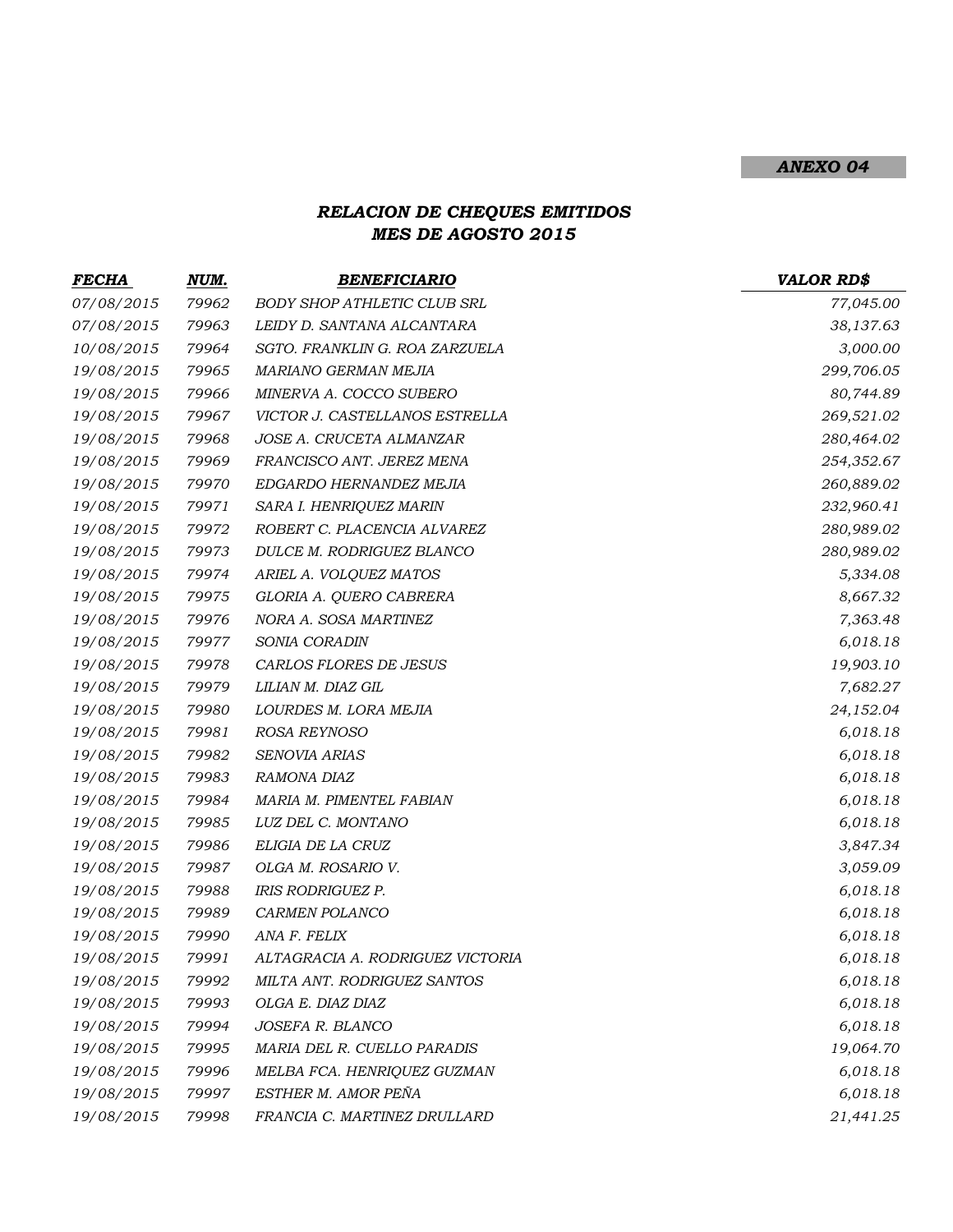***ANEXO 04***

## *RELACION DE CHEQUES EMITIDOS*
## *MES DE AGOSTO 2015*

| *FECHA* | *NUM.* | *BENEFICIARIO* | *VALOR RD$* |
|---|---|---|---|
| 07/08/2015 | 79962 | BODY SHOP ATHLETIC CLUB SRL | 77,045.00 |
| 07/08/2015 | 79963 | LEIDY D. SANTANA ALCANTARA | 38,137.63 |
| 10/08/2015 | 79964 | SGTO. FRANKLIN G. ROA ZARZUELA | 3,000.00 |
| 19/08/2015 | 79965 | MARIANO GERMAN MEJIA | 299,706.05 |
| 19/08/2015 | 79966 | MINERVA A. COCCO SUBERO | 80,744.89 |
| 19/08/2015 | 79967 | VICTOR J. CASTELLANOS ESTRELLA | 269,521.02 |
| 19/08/2015 | 79968 | JOSE A. CRUCETA ALMANZAR | 280,464.02 |
| 19/08/2015 | 79969 | FRANCISCO ANT. JEREZ MENA | 254,352.67 |
| 19/08/2015 | 79970 | EDGARDO HERNANDEZ MEJIA | 260,889.02 |
| 19/08/2015 | 79971 | SARA I. HENRIQUEZ MARIN | 232,960.41 |
| 19/08/2015 | 79972 | ROBERT C. PLACENCIA ALVAREZ | 280,989.02 |
| 19/08/2015 | 79973 | DULCE M. RODRIGUEZ BLANCO | 280,989.02 |
| 19/08/2015 | 79974 | ARIEL A. VOLQUEZ MATOS | 5,334.08 |
| 19/08/2015 | 79975 | GLORIA A. QUERO CABRERA | 8,667.32 |
| 19/08/2015 | 79976 | NORA A. SOSA MARTINEZ | 7,363.48 |
| 19/08/2015 | 79977 | SONIA CORADIN | 6,018.18 |
| 19/08/2015 | 79978 | CARLOS FLORES DE JESUS | 19,903.10 |
| 19/08/2015 | 79979 | LILIAN M. DIAZ GIL | 7,682.27 |
| 19/08/2015 | 79980 | LOURDES M. LORA MEJIA | 24,152.04 |
| 19/08/2015 | 79981 | ROSA REYNOSO | 6,018.18 |
| 19/08/2015 | 79982 | SENOVIA ARIAS | 6,018.18 |
| 19/08/2015 | 79983 | RAMONA DIAZ | 6,018.18 |
| 19/08/2015 | 79984 | MARIA M. PIMENTEL FABIAN | 6,018.18 |
| 19/08/2015 | 79985 | LUZ DEL C. MONTANO | 6,018.18 |
| 19/08/2015 | 79986 | ELIGIA DE LA CRUZ | 3,847.34 |
| 19/08/2015 | 79987 | OLGA M. ROSARIO V. | 3,059.09 |
| 19/08/2015 | 79988 | IRIS RODRIGUEZ P. | 6,018.18 |
| 19/08/2015 | 79989 | CARMEN POLANCO | 6,018.18 |
| 19/08/2015 | 79990 | ANA F. FELIX | 6,018.18 |
| 19/08/2015 | 79991 | ALTAGRACIA A. RODRIGUEZ VICTORIA | 6,018.18 |
| 19/08/2015 | 79992 | MILTA ANT. RODRIGUEZ SANTOS | 6,018.18 |
| 19/08/2015 | 79993 | OLGA E. DIAZ DIAZ | 6,018.18 |
| 19/08/2015 | 79994 | JOSEFA R. BLANCO | 6,018.18 |
| 19/08/2015 | 79995 | MARIA DEL R. CUELLO PARADIS | 19,064.70 |
| 19/08/2015 | 79996 | MELBA FCA. HENRIQUEZ GUZMAN | 6,018.18 |
| 19/08/2015 | 79997 | ESTHER M. AMOR PEÑA | 6,018.18 |
| 19/08/2015 | 79998 | FRANCIA C. MARTINEZ DRULLARD | 21,441.25 |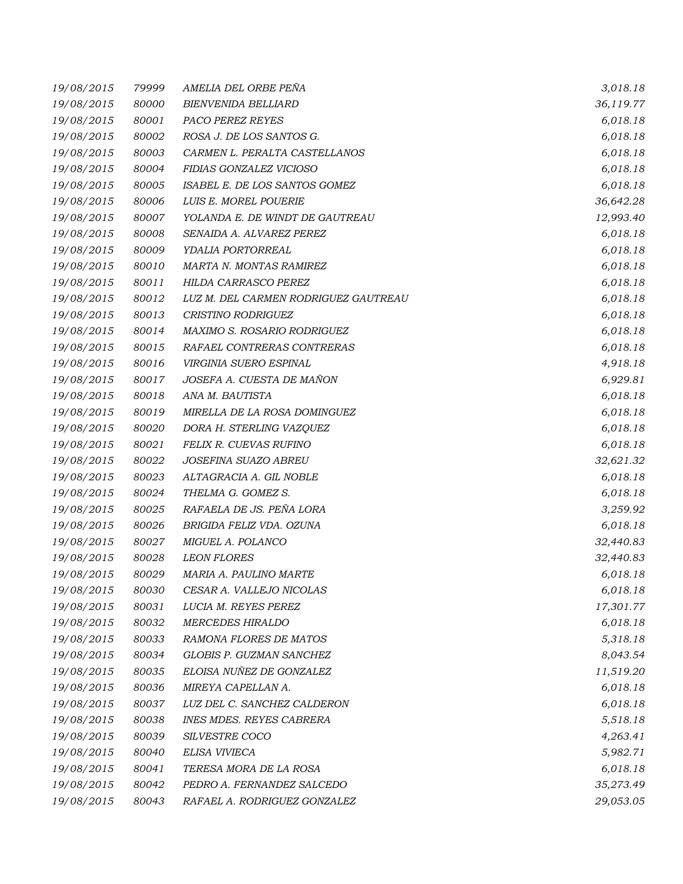| | | | |
|---|---|---|---|
| *19/08/2015* | *79999* | *AMELIA DEL ORBE PEÑA* | *3,018.18* |
| *19/08/2015* | *80000* | *BIENVENIDA BELLIARD* | *36,119.77* |
| *19/08/2015* | *80001* | *PACO PEREZ REYES* | *6,018.18* |
| *19/08/2015* | *80002* | *ROSA J. DE LOS SANTOS G.* | *6,018.18* |
| *19/08/2015* | *80003* | *CARMEN L. PERALTA CASTELLANOS* | *6,018.18* |
| *19/08/2015* | *80004* | *FIDIAS GONZALEZ VICIOSO* | *6,018.18* |
| *19/08/2015* | *80005* | *ISABEL E. DE LOS SANTOS GOMEZ* | *6,018.18* |
| *19/08/2015* | *80006* | *LUIS E. MOREL POUERIE* | *36,642.28* |
| *19/08/2015* | *80007* | *YOLANDA E. DE WINDT DE GAUTREAU* | *12,993.40* |
| *19/08/2015* | *80008* | *SENAIDA A. ALVAREZ PEREZ* | *6,018.18* |
| *19/08/2015* | *80009* | *YDALIA PORTORREAL* | *6,018.18* |
| *19/08/2015* | *80010* | *MARTA N. MONTAS RAMIREZ* | *6,018.18* |
| *19/08/2015* | *80011* | *HILDA CARRASCO PEREZ* | *6,018.18* |
| *19/08/2015* | *80012* | *LUZ M. DEL CARMEN RODRIGUEZ GAUTREAU* | *6,018.18* |
| *19/08/2015* | *80013* | *CRISTINO RODRIGUEZ* | *6,018.18* |
| *19/08/2015* | *80014* | *MAXIMO S. ROSARIO RODRIGUEZ* | *6,018.18* |
| *19/08/2015* | *80015* | *RAFAEL CONTRERAS CONTRERAS* | *6,018.18* |
| *19/08/2015* | *80016* | *VIRGINIA SUERO ESPINAL* | *4,918.18* |
| *19/08/2015* | *80017* | *JOSEFA A. CUESTA DE MAÑON* | *6,929.81* |
| *19/08/2015* | *80018* | *ANA M. BAUTISTA* | *6,018.18* |
| *19/08/2015* | *80019* | *MIRELLA DE LA ROSA DOMINGUEZ* | *6,018.18* |
| *19/08/2015* | *80020* | *DORA H. STERLING VAZQUEZ* | *6,018.18* |
| *19/08/2015* | *80021* | *FELIX R. CUEVAS RUFINO* | *6,018.18* |
| *19/08/2015* | *80022* | *JOSEFINA SUAZO ABREU* | *32,621.32* |
| *19/08/2015* | *80023* | *ALTAGRACIA A. GIL NOBLE* | *6,018.18* |
| *19/08/2015* | *80024* | *THELMA G. GOMEZ S.* | *6,018.18* |
| *19/08/2015* | *80025* | *RAFAELA DE JS. PEÑA LORA* | *3,259.92* |
| *19/08/2015* | *80026* | *BRIGIDA FELIZ VDA. OZUNA* | *6,018.18* |
| *19/08/2015* | *80027* | *MIGUEL A. POLANCO* | *32,440.83* |
| *19/08/2015* | *80028* | *LEON FLORES* | *32,440.83* |
| *19/08/2015* | *80029* | *MARIA A. PAULINO MARTE* | *6,018.18* |
| *19/08/2015* | *80030* | *CESAR A. VALLEJO NICOLAS* | *6,018.18* |
| *19/08/2015* | *80031* | *LUCIA M. REYES PEREZ* | *17,301.77* |
| *19/08/2015* | *80032* | *MERCEDES HIRALDO* | *6,018.18* |
| *19/08/2015* | *80033* | *RAMONA FLORES DE MATOS* | *5,318.18* |
| *19/08/2015* | *80034* | *GLOBIS P. GUZMAN SANCHEZ* | *8,043.54* |
| *19/08/2015* | *80035* | *ELOISA NUÑEZ DE GONZALEZ* | *11,519.20* |
| *19/08/2015* | *80036* | *MIREYA CAPELLAN A.* | *6,018.18* |
| *19/08/2015* | *80037* | *LUZ DEL C. SANCHEZ CALDERON* | *6,018.18* |
| *19/08/2015* | *80038* | *INES MDES. REYES CABRERA* | *5,518.18* |
| *19/08/2015* | *80039* | *SILVESTRE COCO* | *4,263.41* |
| *19/08/2015* | *80040* | *ELISA VIVIECA* | *5,982.71* |
| *19/08/2015* | *80041* | *TERESA MORA DE LA ROSA* | *6,018.18* |
| *19/08/2015* | *80042* | *PEDRO A. FERNANDEZ SALCEDO* | *35,273.49* |
| *19/08/2015* | *80043* | *RAFAEL A. RODRIGUEZ GONZALEZ* | *29,053.05* |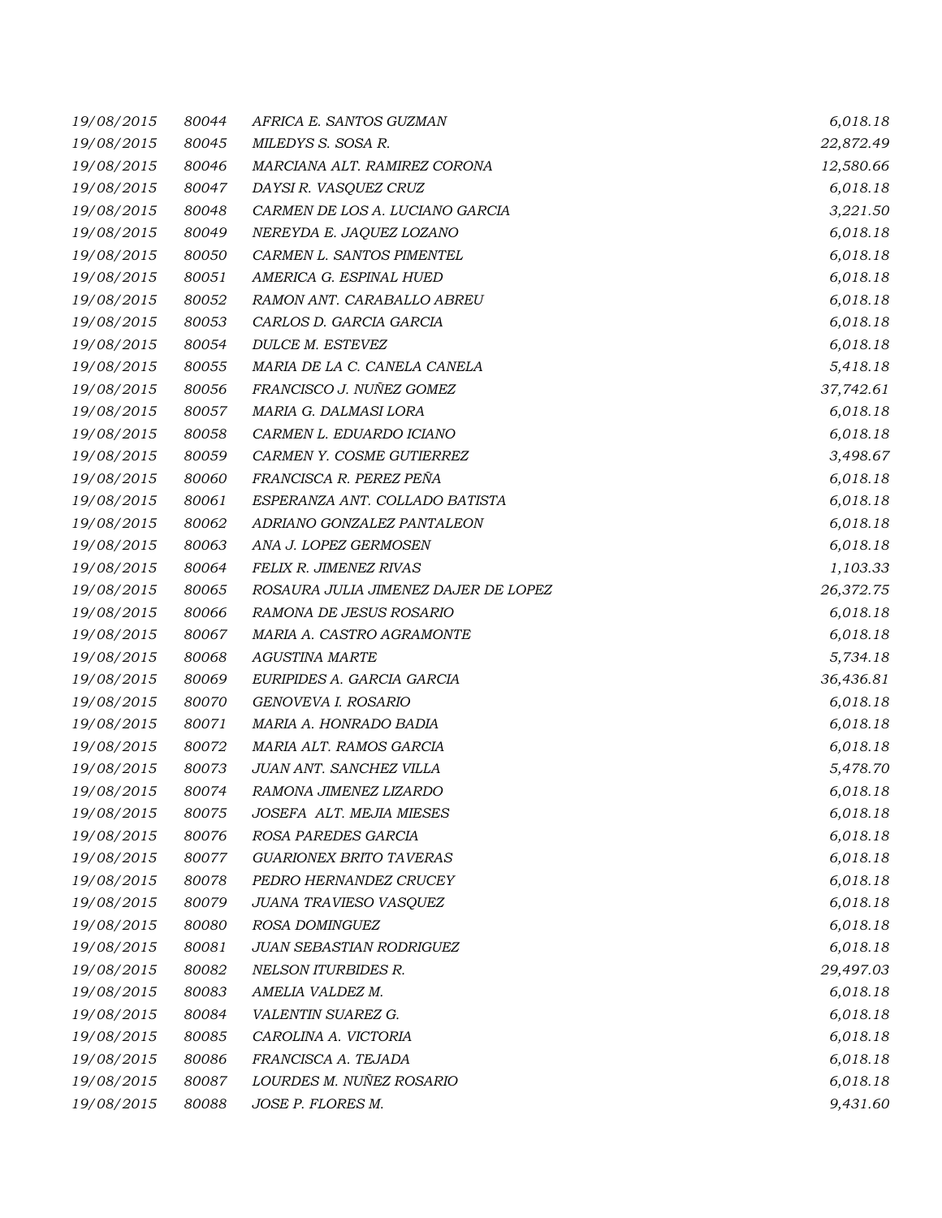| | | | |
|---|---|---|---|
| 19/08/2015 | 80044 | AFRICA E. SANTOS GUZMAN | 6,018.18 |
| 19/08/2015 | 80045 | MILEDYS S. SOSA R. | 22,872.49 |
| 19/08/2015 | 80046 | MARCIANA ALT. RAMIREZ CORONA | 12,580.66 |
| 19/08/2015 | 80047 | DAYSI R. VASQUEZ CRUZ | 6,018.18 |
| 19/08/2015 | 80048 | CARMEN DE LOS A. LUCIANO GARCIA | 3,221.50 |
| 19/08/2015 | 80049 | NEREYDA E. JAQUEZ LOZANO | 6,018.18 |
| 19/08/2015 | 80050 | CARMEN L. SANTOS PIMENTEL | 6,018.18 |
| 19/08/2015 | 80051 | AMERICA G. ESPINAL HUED | 6,018.18 |
| 19/08/2015 | 80052 | RAMON ANT. CARABALLO ABREU | 6,018.18 |
| 19/08/2015 | 80053 | CARLOS D. GARCIA GARCIA | 6,018.18 |
| 19/08/2015 | 80054 | DULCE M. ESTEVEZ | 6,018.18 |
| 19/08/2015 | 80055 | MARIA DE LA C. CANELA CANELA | 5,418.18 |
| 19/08/2015 | 80056 | FRANCISCO J. NUÑEZ GOMEZ | 37,742.61 |
| 19/08/2015 | 80057 | MARIA G. DALMASI LORA | 6,018.18 |
| 19/08/2015 | 80058 | CARMEN L. EDUARDO ICIANO | 6,018.18 |
| 19/08/2015 | 80059 | CARMEN Y. COSME GUTIERREZ | 3,498.67 |
| 19/08/2015 | 80060 | FRANCISCA R. PEREZ PEÑA | 6,018.18 |
| 19/08/2015 | 80061 | ESPERANZA ANT. COLLADO BATISTA | 6,018.18 |
| 19/08/2015 | 80062 | ADRIANO GONZALEZ PANTALEON | 6,018.18 |
| 19/08/2015 | 80063 | ANA J. LOPEZ GERMOSEN | 6,018.18 |
| 19/08/2015 | 80064 | FELIX R. JIMENEZ RIVAS | 1,103.33 |
| 19/08/2015 | 80065 | ROSAURA JULIA JIMENEZ DAJER DE LOPEZ | 26,372.75 |
| 19/08/2015 | 80066 | RAMONA DE JESUS ROSARIO | 6,018.18 |
| 19/08/2015 | 80067 | MARIA A. CASTRO AGRAMONTE | 6,018.18 |
| 19/08/2015 | 80068 | AGUSTINA MARTE | 5,734.18 |
| 19/08/2015 | 80069 | EURIPIDES A. GARCIA GARCIA | 36,436.81 |
| 19/08/2015 | 80070 | GENOVEVA I. ROSARIO | 6,018.18 |
| 19/08/2015 | 80071 | MARIA A. HONRADO BADIA | 6,018.18 |
| 19/08/2015 | 80072 | MARIA ALT. RAMOS GARCIA | 6,018.18 |
| 19/08/2015 | 80073 | JUAN ANT. SANCHEZ VILLA | 5,478.70 |
| 19/08/2015 | 80074 | RAMONA JIMENEZ LIZARDO | 6,018.18 |
| 19/08/2015 | 80075 | JOSEFA ALT. MEJIA MIESES | 6,018.18 |
| 19/08/2015 | 80076 | ROSA PAREDES GARCIA | 6,018.18 |
| 19/08/2015 | 80077 | GUARIONEX BRITO TAVERAS | 6,018.18 |
| 19/08/2015 | 80078 | PEDRO HERNANDEZ CRUCEY | 6,018.18 |
| 19/08/2015 | 80079 | JUANA TRAVIESO VASQUEZ | 6,018.18 |
| 19/08/2015 | 80080 | ROSA DOMINGUEZ | 6,018.18 |
| 19/08/2015 | 80081 | JUAN SEBASTIAN RODRIGUEZ | 6,018.18 |
| 19/08/2015 | 80082 | NELSON ITURBIDES R. | 29,497.03 |
| 19/08/2015 | 80083 | AMELIA VALDEZ M. | 6,018.18 |
| 19/08/2015 | 80084 | VALENTIN SUAREZ G. | 6,018.18 |
| 19/08/2015 | 80085 | CAROLINA A. VICTORIA | 6,018.18 |
| 19/08/2015 | 80086 | FRANCISCA A. TEJADA | 6,018.18 |
| 19/08/2015 | 80087 | LOURDES M. NUÑEZ ROSARIO | 6,018.18 |
| 19/08/2015 | 80088 | JOSE P. FLORES M. | 9,431.60 |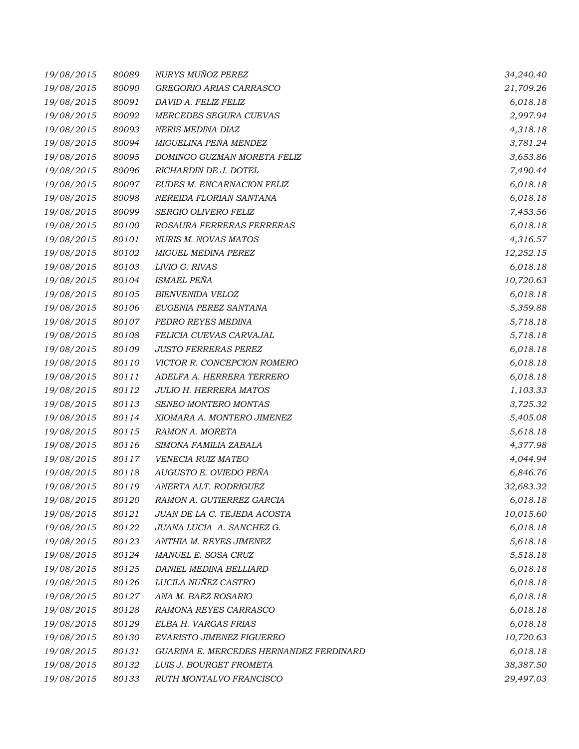| | | | |
|---|---|---|---|
| 19/08/2015 | 80089 | NURYS MUÑOZ PEREZ | 34,240.40 |
| 19/08/2015 | 80090 | GREGORIO ARIAS CARRASCO | 21,709.26 |
| 19/08/2015 | 80091 | DAVID A. FELIZ FELIZ | 6,018.18 |
| 19/08/2015 | 80092 | MERCEDES SEGURA CUEVAS | 2,997.94 |
| 19/08/2015 | 80093 | NERIS MEDINA DIAZ | 4,318.18 |
| 19/08/2015 | 80094 | MIGUELINA PEÑA MENDEZ | 3,781.24 |
| 19/08/2015 | 80095 | DOMINGO GUZMAN MORETA FELIZ | 3,653.86 |
| 19/08/2015 | 80096 | RICHARDIN DE J. DOTEL | 7,490.44 |
| 19/08/2015 | 80097 | EUDES M. ENCARNACION FELIZ | 6,018.18 |
| 19/08/2015 | 80098 | NEREIDA FLORIAN SANTANA | 6,018.18 |
| 19/08/2015 | 80099 | SERGIO OLIVERO FELIZ | 7,453.56 |
| 19/08/2015 | 80100 | ROSAURA FERRERAS FERRERAS | 6,018.18 |
| 19/08/2015 | 80101 | NURIS M. NOVAS MATOS | 4,316.57 |
| 19/08/2015 | 80102 | MIGUEL MEDINA PEREZ | 12,252.15 |
| 19/08/2015 | 80103 | LIVIO G. RIVAS | 6,018.18 |
| 19/08/2015 | 80104 | ISMAEL PEÑA | 10,720.63 |
| 19/08/2015 | 80105 | BIENVENIDA VELOZ | 6,018.18 |
| 19/08/2015 | 80106 | EUGENIA PEREZ SANTANA | 5,359.88 |
| 19/08/2015 | 80107 | PEDRO REYES MEDINA | 5,718.18 |
| 19/08/2015 | 80108 | FELICIA CUEVAS CARVAJAL | 5,718.18 |
| 19/08/2015 | 80109 | JUSTO FERRERAS PEREZ | 6,018.18 |
| 19/08/2015 | 80110 | VICTOR R. CONCEPCION ROMERO | 6,018.18 |
| 19/08/2015 | 80111 | ADELFA A. HERRERA TERRERO | 6,018.18 |
| 19/08/2015 | 80112 | JULIO H. HERRERA MATOS | 1,103.33 |
| 19/08/2015 | 80113 | SENEO MONTERO MONTAS | 3,725.32 |
| 19/08/2015 | 80114 | XIOMARA A. MONTERO JIMENEZ | 5,405.08 |
| 19/08/2015 | 80115 | RAMON A. MORETA | 5,618.18 |
| 19/08/2015 | 80116 | SIMONA FAMILIA ZABALA | 4,377.98 |
| 19/08/2015 | 80117 | VENECIA RUIZ MATEO | 4,044.94 |
| 19/08/2015 | 80118 | AUGUSTO E. OVIEDO PEÑA | 6,846.76 |
| 19/08/2015 | 80119 | ANERTA ALT. RODRIGUEZ | 32,683.32 |
| 19/08/2015 | 80120 | RAMON A. GUTIERREZ GARCIA | 6,018.18 |
| 19/08/2015 | 80121 | JUAN DE LA C. TEJEDA ACOSTA | 10,015.60 |
| 19/08/2015 | 80122 | JUANA LUCIA A. SANCHEZ G. | 6,018.18 |
| 19/08/2015 | 80123 | ANTHIA M. REYES JIMENEZ | 5,618.18 |
| 19/08/2015 | 80124 | MANUEL E. SOSA CRUZ | 5,518.18 |
| 19/08/2015 | 80125 | DANIEL MEDINA BELLIARD | 6,018.18 |
| 19/08/2015 | 80126 | LUCILA NUÑEZ CASTRO | 6,018.18 |
| 19/08/2015 | 80127 | ANA M. BAEZ ROSARIO | 6,018.18 |
| 19/08/2015 | 80128 | RAMONA REYES CARRASCO | 6,018.18 |
| 19/08/2015 | 80129 | ELBA H. VARGAS FRIAS | 6,018.18 |
| 19/08/2015 | 80130 | EVARISTO JIMENEZ FIGUEREO | 10,720.63 |
| 19/08/2015 | 80131 | GUARINA E. MERCEDES HERNANDEZ FERDINARD | 6,018.18 |
| 19/08/2015 | 80132 | LUIS J. BOURGET FROMETA | 38,387.50 |
| 19/08/2015 | 80133 | RUTH MONTALVO FRANCISCO | 29,497.03 |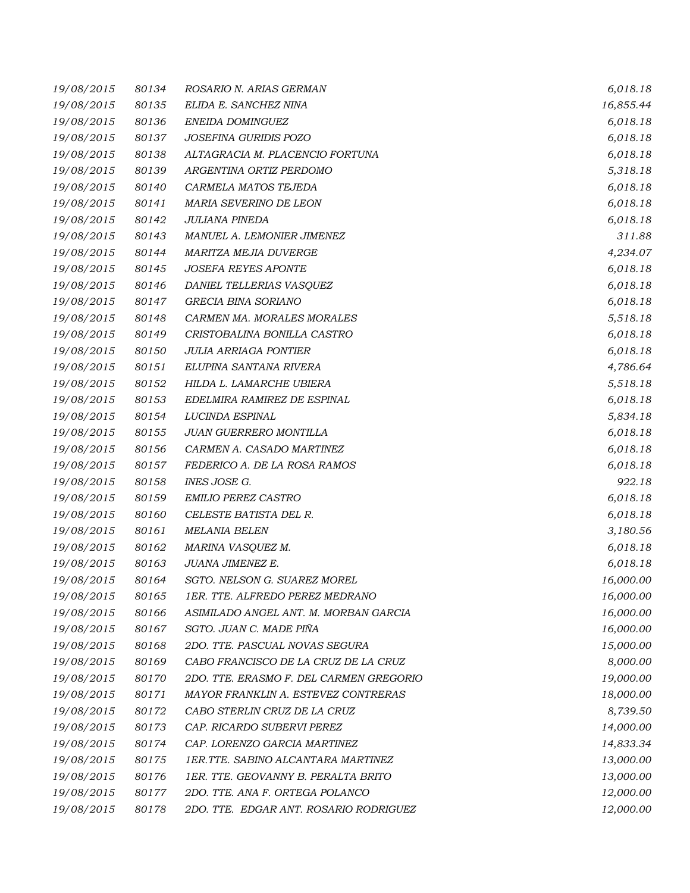| | | | |
|---|---|---|---|
| *19/08/2015* | *80134* | *ROSARIO N. ARIAS GERMAN* | *6,018.18* |
| *19/08/2015* | *80135* | *ELIDA E. SANCHEZ NINA* | *16,855.44* |
| *19/08/2015* | *80136* | *ENEIDA DOMINGUEZ* | *6,018.18* |
| *19/08/2015* | *80137* | *JOSEFINA GURIDIS POZO* | *6,018.18* |
| *19/08/2015* | *80138* | *ALTAGRACIA M. PLACENCIO FORTUNA* | *6,018.18* |
| *19/08/2015* | *80139* | *ARGENTINA ORTIZ PERDOMO* | *5,318.18* |
| *19/08/2015* | *80140* | *CARMELA MATOS TEJEDA* | *6,018.18* |
| *19/08/2015* | *80141* | *MARIA SEVERINO DE LEON* | *6,018.18* |
| *19/08/2015* | *80142* | *JULIANA PINEDA* | *6,018.18* |
| *19/08/2015* | *80143* | *MANUEL A. LEMONIER JIMENEZ* | *311.88* |
| *19/08/2015* | *80144* | *MARITZA MEJIA DUVERGE* | *4,234.07* |
| *19/08/2015* | *80145* | *JOSEFA REYES APONTE* | *6,018.18* |
| *19/08/2015* | *80146* | *DANIEL TELLERIAS VASQUEZ* | *6,018.18* |
| *19/08/2015* | *80147* | *GRECIA BINA SORIANO* | *6,018.18* |
| *19/08/2015* | *80148* | *CARMEN MA. MORALES MORALES* | *5,518.18* |
| *19/08/2015* | *80149* | *CRISTOBALINA BONILLA CASTRO* | *6,018.18* |
| *19/08/2015* | *80150* | *JULIA ARRIAGA PONTIER* | *6,018.18* |
| *19/08/2015* | *80151* | *ELUPINA SANTANA RIVERA* | *4,786.64* |
| *19/08/2015* | *80152* | *HILDA L. LAMARCHE UBIERA* | *5,518.18* |
| *19/08/2015* | *80153* | *EDELMIRA RAMIREZ DE ESPINAL* | *6,018.18* |
| *19/08/2015* | *80154* | *LUCINDA ESPINAL* | *5,834.18* |
| *19/08/2015* | *80155* | *JUAN GUERRERO MONTILLA* | *6,018.18* |
| *19/08/2015* | *80156* | *CARMEN A. CASADO MARTINEZ* | *6,018.18* |
| *19/08/2015* | *80157* | *FEDERICO A. DE LA ROSA RAMOS* | *6,018.18* |
| *19/08/2015* | *80158* | *INES JOSE G.* | *922.18* |
| *19/08/2015* | *80159* | *EMILIO PEREZ CASTRO* | *6,018.18* |
| *19/08/2015* | *80160* | *CELESTE BATISTA DEL R.* | *6,018.18* |
| *19/08/2015* | *80161* | *MELANIA BELEN* | *3,180.56* |
| *19/08/2015* | *80162* | *MARINA VASQUEZ M.* | *6,018.18* |
| *19/08/2015* | *80163* | *JUANA JIMENEZ E.* | *6,018.18* |
| *19/08/2015* | *80164* | *SGTO. NELSON G. SUAREZ MOREL* | *16,000.00* |
| *19/08/2015* | *80165* | *1ER. TTE. ALFREDO PEREZ MEDRANO* | *16,000.00* |
| *19/08/2015* | *80166* | *ASIMILADO ANGEL ANT. M. MORBAN GARCIA* | *16,000.00* |
| *19/08/2015* | *80167* | *SGTO. JUAN C. MADE PIÑA* | *16,000.00* |
| *19/08/2015* | *80168* | *2DO. TTE. PASCUAL NOVAS SEGURA* | *15,000.00* |
| *19/08/2015* | *80169* | *CABO FRANCISCO DE LA CRUZ DE LA CRUZ* | *8,000.00* |
| *19/08/2015* | *80170* | *2DO. TTE. ERASMO F. DEL CARMEN GREGORIO* | *19,000.00* |
| *19/08/2015* | *80171* | *MAYOR FRANKLIN A. ESTEVEZ CONTRERAS* | *18,000.00* |
| *19/08/2015* | *80172* | *CABO STERLIN CRUZ DE LA CRUZ* | *8,739.50* |
| *19/08/2015* | *80173* | *CAP. RICARDO SUBERVI PEREZ* | *14,000.00* |
| *19/08/2015* | *80174* | *CAP. LORENZO GARCIA MARTINEZ* | *14,833.34* |
| *19/08/2015* | *80175* | *1ER.TTE. SABINO ALCANTARA MARTINEZ* | *13,000.00* |
| *19/08/2015* | *80176* | *1ER. TTE. GEOVANNY B. PERALTA BRITO* | *13,000.00* |
| *19/08/2015* | *80177* | *2DO. TTE. ANA F. ORTEGA POLANCO* | *12,000.00* |
| *19/08/2015* | *80178* | *2DO. TTE. EDGAR ANT. ROSARIO RODRIGUEZ* | *12,000.00* |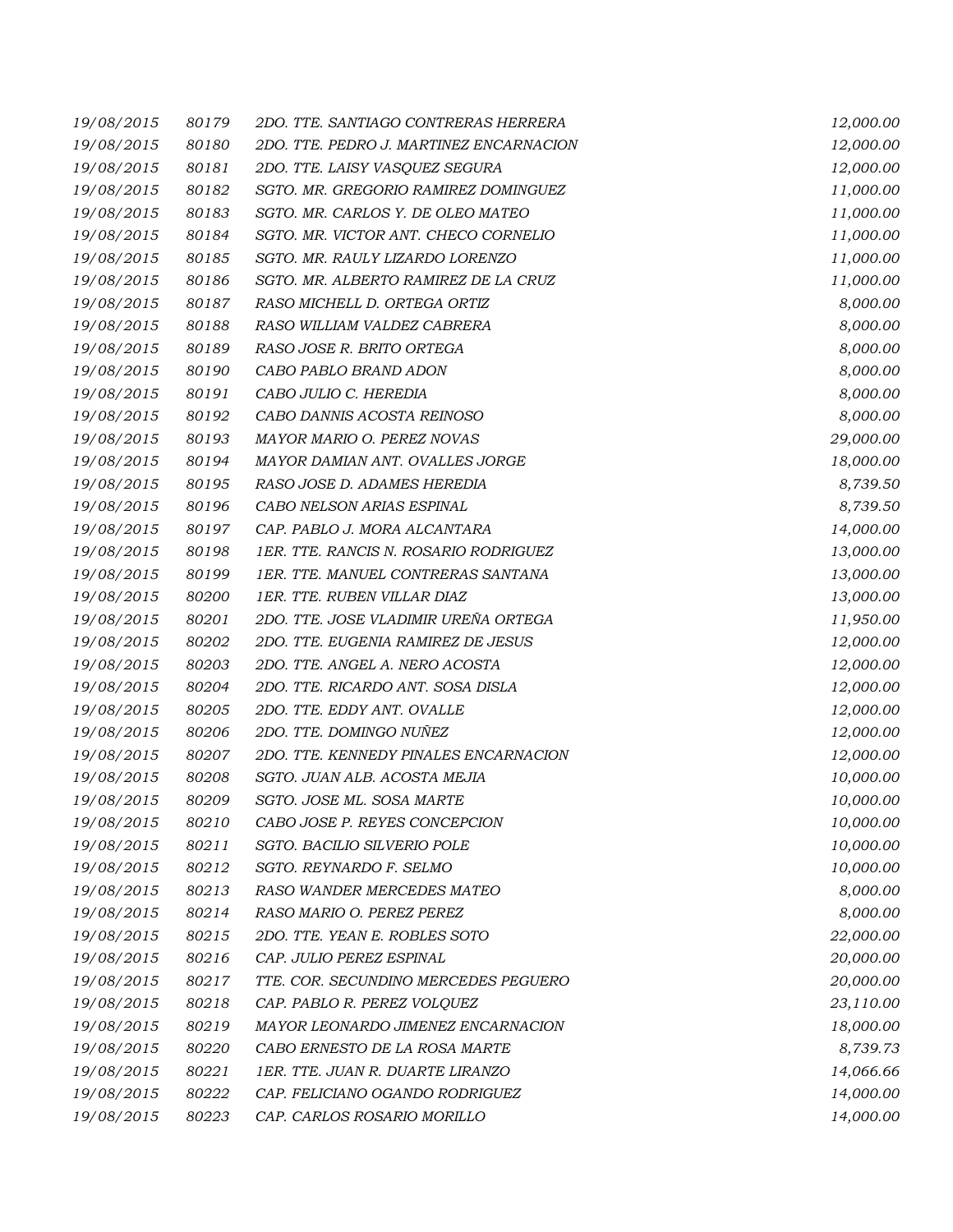| | | | |
|---|---|---|---|
| 19/08/2015 | 80179 | 2DO. TTE. SANTIAGO CONTRERAS HERRERA | 12,000.00 |
| 19/08/2015 | 80180 | 2DO. TTE. PEDRO J. MARTINEZ ENCARNACION | 12,000.00 |
| 19/08/2015 | 80181 | 2DO. TTE. LAISY VASQUEZ SEGURA | 12,000.00 |
| 19/08/2015 | 80182 | SGTO. MR. GREGORIO RAMIREZ DOMINGUEZ | 11,000.00 |
| 19/08/2015 | 80183 | SGTO. MR. CARLOS Y. DE OLEO MATEO | 11,000.00 |
| 19/08/2015 | 80184 | SGTO. MR. VICTOR ANT. CHECO CORNELIO | 11,000.00 |
| 19/08/2015 | 80185 | SGTO. MR. RAULY LIZARDO LORENZO | 11,000.00 |
| 19/08/2015 | 80186 | SGTO. MR. ALBERTO RAMIREZ DE LA CRUZ | 11,000.00 |
| 19/08/2015 | 80187 | RASO MICHELL D. ORTEGA ORTIZ | 8,000.00 |
| 19/08/2015 | 80188 | RASO WILLIAM VALDEZ CABRERA | 8,000.00 |
| 19/08/2015 | 80189 | RASO JOSE R. BRITO ORTEGA | 8,000.00 |
| 19/08/2015 | 80190 | CABO PABLO BRAND ADON | 8,000.00 |
| 19/08/2015 | 80191 | CABO JULIO C. HEREDIA | 8,000.00 |
| 19/08/2015 | 80192 | CABO DANNIS ACOSTA REINOSO | 8,000.00 |
| 19/08/2015 | 80193 | MAYOR MARIO O. PEREZ NOVAS | 29,000.00 |
| 19/08/2015 | 80194 | MAYOR DAMIAN ANT. OVALLES JORGE | 18,000.00 |
| 19/08/2015 | 80195 | RASO JOSE D. ADAMES HEREDIA | 8,739.50 |
| 19/08/2015 | 80196 | CABO NELSON ARIAS ESPINAL | 8,739.50 |
| 19/08/2015 | 80197 | CAP. PABLO J. MORA ALCANTARA | 14,000.00 |
| 19/08/2015 | 80198 | 1ER. TTE. RANCIS N. ROSARIO RODRIGUEZ | 13,000.00 |
| 19/08/2015 | 80199 | 1ER. TTE. MANUEL CONTRERAS SANTANA | 13,000.00 |
| 19/08/2015 | 80200 | 1ER. TTE. RUBEN VILLAR DIAZ | 13,000.00 |
| 19/08/2015 | 80201 | 2DO. TTE. JOSE VLADIMIR UREÑA ORTEGA | 11,950.00 |
| 19/08/2015 | 80202 | 2DO. TTE. EUGENIA RAMIREZ DE JESUS | 12,000.00 |
| 19/08/2015 | 80203 | 2DO. TTE. ANGEL A. NERO ACOSTA | 12,000.00 |
| 19/08/2015 | 80204 | 2DO. TTE. RICARDO ANT. SOSA DISLA | 12,000.00 |
| 19/08/2015 | 80205 | 2DO. TTE. EDDY ANT. OVALLE | 12,000.00 |
| 19/08/2015 | 80206 | 2DO. TTE. DOMINGO NUÑEZ | 12,000.00 |
| 19/08/2015 | 80207 | 2DO. TTE. KENNEDY PINALES ENCARNACION | 12,000.00 |
| 19/08/2015 | 80208 | SGTO. JUAN ALB. ACOSTA MEJIA | 10,000.00 |
| 19/08/2015 | 80209 | SGTO. JOSE ML. SOSA MARTE | 10,000.00 |
| 19/08/2015 | 80210 | CABO JOSE P. REYES CONCEPCION | 10,000.00 |
| 19/08/2015 | 80211 | SGTO. BACILIO SILVERIO POLE | 10,000.00 |
| 19/08/2015 | 80212 | SGTO. REYNARDO F. SELMO | 10,000.00 |
| 19/08/2015 | 80213 | RASO WANDER MERCEDES MATEO | 8,000.00 |
| 19/08/2015 | 80214 | RASO MARIO O. PEREZ PEREZ | 8,000.00 |
| 19/08/2015 | 80215 | 2DO. TTE. YEAN E. ROBLES SOTO | 22,000.00 |
| 19/08/2015 | 80216 | CAP. JULIO PEREZ ESPINAL | 20,000.00 |
| 19/08/2015 | 80217 | TTE. COR. SECUNDINO MERCEDES PEGUERO | 20,000.00 |
| 19/08/2015 | 80218 | CAP. PABLO R. PEREZ VOLQUEZ | 23,110.00 |
| 19/08/2015 | 80219 | MAYOR LEONARDO JIMENEZ ENCARNACION | 18,000.00 |
| 19/08/2015 | 80220 | CABO ERNESTO DE LA ROSA MARTE | 8,739.73 |
| 19/08/2015 | 80221 | 1ER. TTE. JUAN R. DUARTE LIRANZO | 14,066.66 |
| 19/08/2015 | 80222 | CAP. FELICIANO OGANDO RODRIGUEZ | 14,000.00 |
| 19/08/2015 | 80223 | CAP. CARLOS ROSARIO MORILLO | 14,000.00 |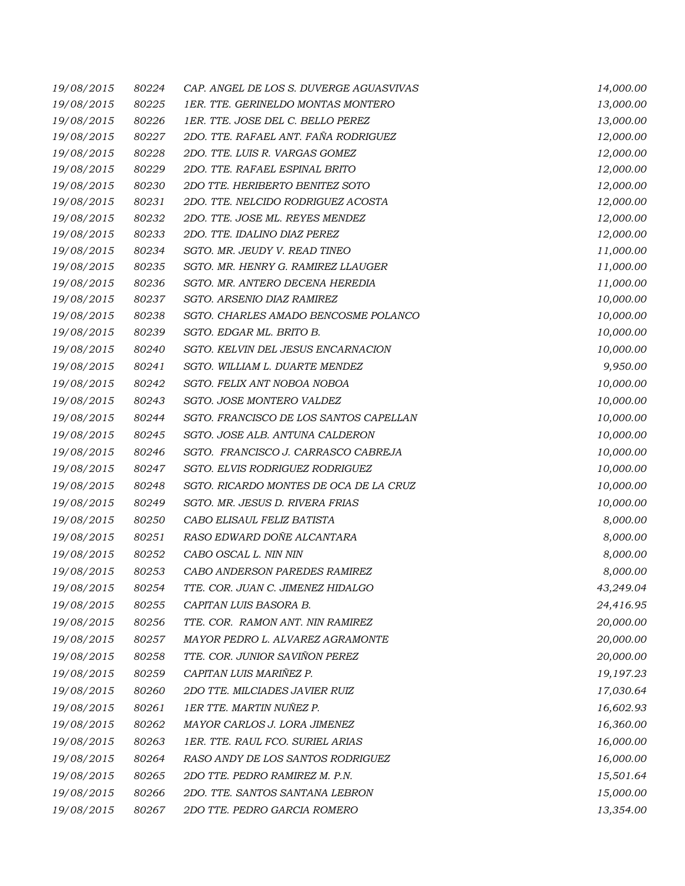| | | | |
|---|---|---|---|
| *19/08/2015* | *80224* | *CAP. ANGEL DE LOS S. DUVERGE AGUASVIVAS* | *14,000.00* |
| *19/08/2015* | *80225* | *1ER. TTE. GERINELDO MONTAS MONTERO* | *13,000.00* |
| *19/08/2015* | *80226* | *1ER. TTE. JOSE DEL C. BELLO PEREZ* | *13,000.00* |
| *19/08/2015* | *80227* | *2DO. TTE. RAFAEL ANT. FAÑA RODRIGUEZ* | *12,000.00* |
| *19/08/2015* | *80228* | *2DO. TTE. LUIS R. VARGAS GOMEZ* | *12,000.00* |
| *19/08/2015* | *80229* | *2DO. TTE. RAFAEL ESPINAL BRITO* | *12,000.00* |
| *19/08/2015* | *80230* | *2DO TTE. HERIBERTO BENITEZ SOTO* | *12,000.00* |
| *19/08/2015* | *80231* | *2DO. TTE. NELCIDO RODRIGUEZ ACOSTA* | *12,000.00* |
| *19/08/2015* | *80232* | *2DO. TTE. JOSE ML. REYES MENDEZ* | *12,000.00* |
| *19/08/2015* | *80233* | *2DO. TTE. IDALINO DIAZ PEREZ* | *12,000.00* |
| *19/08/2015* | *80234* | *SGTO. MR. JEUDY V. READ TINEO* | *11,000.00* |
| *19/08/2015* | *80235* | *SGTO. MR. HENRY G. RAMIREZ LLAUGER* | *11,000.00* |
| *19/08/2015* | *80236* | *SGTO. MR. ANTERO DECENA HEREDIA* | *11,000.00* |
| *19/08/2015* | *80237* | *SGTO. ARSENIO DIAZ RAMIREZ* | *10,000.00* |
| *19/08/2015* | *80238* | *SGTO. CHARLES AMADO BENCOSME POLANCO* | *10,000.00* |
| *19/08/2015* | *80239* | *SGTO. EDGAR ML. BRITO B.* | *10,000.00* |
| *19/08/2015* | *80240* | *SGTO. KELVIN DEL JESUS ENCARNACION* | *10,000.00* |
| *19/08/2015* | *80241* | *SGTO. WILLIAM L. DUARTE MENDEZ* | *9,950.00* |
| *19/08/2015* | *80242* | *SGTO. FELIX ANT NOBOA NOBOA* | *10,000.00* |
| *19/08/2015* | *80243* | *SGTO. JOSE MONTERO VALDEZ* | *10,000.00* |
| *19/08/2015* | *80244* | *SGTO. FRANCISCO DE LOS SANTOS CAPELLAN* | *10,000.00* |
| *19/08/2015* | *80245* | *SGTO. JOSE ALB. ANTUNA CALDERON* | *10,000.00* |
| *19/08/2015* | *80246* | *SGTO. FRANCISCO J. CARRASCO CABREJA* | *10,000.00* |
| *19/08/2015* | *80247* | *SGTO. ELVIS RODRIGUEZ RODRIGUEZ* | *10,000.00* |
| *19/08/2015* | *80248* | *SGTO. RICARDO MONTES DE OCA DE LA CRUZ* | *10,000.00* |
| *19/08/2015* | *80249* | *SGTO. MR. JESUS D. RIVERA FRIAS* | *10,000.00* |
| *19/08/2015* | *80250* | *CABO ELISAUL FELIZ BATISTA* | *8,000.00* |
| *19/08/2015* | *80251* | *RASO EDWARD DOÑE ALCANTARA* | *8,000.00* |
| *19/08/2015* | *80252* | *CABO OSCAL L. NIN NIN* | *8,000.00* |
| *19/08/2015* | *80253* | *CABO ANDERSON PAREDES RAMIREZ* | *8,000.00* |
| *19/08/2015* | *80254* | *TTE. COR. JUAN C. JIMENEZ HIDALGO* | *43,249.04* |
| *19/08/2015* | *80255* | *CAPITAN LUIS BASORA B.* | *24,416.95* |
| *19/08/2015* | *80256* | *TTE. COR. RAMON ANT. NIN RAMIREZ* | *20,000.00* |
| *19/08/2015* | *80257* | *MAYOR PEDRO L. ALVAREZ AGRAMONTE* | *20,000.00* |
| *19/08/2015* | *80258* | *TTE. COR. JUNIOR SAVIÑON PEREZ* | *20,000.00* |
| *19/08/2015* | *80259* | *CAPITAN LUIS MARIÑEZ P.* | *19,197.23* |
| *19/08/2015* | *80260* | *2DO TTE. MILCIADES JAVIER RUIZ* | *17,030.64* |
| *19/08/2015* | *80261* | *1ER TTE. MARTIN NUÑEZ P.* | *16,602.93* |
| *19/08/2015* | *80262* | *MAYOR CARLOS J. LORA JIMENEZ* | *16,360.00* |
| *19/08/2015* | *80263* | *1ER. TTE. RAUL FCO. SURIEL ARIAS* | *16,000.00* |
| *19/08/2015* | *80264* | *RASO ANDY DE LOS SANTOS RODRIGUEZ* | *16,000.00* |
| *19/08/2015* | *80265* | *2DO TTE. PEDRO RAMIREZ M. P.N.* | *15,501.64* |
| *19/08/2015* | *80266* | *2DO. TTE. SANTOS SANTANA LEBRON* | *15,000.00* |
| *19/08/2015* | *80267* | *2DO TTE. PEDRO GARCIA ROMERO* | *13,354.00* |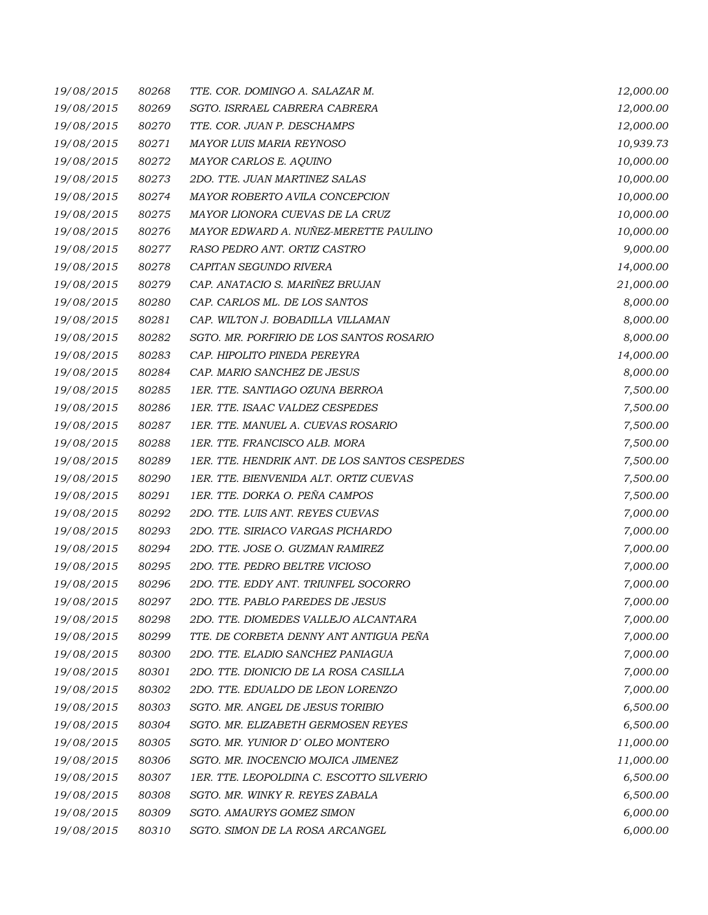| | | | |
|---|---|---|---|
| *19/08/2015* | *80268* | *TTE. COR. DOMINGO A. SALAZAR M.* | *12,000.00* |
| *19/08/2015* | *80269* | *SGTO. ISRRAEL CABRERA CABRERA* | *12,000.00* |
| *19/08/2015* | *80270* | *TTE. COR. JUAN P. DESCHAMPS* | *12,000.00* |
| *19/08/2015* | *80271* | *MAYOR LUIS MARIA REYNOSO* | *10,939.73* |
| *19/08/2015* | *80272* | *MAYOR CARLOS E. AQUINO* | *10,000.00* |
| *19/08/2015* | *80273* | *2DO. TTE. JUAN MARTINEZ SALAS* | *10,000.00* |
| *19/08/2015* | *80274* | *MAYOR ROBERTO AVILA CONCEPCION* | *10,000.00* |
| *19/08/2015* | *80275* | *MAYOR LIONORA CUEVAS DE LA CRUZ* | *10,000.00* |
| *19/08/2015* | *80276* | *MAYOR EDWARD A. NUÑEZ-MERETTE PAULINO* | *10,000.00* |
| *19/08/2015* | *80277* | *RASO PEDRO ANT. ORTIZ CASTRO* | *9,000.00* |
| *19/08/2015* | *80278* | *CAPITAN SEGUNDO RIVERA* | *14,000.00* |
| *19/08/2015* | *80279* | *CAP. ANATACIO S. MARIÑEZ BRUJAN* | *21,000.00* |
| *19/08/2015* | *80280* | *CAP. CARLOS ML. DE LOS SANTOS* | *8,000.00* |
| *19/08/2015* | *80281* | *CAP. WILTON J. BOBADILLA VILLAMAN* | *8,000.00* |
| *19/08/2015* | *80282* | *SGTO. MR. PORFIRIO DE LOS SANTOS ROSARIO* | *8,000.00* |
| *19/08/2015* | *80283* | *CAP. HIPOLITO PINEDA PEREYRA* | *14,000.00* |
| *19/08/2015* | *80284* | *CAP. MARIO SANCHEZ DE JESUS* | *8,000.00* |
| *19/08/2015* | *80285* | *1ER. TTE. SANTIAGO OZUNA BERROA* | *7,500.00* |
| *19/08/2015* | *80286* | *1ER. TTE. ISAAC VALDEZ CESPEDES* | *7,500.00* |
| *19/08/2015* | *80287* | *1ER. TTE. MANUEL A. CUEVAS ROSARIO* | *7,500.00* |
| *19/08/2015* | *80288* | *1ER. TTE. FRANCISCO ALB. MORA* | *7,500.00* |
| *19/08/2015* | *80289* | *1ER. TTE. HENDRIK ANT. DE LOS SANTOS CESPEDES* | *7,500.00* |
| *19/08/2015* | *80290* | *1ER. TTE. BIENVENIDA ALT. ORTIZ CUEVAS* | *7,500.00* |
| *19/08/2015* | *80291* | *1ER. TTE. DORKA O. PEÑA CAMPOS* | *7,500.00* |
| *19/08/2015* | *80292* | *2DO. TTE. LUIS ANT. REYES CUEVAS* | *7,000.00* |
| *19/08/2015* | *80293* | *2DO. TTE. SIRIACO VARGAS PICHARDO* | *7,000.00* |
| *19/08/2015* | *80294* | *2DO. TTE. JOSE O. GUZMAN RAMIREZ* | *7,000.00* |
| *19/08/2015* | *80295* | *2DO. TTE. PEDRO BELTRE VICIOSO* | *7,000.00* |
| *19/08/2015* | *80296* | *2DO. TTE. EDDY ANT. TRIUNFEL SOCORRO* | *7,000.00* |
| *19/08/2015* | *80297* | *2DO. TTE. PABLO PAREDES DE JESUS* | *7,000.00* |
| *19/08/2015* | *80298* | *2DO. TTE. DIOMEDES VALLEJO ALCANTARA* | *7,000.00* |
| *19/08/2015* | *80299* | *TTE. DE CORBETA DENNY ANT ANTIGUA PEÑA* | *7,000.00* |
| *19/08/2015* | *80300* | *2DO. TTE. ELADIO SANCHEZ PANIAGUA* | *7,000.00* |
| *19/08/2015* | *80301* | *2DO. TTE. DIONICIO DE LA ROSA CASILLA* | *7,000.00* |
| *19/08/2015* | *80302* | *2DO. TTE. EDUALDO DE LEON LORENZO* | *7,000.00* |
| *19/08/2015* | *80303* | *SGTO. MR. ANGEL DE JESUS TORIBIO* | *6,500.00* |
| *19/08/2015* | *80304* | *SGTO. MR. ELIZABETH GERMOSEN REYES* | *6,500.00* |
| *19/08/2015* | *80305* | *SGTO. MR. YUNIOR D´ OLEO MONTERO* | *11,000.00* |
| *19/08/2015* | *80306* | *SGTO. MR. INOCENCIO MOJICA JIMENEZ* | *11,000.00* |
| *19/08/2015* | *80307* | *1ER. TTE. LEOPOLDINA C. ESCOTTO SILVERIO* | *6,500.00* |
| *19/08/2015* | *80308* | *SGTO. MR. WINKY R. REYES ZABALA* | *6,500.00* |
| *19/08/2015* | *80309* | *SGTO. AMAURYS GOMEZ SIMON* | *6,000.00* |
| *19/08/2015* | *80310* | *SGTO. SIMON DE LA ROSA ARCANGEL* | *6,000.00* |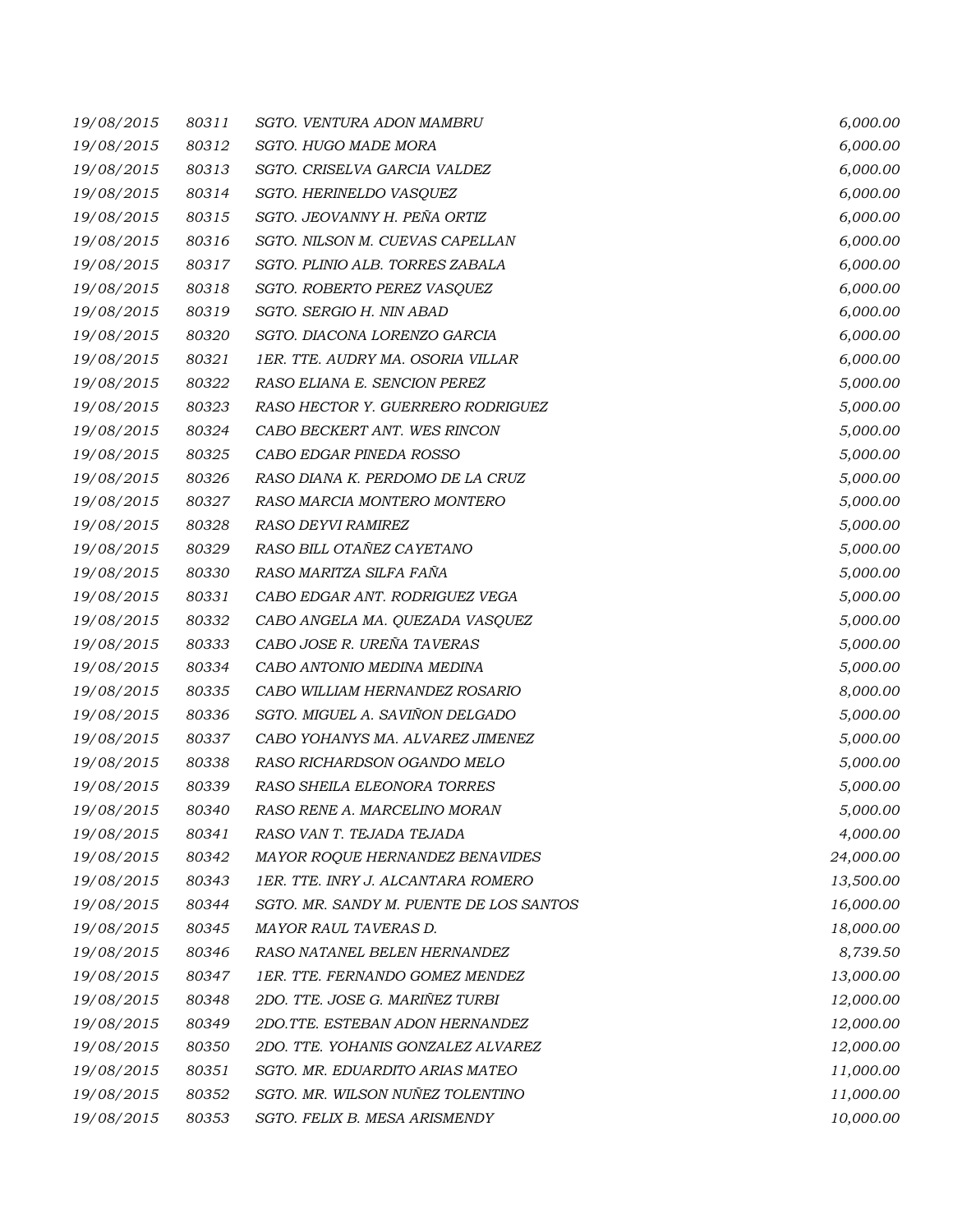| | | | |
|---|---|---|---|
| 19/08/2015 | 80311 | SGTO. VENTURA ADON MAMBRU | 6,000.00 |
| 19/08/2015 | 80312 | SGTO. HUGO MADE MORA | 6,000.00 |
| 19/08/2015 | 80313 | SGTO. CRISELVA GARCIA VALDEZ | 6,000.00 |
| 19/08/2015 | 80314 | SGTO. HERINELDO VASQUEZ | 6,000.00 |
| 19/08/2015 | 80315 | SGTO. JEOVANNY H. PEÑA ORTIZ | 6,000.00 |
| 19/08/2015 | 80316 | SGTO. NILSON M. CUEVAS CAPELLAN | 6,000.00 |
| 19/08/2015 | 80317 | SGTO. PLINIO ALB. TORRES ZABALA | 6,000.00 |
| 19/08/2015 | 80318 | SGTO. ROBERTO PEREZ VASQUEZ | 6,000.00 |
| 19/08/2015 | 80319 | SGTO. SERGIO H. NIN ABAD | 6,000.00 |
| 19/08/2015 | 80320 | SGTO. DIACONA LORENZO GARCIA | 6,000.00 |
| 19/08/2015 | 80321 | 1ER. TTE. AUDRY MA. OSORIA VILLAR | 6,000.00 |
| 19/08/2015 | 80322 | RASO ELIANA E. SENCION PEREZ | 5,000.00 |
| 19/08/2015 | 80323 | RASO HECTOR Y. GUERRERO RODRIGUEZ | 5,000.00 |
| 19/08/2015 | 80324 | CABO BECKERT ANT. WES RINCON | 5,000.00 |
| 19/08/2015 | 80325 | CABO EDGAR PINEDA ROSSO | 5,000.00 |
| 19/08/2015 | 80326 | RASO DIANA K. PERDOMO DE LA CRUZ | 5,000.00 |
| 19/08/2015 | 80327 | RASO MARCIA MONTERO MONTERO | 5,000.00 |
| 19/08/2015 | 80328 | RASO DEYVI RAMIREZ | 5,000.00 |
| 19/08/2015 | 80329 | RASO BILL OTAÑEZ CAYETANO | 5,000.00 |
| 19/08/2015 | 80330 | RASO MARITZA SILFA FAÑA | 5,000.00 |
| 19/08/2015 | 80331 | CABO EDGAR ANT. RODRIGUEZ VEGA | 5,000.00 |
| 19/08/2015 | 80332 | CABO ANGELA MA. QUEZADA VASQUEZ | 5,000.00 |
| 19/08/2015 | 80333 | CABO JOSE R. UREÑA TAVERAS | 5,000.00 |
| 19/08/2015 | 80334 | CABO ANTONIO MEDINA MEDINA | 5,000.00 |
| 19/08/2015 | 80335 | CABO WILLIAM HERNANDEZ ROSARIO | 8,000.00 |
| 19/08/2015 | 80336 | SGTO. MIGUEL A. SAVIÑON DELGADO | 5,000.00 |
| 19/08/2015 | 80337 | CABO YOHANYS MA. ALVAREZ JIMENEZ | 5,000.00 |
| 19/08/2015 | 80338 | RASO RICHARDSON OGANDO MELO | 5,000.00 |
| 19/08/2015 | 80339 | RASO SHEILA ELEONORA TORRES | 5,000.00 |
| 19/08/2015 | 80340 | RASO RENE A. MARCELINO MORAN | 5,000.00 |
| 19/08/2015 | 80341 | RASO VAN T. TEJADA TEJADA | 4,000.00 |
| 19/08/2015 | 80342 | MAYOR ROQUE HERNANDEZ BENAVIDES | 24,000.00 |
| 19/08/2015 | 80343 | 1ER. TTE. INRY J. ALCANTARA ROMERO | 13,500.00 |
| 19/08/2015 | 80344 | SGTO. MR. SANDY M. PUENTE DE LOS SANTOS | 16,000.00 |
| 19/08/2015 | 80345 | MAYOR RAUL TAVERAS D. | 18,000.00 |
| 19/08/2015 | 80346 | RASO NATANEL BELEN HERNANDEZ | 8,739.50 |
| 19/08/2015 | 80347 | 1ER. TTE. FERNANDO GOMEZ MENDEZ | 13,000.00 |
| 19/08/2015 | 80348 | 2DO. TTE. JOSE G. MARIÑEZ TURBI | 12,000.00 |
| 19/08/2015 | 80349 | 2DO.TTE. ESTEBAN ADON HERNANDEZ | 12,000.00 |
| 19/08/2015 | 80350 | 2DO. TTE. YOHANIS GONZALEZ ALVAREZ | 12,000.00 |
| 19/08/2015 | 80351 | SGTO. MR. EDUARDITO ARIAS MATEO | 11,000.00 |
| 19/08/2015 | 80352 | SGTO. MR. WILSON NUÑEZ TOLENTINO | 11,000.00 |
| 19/08/2015 | 80353 | SGTO. FELIX B. MESA ARISMENDY | 10,000.00 |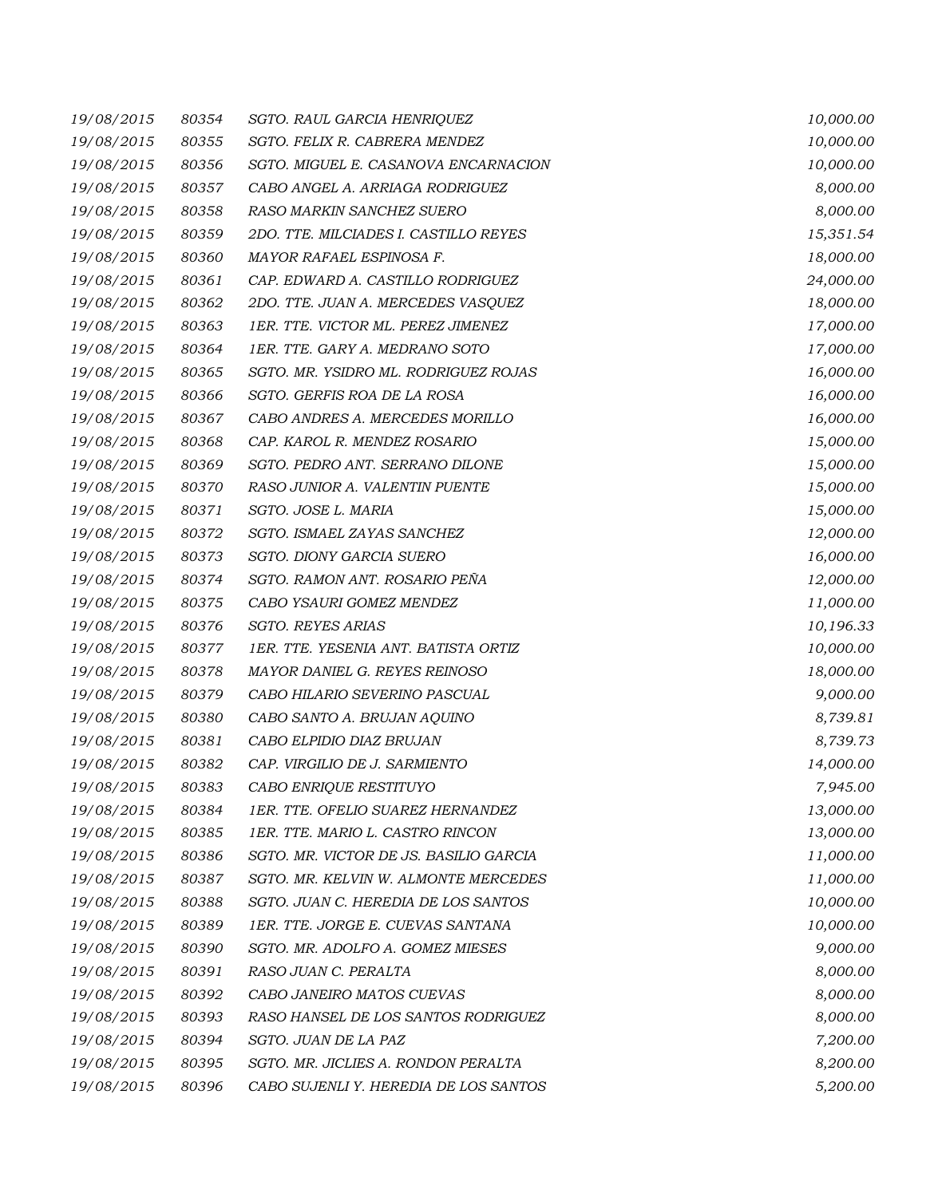| | | | |
|---|---|---|---|
| 19/08/2015 | 80354 | SGTO. RAUL GARCIA HENRIQUEZ | 10,000.00 |
| 19/08/2015 | 80355 | SGTO. FELIX R. CABRERA MENDEZ | 10,000.00 |
| 19/08/2015 | 80356 | SGTO. MIGUEL E. CASANOVA ENCARNACION | 10,000.00 |
| 19/08/2015 | 80357 | CABO ANGEL A. ARRIAGA RODRIGUEZ | 8,000.00 |
| 19/08/2015 | 80358 | RASO MARKIN SANCHEZ SUERO | 8,000.00 |
| 19/08/2015 | 80359 | 2DO. TTE. MILCIADES I. CASTILLO REYES | 15,351.54 |
| 19/08/2015 | 80360 | MAYOR RAFAEL ESPINOSA F. | 18,000.00 |
| 19/08/2015 | 80361 | CAP. EDWARD A. CASTILLO RODRIGUEZ | 24,000.00 |
| 19/08/2015 | 80362 | 2DO. TTE. JUAN A. MERCEDES VASQUEZ | 18,000.00 |
| 19/08/2015 | 80363 | 1ER. TTE. VICTOR ML. PEREZ JIMENEZ | 17,000.00 |
| 19/08/2015 | 80364 | 1ER. TTE. GARY A. MEDRANO SOTO | 17,000.00 |
| 19/08/2015 | 80365 | SGTO. MR. YSIDRO ML. RODRIGUEZ ROJAS | 16,000.00 |
| 19/08/2015 | 80366 | SGTO. GERFIS ROA DE LA ROSA | 16,000.00 |
| 19/08/2015 | 80367 | CABO ANDRES A. MERCEDES MORILLO | 16,000.00 |
| 19/08/2015 | 80368 | CAP. KAROL R. MENDEZ ROSARIO | 15,000.00 |
| 19/08/2015 | 80369 | SGTO. PEDRO ANT. SERRANO DILONE | 15,000.00 |
| 19/08/2015 | 80370 | RASO JUNIOR A. VALENTIN PUENTE | 15,000.00 |
| 19/08/2015 | 80371 | SGTO. JOSE L. MARIA | 15,000.00 |
| 19/08/2015 | 80372 | SGTO. ISMAEL ZAYAS SANCHEZ | 12,000.00 |
| 19/08/2015 | 80373 | SGTO. DIONY GARCIA SUERO | 16,000.00 |
| 19/08/2015 | 80374 | SGTO. RAMON ANT. ROSARIO PEÑA | 12,000.00 |
| 19/08/2015 | 80375 | CABO YSAURI GOMEZ MENDEZ | 11,000.00 |
| 19/08/2015 | 80376 | SGTO. REYES ARIAS | 10,196.33 |
| 19/08/2015 | 80377 | 1ER. TTE. YESENIA ANT. BATISTA ORTIZ | 10,000.00 |
| 19/08/2015 | 80378 | MAYOR DANIEL G. REYES REINOSO | 18,000.00 |
| 19/08/2015 | 80379 | CABO HILARIO SEVERINO PASCUAL | 9,000.00 |
| 19/08/2015 | 80380 | CABO SANTO A. BRUJAN AQUINO | 8,739.81 |
| 19/08/2015 | 80381 | CABO ELPIDIO DIAZ BRUJAN | 8,739.73 |
| 19/08/2015 | 80382 | CAP. VIRGILIO DE J. SARMIENTO | 14,000.00 |
| 19/08/2015 | 80383 | CABO ENRIQUE RESTITUYO | 7,945.00 |
| 19/08/2015 | 80384 | 1ER. TTE. OFELIO SUAREZ HERNANDEZ | 13,000.00 |
| 19/08/2015 | 80385 | 1ER. TTE. MARIO L. CASTRO RINCON | 13,000.00 |
| 19/08/2015 | 80386 | SGTO. MR. VICTOR DE JS. BASILIO GARCIA | 11,000.00 |
| 19/08/2015 | 80387 | SGTO. MR. KELVIN W. ALMONTE MERCEDES | 11,000.00 |
| 19/08/2015 | 80388 | SGTO. JUAN C. HEREDIA DE LOS SANTOS | 10,000.00 |
| 19/08/2015 | 80389 | 1ER. TTE. JORGE E. CUEVAS SANTANA | 10,000.00 |
| 19/08/2015 | 80390 | SGTO. MR. ADOLFO A. GOMEZ MIESES | 9,000.00 |
| 19/08/2015 | 80391 | RASO JUAN C. PERALTA | 8,000.00 |
| 19/08/2015 | 80392 | CABO JANEIRO MATOS CUEVAS | 8,000.00 |
| 19/08/2015 | 80393 | RASO HANSEL DE LOS SANTOS RODRIGUEZ | 8,000.00 |
| 19/08/2015 | 80394 | SGTO. JUAN DE LA PAZ | 7,200.00 |
| 19/08/2015 | 80395 | SGTO. MR. JICLIES A. RONDON PERALTA | 8,200.00 |
| 19/08/2015 | 80396 | CABO SUJENLI Y. HEREDIA DE LOS SANTOS | 5,200.00 |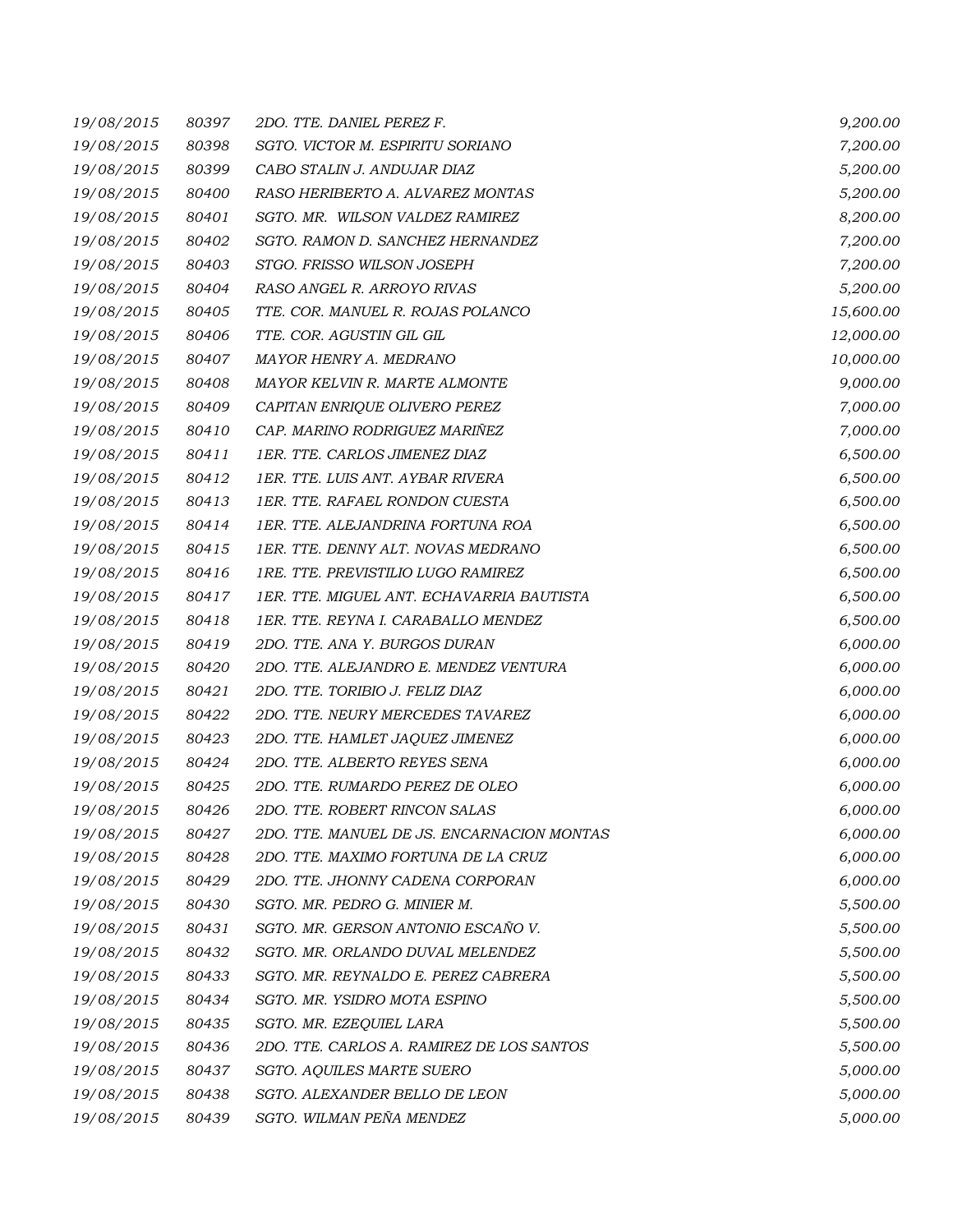| | | | |
|---|---|---|---|
| *19/08/2015* | *80397* | *2DO. TTE. DANIEL PEREZ F.* | *9,200.00* |
| *19/08/2015* | *80398* | *SGTO. VICTOR M. ESPIRITU SORIANO* | *7,200.00* |
| *19/08/2015* | *80399* | *CABO STALIN J. ANDUJAR DIAZ* | *5,200.00* |
| *19/08/2015* | *80400* | *RASO HERIBERTO A. ALVAREZ MONTAS* | *5,200.00* |
| *19/08/2015* | *80401* | *SGTO. MR. WILSON VALDEZ RAMIREZ* | *8,200.00* |
| *19/08/2015* | *80402* | *SGTO. RAMON D. SANCHEZ HERNANDEZ* | *7,200.00* |
| *19/08/2015* | *80403* | *STGO. FRISSO WILSON JOSEPH* | *7,200.00* |
| *19/08/2015* | *80404* | *RASO ANGEL R. ARROYO RIVAS* | *5,200.00* |
| *19/08/2015* | *80405* | *TTE. COR. MANUEL R. ROJAS POLANCO* | *15,600.00* |
| *19/08/2015* | *80406* | *TTE. COR. AGUSTIN GIL GIL* | *12,000.00* |
| *19/08/2015* | *80407* | *MAYOR HENRY A. MEDRANO* | *10,000.00* |
| *19/08/2015* | *80408* | *MAYOR KELVIN R. MARTE ALMONTE* | *9,000.00* |
| *19/08/2015* | *80409* | *CAPITAN ENRIQUE OLIVERO PEREZ* | *7,000.00* |
| *19/08/2015* | *80410* | *CAP. MARINO RODRIGUEZ MARIÑEZ* | *7,000.00* |
| *19/08/2015* | *80411* | *1ER. TTE. CARLOS JIMENEZ DIAZ* | *6,500.00* |
| *19/08/2015* | *80412* | *1ER. TTE. LUIS ANT. AYBAR RIVERA* | *6,500.00* |
| *19/08/2015* | *80413* | *1ER. TTE. RAFAEL RONDON CUESTA* | *6,500.00* |
| *19/08/2015* | *80414* | *1ER. TTE. ALEJANDRINA FORTUNA ROA* | *6,500.00* |
| *19/08/2015* | *80415* | *1ER. TTE. DENNY ALT. NOVAS MEDRANO* | *6,500.00* |
| *19/08/2015* | *80416* | *1RE. TTE. PREVISTILIO LUGO RAMIREZ* | *6,500.00* |
| *19/08/2015* | *80417* | *1ER. TTE. MIGUEL ANT. ECHAVARRIA BAUTISTA* | *6,500.00* |
| *19/08/2015* | *80418* | *1ER. TTE. REYNA I. CARABALLO MENDEZ* | *6,500.00* |
| *19/08/2015* | *80419* | *2DO. TTE. ANA Y. BURGOS DURAN* | *6,000.00* |
| *19/08/2015* | *80420* | *2DO. TTE. ALEJANDRO E. MENDEZ VENTURA* | *6,000.00* |
| *19/08/2015* | *80421* | *2DO. TTE. TORIBIO J. FELIZ DIAZ* | *6,000.00* |
| *19/08/2015* | *80422* | *2DO. TTE. NEURY MERCEDES TAVAREZ* | *6,000.00* |
| *19/08/2015* | *80423* | *2DO. TTE. HAMLET JAQUEZ JIMENEZ* | *6,000.00* |
| *19/08/2015* | *80424* | *2DO. TTE. ALBERTO REYES SENA* | *6,000.00* |
| *19/08/2015* | *80425* | *2DO. TTE. RUMARDO PEREZ DE OLEO* | *6,000.00* |
| *19/08/2015* | *80426* | *2DO. TTE. ROBERT RINCON SALAS* | *6,000.00* |
| *19/08/2015* | *80427* | *2DO. TTE. MANUEL DE JS. ENCARNACION MONTAS* | *6,000.00* |
| *19/08/2015* | *80428* | *2DO. TTE. MAXIMO FORTUNA DE LA CRUZ* | *6,000.00* |
| *19/08/2015* | *80429* | *2DO. TTE. JHONNY CADENA CORPORAN* | *6,000.00* |
| *19/08/2015* | *80430* | *SGTO. MR. PEDRO G. MINIER M.* | *5,500.00* |
| *19/08/2015* | *80431* | *SGTO. MR. GERSON ANTONIO ESCAÑO V.* | *5,500.00* |
| *19/08/2015* | *80432* | *SGTO. MR. ORLANDO DUVAL MELENDEZ* | *5,500.00* |
| *19/08/2015* | *80433* | *SGTO. MR. REYNALDO E. PEREZ CABRERA* | *5,500.00* |
| *19/08/2015* | *80434* | *SGTO. MR. YSIDRO MOTA ESPINO* | *5,500.00* |
| *19/08/2015* | *80435* | *SGTO. MR. EZEQUIEL LARA* | *5,500.00* |
| *19/08/2015* | *80436* | *2DO. TTE. CARLOS A. RAMIREZ DE LOS SANTOS* | *5,500.00* |
| *19/08/2015* | *80437* | *SGTO. AQUILES MARTE SUERO* | *5,000.00* |
| *19/08/2015* | *80438* | *SGTO. ALEXANDER BELLO DE LEON* | *5,000.00* |
| *19/08/2015* | *80439* | *SGTO. WILMAN PEÑA MENDEZ* | *5,000.00* |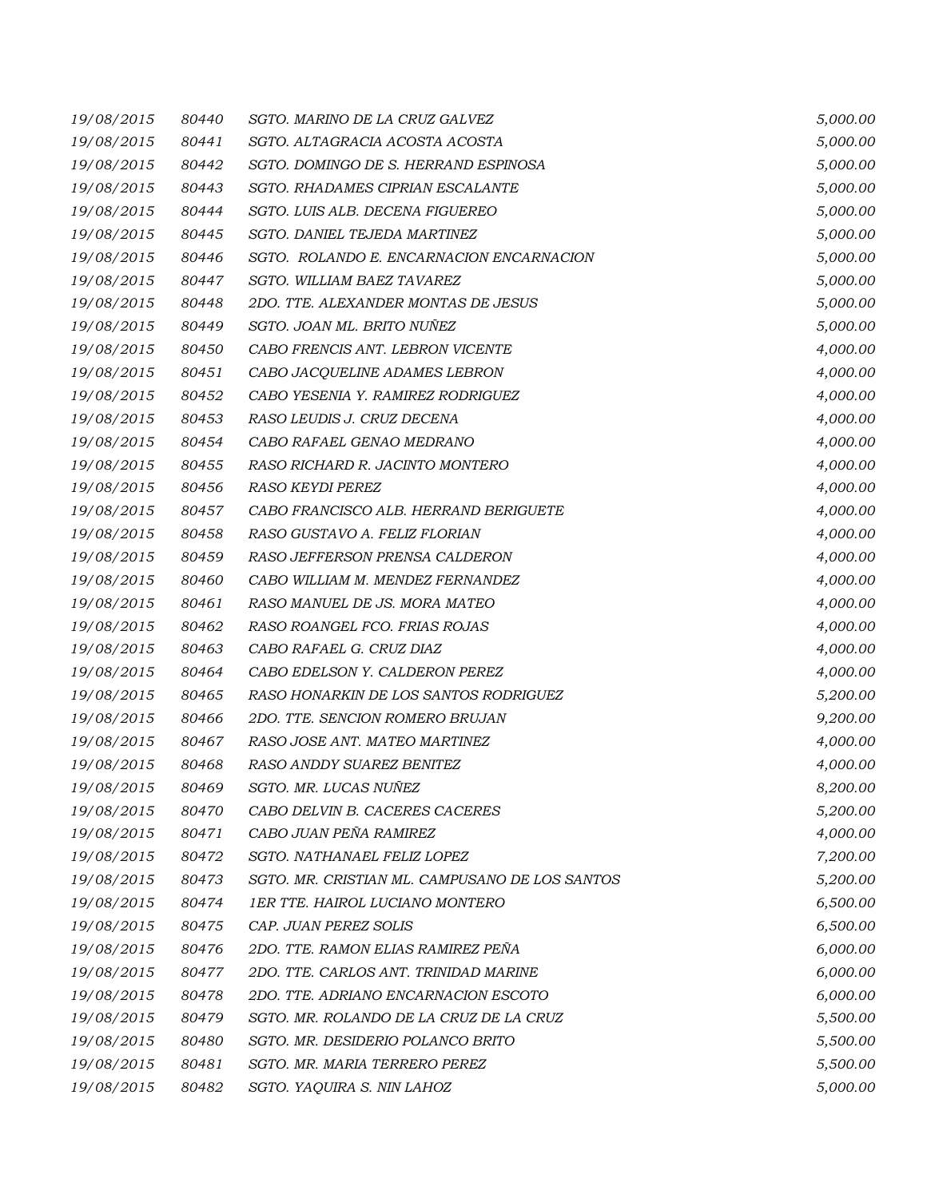| | | | |
|---|---|---|---|
| *19/08/2015* | *80440* | *SGTO. MARINO DE LA CRUZ GALVEZ* | *5,000.00* |
| *19/08/2015* | *80441* | *SGTO. ALTAGRACIA ACOSTA ACOSTA* | *5,000.00* |
| *19/08/2015* | *80442* | *SGTO. DOMINGO DE S. HERRAND ESPINOSA* | *5,000.00* |
| *19/08/2015* | *80443* | *SGTO. RHADAMES CIPRIAN ESCALANTE* | *5,000.00* |
| *19/08/2015* | *80444* | *SGTO. LUIS ALB. DECENA FIGUEREO* | *5,000.00* |
| *19/08/2015* | *80445* | *SGTO. DANIEL TEJEDA MARTINEZ* | *5,000.00* |
| *19/08/2015* | *80446* | *SGTO.  ROLANDO E. ENCARNACION ENCARNACION* | *5,000.00* |
| *19/08/2015* | *80447* | *SGTO. WILLIAM BAEZ TAVAREZ* | *5,000.00* |
| *19/08/2015* | *80448* | *2DO. TTE. ALEXANDER MONTAS DE JESUS* | *5,000.00* |
| *19/08/2015* | *80449* | *SGTO. JOAN ML. BRITO NUÑEZ* | *5,000.00* |
| *19/08/2015* | *80450* | *CABO FRENCIS ANT. LEBRON VICENTE* | *4,000.00* |
| *19/08/2015* | *80451* | *CABO JACQUELINE ADAMES LEBRON* | *4,000.00* |
| *19/08/2015* | *80452* | *CABO YESENIA Y. RAMIREZ RODRIGUEZ* | *4,000.00* |
| *19/08/2015* | *80453* | *RASO LEUDIS J. CRUZ DECENA* | *4,000.00* |
| *19/08/2015* | *80454* | *CABO RAFAEL GENAO MEDRANO* | *4,000.00* |
| *19/08/2015* | *80455* | *RASO RICHARD R. JACINTO MONTERO* | *4,000.00* |
| *19/08/2015* | *80456* | *RASO KEYDI PEREZ* | *4,000.00* |
| *19/08/2015* | *80457* | *CABO FRANCISCO ALB. HERRAND BERIGUETE* | *4,000.00* |
| *19/08/2015* | *80458* | *RASO GUSTAVO A. FELIZ FLORIAN* | *4,000.00* |
| *19/08/2015* | *80459* | *RASO JEFFERSON PRENSA CALDERON* | *4,000.00* |
| *19/08/2015* | *80460* | *CABO WILLIAM M. MENDEZ FERNANDEZ* | *4,000.00* |
| *19/08/2015* | *80461* | *RASO MANUEL DE JS. MORA MATEO* | *4,000.00* |
| *19/08/2015* | *80462* | *RASO ROANGEL FCO. FRIAS ROJAS* | *4,000.00* |
| *19/08/2015* | *80463* | *CABO RAFAEL G. CRUZ DIAZ* | *4,000.00* |
| *19/08/2015* | *80464* | *CABO EDELSON Y. CALDERON PEREZ* | *4,000.00* |
| *19/08/2015* | *80465* | *RASO HONARKIN DE LOS SANTOS RODRIGUEZ* | *5,200.00* |
| *19/08/2015* | *80466* | *2DO. TTE. SENCION ROMERO BRUJAN* | *9,200.00* |
| *19/08/2015* | *80467* | *RASO JOSE ANT. MATEO MARTINEZ* | *4,000.00* |
| *19/08/2015* | *80468* | *RASO ANDDY SUAREZ BENITEZ* | *4,000.00* |
| *19/08/2015* | *80469* | *SGTO. MR. LUCAS NUÑEZ* | *8,200.00* |
| *19/08/2015* | *80470* | *CABO DELVIN B. CACERES CACERES* | *5,200.00* |
| *19/08/2015* | *80471* | *CABO JUAN PEÑA RAMIREZ* | *4,000.00* |
| *19/08/2015* | *80472* | *SGTO. NATHANAEL FELIZ LOPEZ* | *7,200.00* |
| *19/08/2015* | *80473* | *SGTO. MR. CRISTIAN ML. CAMPUSANO DE LOS SANTOS* | *5,200.00* |
| *19/08/2015* | *80474* | *1ER TTE. HAIROL LUCIANO MONTERO* | *6,500.00* |
| *19/08/2015* | *80475* | *CAP. JUAN PEREZ SOLIS* | *6,500.00* |
| *19/08/2015* | *80476* | *2DO. TTE. RAMON ELIAS RAMIREZ PEÑA* | *6,000.00* |
| *19/08/2015* | *80477* | *2DO. TTE. CARLOS ANT. TRINIDAD MARINE* | *6,000.00* |
| *19/08/2015* | *80478* | *2DO. TTE. ADRIANO ENCARNACION ESCOTO* | *6,000.00* |
| *19/08/2015* | *80479* | *SGTO. MR. ROLANDO DE LA CRUZ DE LA CRUZ* | *5,500.00* |
| *19/08/2015* | *80480* | *SGTO. MR. DESIDERIO POLANCO BRITO* | *5,500.00* |
| *19/08/2015* | *80481* | *SGTO. MR. MARIA TERRERO PEREZ* | *5,500.00* |
| *19/08/2015* | *80482* | *SGTO. YAQUIRA S. NIN LAHOZ* | *5,000.00* |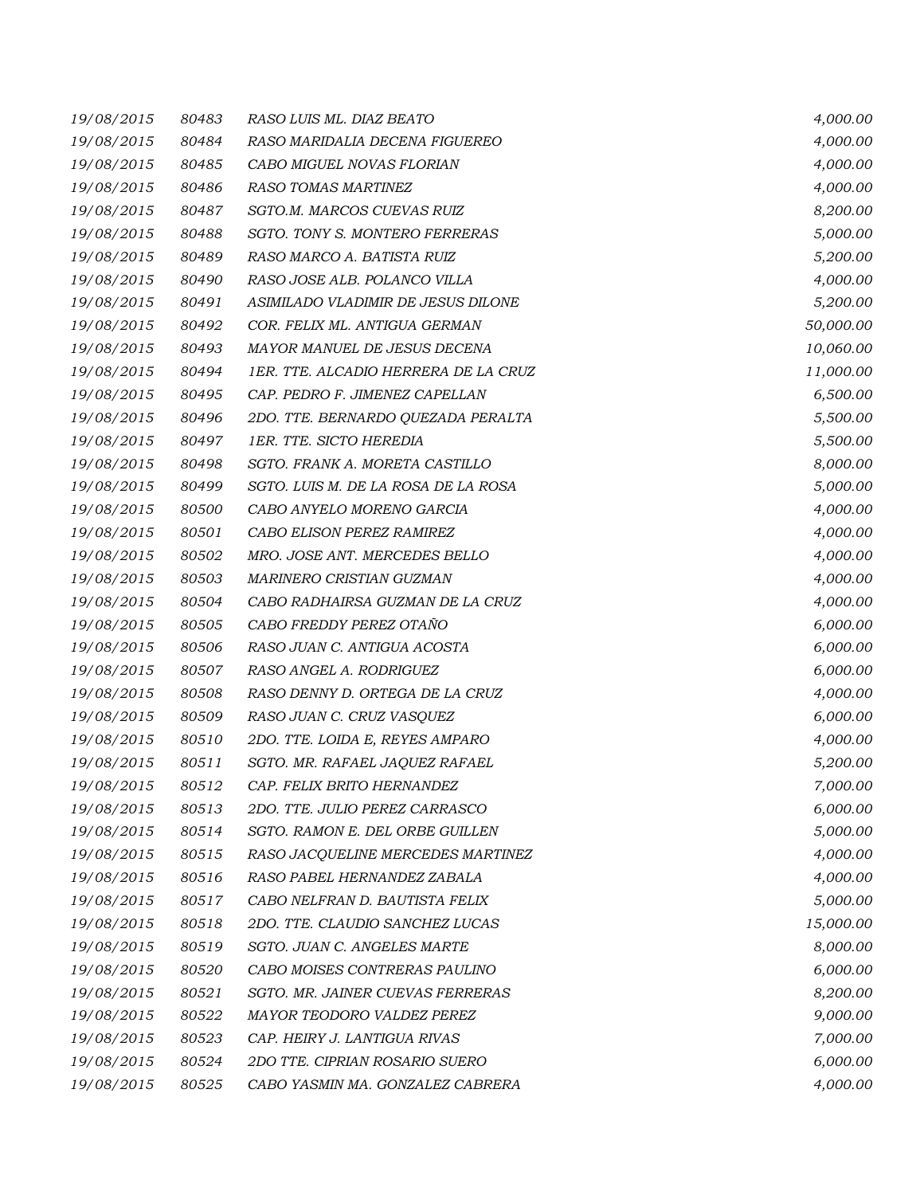| | | | |
|---|---|---|---|
| 19/08/2015 | 80483 | RASO LUIS ML. DIAZ BEATO | 4,000.00 |
| 19/08/2015 | 80484 | RASO MARIDALIA DECENA FIGUEREO | 4,000.00 |
| 19/08/2015 | 80485 | CABO MIGUEL NOVAS FLORIAN | 4,000.00 |
| 19/08/2015 | 80486 | RASO TOMAS MARTINEZ | 4,000.00 |
| 19/08/2015 | 80487 | SGTO.M. MARCOS CUEVAS RUIZ | 8,200.00 |
| 19/08/2015 | 80488 | SGTO. TONY S. MONTERO FERRERAS | 5,000.00 |
| 19/08/2015 | 80489 | RASO MARCO A. BATISTA RUIZ | 5,200.00 |
| 19/08/2015 | 80490 | RASO JOSE ALB. POLANCO VILLA | 4,000.00 |
| 19/08/2015 | 80491 | ASIMILADO VLADIMIR DE JESUS DILONE | 5,200.00 |
| 19/08/2015 | 80492 | COR. FELIX ML. ANTIGUA GERMAN | 50,000.00 |
| 19/08/2015 | 80493 | MAYOR MANUEL DE JESUS DECENA | 10,060.00 |
| 19/08/2015 | 80494 | 1ER. TTE. ALCADIO HERRERA DE LA CRUZ | 11,000.00 |
| 19/08/2015 | 80495 | CAP. PEDRO F. JIMENEZ CAPELLAN | 6,500.00 |
| 19/08/2015 | 80496 | 2DO. TTE. BERNARDO QUEZADA PERALTA | 5,500.00 |
| 19/08/2015 | 80497 | 1ER. TTE. SICTO HEREDIA | 5,500.00 |
| 19/08/2015 | 80498 | SGTO. FRANK A. MORETA CASTILLO | 8,000.00 |
| 19/08/2015 | 80499 | SGTO. LUIS M. DE LA ROSA DE LA ROSA | 5,000.00 |
| 19/08/2015 | 80500 | CABO ANYELO MORENO GARCIA | 4,000.00 |
| 19/08/2015 | 80501 | CABO ELISON PEREZ RAMIREZ | 4,000.00 |
| 19/08/2015 | 80502 | MRO. JOSE ANT. MERCEDES BELLO | 4,000.00 |
| 19/08/2015 | 80503 | MARINERO CRISTIAN GUZMAN | 4,000.00 |
| 19/08/2015 | 80504 | CABO RADHAIRSA GUZMAN DE LA CRUZ | 4,000.00 |
| 19/08/2015 | 80505 | CABO FREDDY PEREZ OTAÑO | 6,000.00 |
| 19/08/2015 | 80506 | RASO JUAN C. ANTIGUA ACOSTA | 6,000.00 |
| 19/08/2015 | 80507 | RASO ANGEL A. RODRIGUEZ | 6,000.00 |
| 19/08/2015 | 80508 | RASO DENNY D. ORTEGA DE LA CRUZ | 4,000.00 |
| 19/08/2015 | 80509 | RASO JUAN C. CRUZ VASQUEZ | 6,000.00 |
| 19/08/2015 | 80510 | 2DO. TTE. LOIDA E, REYES AMPARO | 4,000.00 |
| 19/08/2015 | 80511 | SGTO. MR. RAFAEL JAQUEZ RAFAEL | 5,200.00 |
| 19/08/2015 | 80512 | CAP. FELIX BRITO HERNANDEZ | 7,000.00 |
| 19/08/2015 | 80513 | 2DO. TTE. JULIO PEREZ CARRASCO | 6,000.00 |
| 19/08/2015 | 80514 | SGTO. RAMON E. DEL ORBE GUILLEN | 5,000.00 |
| 19/08/2015 | 80515 | RASO JACQUELINE MERCEDES MARTINEZ | 4,000.00 |
| 19/08/2015 | 80516 | RASO PABEL HERNANDEZ ZABALA | 4,000.00 |
| 19/08/2015 | 80517 | CABO NELFRAN D. BAUTISTA FELIX | 5,000.00 |
| 19/08/2015 | 80518 | 2DO. TTE. CLAUDIO SANCHEZ LUCAS | 15,000.00 |
| 19/08/2015 | 80519 | SGTO. JUAN C. ANGELES MARTE | 8,000.00 |
| 19/08/2015 | 80520 | CABO MOISES CONTRERAS PAULINO | 6,000.00 |
| 19/08/2015 | 80521 | SGTO. MR. JAINER CUEVAS FERRERAS | 8,200.00 |
| 19/08/2015 | 80522 | MAYOR TEODORO VALDEZ PEREZ | 9,000.00 |
| 19/08/2015 | 80523 | CAP. HEIRY J. LANTIGUA RIVAS | 7,000.00 |
| 19/08/2015 | 80524 | 2DO TTE. CIPRIAN ROSARIO SUERO | 6,000.00 |
| 19/08/2015 | 80525 | CABO YASMIN MA. GONZALEZ CABRERA | 4,000.00 |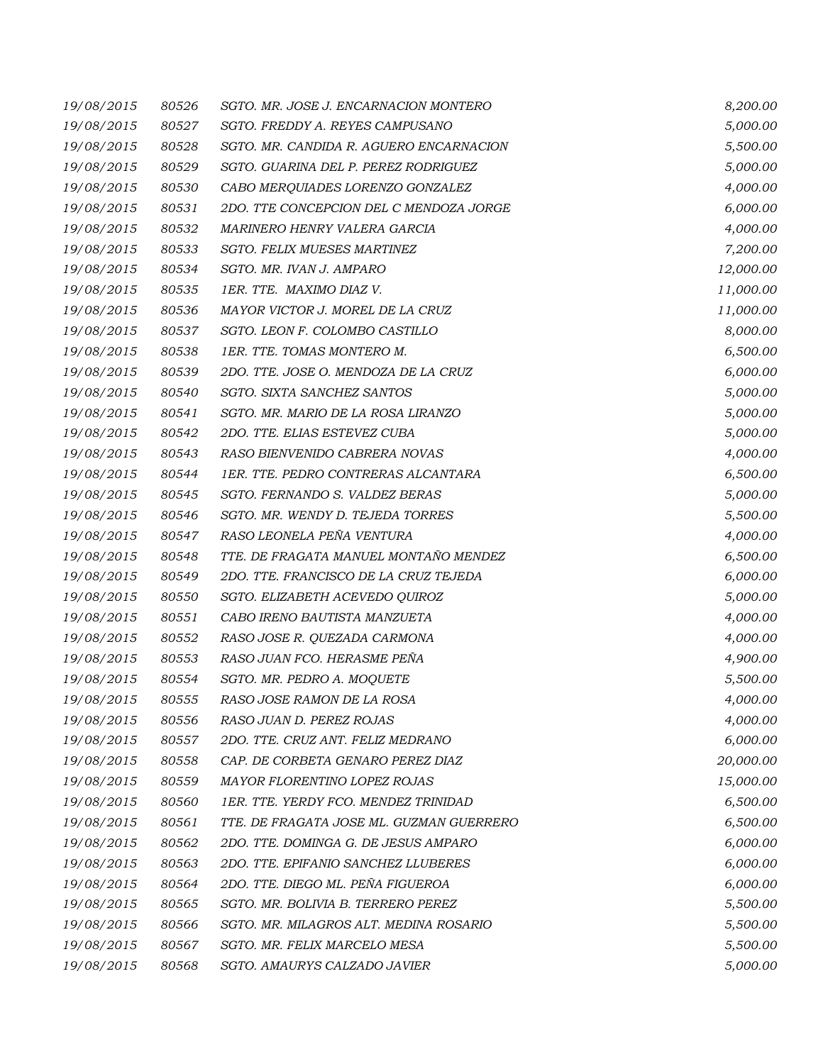| | | | |
|---|---|---|---|
| 19/08/2015 | 80526 | SGTO. MR. JOSE J. ENCARNACION MONTERO | 8,200.00 |
| 19/08/2015 | 80527 | SGTO. FREDDY A. REYES CAMPUSANO | 5,000.00 |
| 19/08/2015 | 80528 | SGTO. MR. CANDIDA R. AGUERO ENCARNACION | 5,500.00 |
| 19/08/2015 | 80529 | SGTO. GUARINA DEL P. PEREZ RODRIGUEZ | 5,000.00 |
| 19/08/2015 | 80530 | CABO MERQUIADES LORENZO GONZALEZ | 4,000.00 |
| 19/08/2015 | 80531 | 2DO. TTE CONCEPCION DEL C MENDOZA JORGE | 6,000.00 |
| 19/08/2015 | 80532 | MARINERO HENRY VALERA GARCIA | 4,000.00 |
| 19/08/2015 | 80533 | SGTO. FELIX MUESES MARTINEZ | 7,200.00 |
| 19/08/2015 | 80534 | SGTO. MR. IVAN J. AMPARO | 12,000.00 |
| 19/08/2015 | 80535 | 1ER. TTE. MAXIMO DIAZ V. | 11,000.00 |
| 19/08/2015 | 80536 | MAYOR VICTOR J. MOREL DE LA CRUZ | 11,000.00 |
| 19/08/2015 | 80537 | SGTO. LEON F. COLOMBO CASTILLO | 8,000.00 |
| 19/08/2015 | 80538 | 1ER. TTE. TOMAS MONTERO M. | 6,500.00 |
| 19/08/2015 | 80539 | 2DO. TTE. JOSE O. MENDOZA DE LA CRUZ | 6,000.00 |
| 19/08/2015 | 80540 | SGTO. SIXTA SANCHEZ SANTOS | 5,000.00 |
| 19/08/2015 | 80541 | SGTO. MR. MARIO DE LA ROSA LIRANZO | 5,000.00 |
| 19/08/2015 | 80542 | 2DO. TTE. ELIAS ESTEVEZ CUBA | 5,000.00 |
| 19/08/2015 | 80543 | RASO BIENVENIDO CABRERA NOVAS | 4,000.00 |
| 19/08/2015 | 80544 | 1ER. TTE. PEDRO CONTRERAS ALCANTARA | 6,500.00 |
| 19/08/2015 | 80545 | SGTO. FERNANDO S. VALDEZ BERAS | 5,000.00 |
| 19/08/2015 | 80546 | SGTO. MR. WENDY D. TEJEDA TORRES | 5,500.00 |
| 19/08/2015 | 80547 | RASO LEONELA PEÑA VENTURA | 4,000.00 |
| 19/08/2015 | 80548 | TTE. DE FRAGATA MANUEL MONTAÑO MENDEZ | 6,500.00 |
| 19/08/2015 | 80549 | 2DO. TTE. FRANCISCO DE LA CRUZ TEJEDA | 6,000.00 |
| 19/08/2015 | 80550 | SGTO. ELIZABETH ACEVEDO QUIROZ | 5,000.00 |
| 19/08/2015 | 80551 | CABO IRENO BAUTISTA MANZUETA | 4,000.00 |
| 19/08/2015 | 80552 | RASO JOSE R. QUEZADA CARMONA | 4,000.00 |
| 19/08/2015 | 80553 | RASO JUAN FCO. HERASME PEÑA | 4,900.00 |
| 19/08/2015 | 80554 | SGTO. MR. PEDRO A. MOQUETE | 5,500.00 |
| 19/08/2015 | 80555 | RASO JOSE RAMON DE LA ROSA | 4,000.00 |
| 19/08/2015 | 80556 | RASO JUAN D. PEREZ ROJAS | 4,000.00 |
| 19/08/2015 | 80557 | 2DO. TTE. CRUZ ANT. FELIZ MEDRANO | 6,000.00 |
| 19/08/2015 | 80558 | CAP. DE CORBETA GENARO PEREZ DIAZ | 20,000.00 |
| 19/08/2015 | 80559 | MAYOR FLORENTINO LOPEZ ROJAS | 15,000.00 |
| 19/08/2015 | 80560 | 1ER. TTE. YERDY FCO. MENDEZ TRINIDAD | 6,500.00 |
| 19/08/2015 | 80561 | TTE. DE FRAGATA JOSE ML. GUZMAN GUERRERO | 6,500.00 |
| 19/08/2015 | 80562 | 2DO. TTE. DOMINGA G. DE JESUS AMPARO | 6,000.00 |
| 19/08/2015 | 80563 | 2DO. TTE. EPIFANIO SANCHEZ LLUBERES | 6,000.00 |
| 19/08/2015 | 80564 | 2DO. TTE. DIEGO ML. PEÑA FIGUEROA | 6,000.00 |
| 19/08/2015 | 80565 | SGTO. MR. BOLIVIA B. TERRERO PEREZ | 5,500.00 |
| 19/08/2015 | 80566 | SGTO. MR. MILAGROS ALT. MEDINA ROSARIO | 5,500.00 |
| 19/08/2015 | 80567 | SGTO. MR. FELIX MARCELO MESA | 5,500.00 |
| 19/08/2015 | 80568 | SGTO. AMAURYS CALZADO JAVIER | 5,000.00 |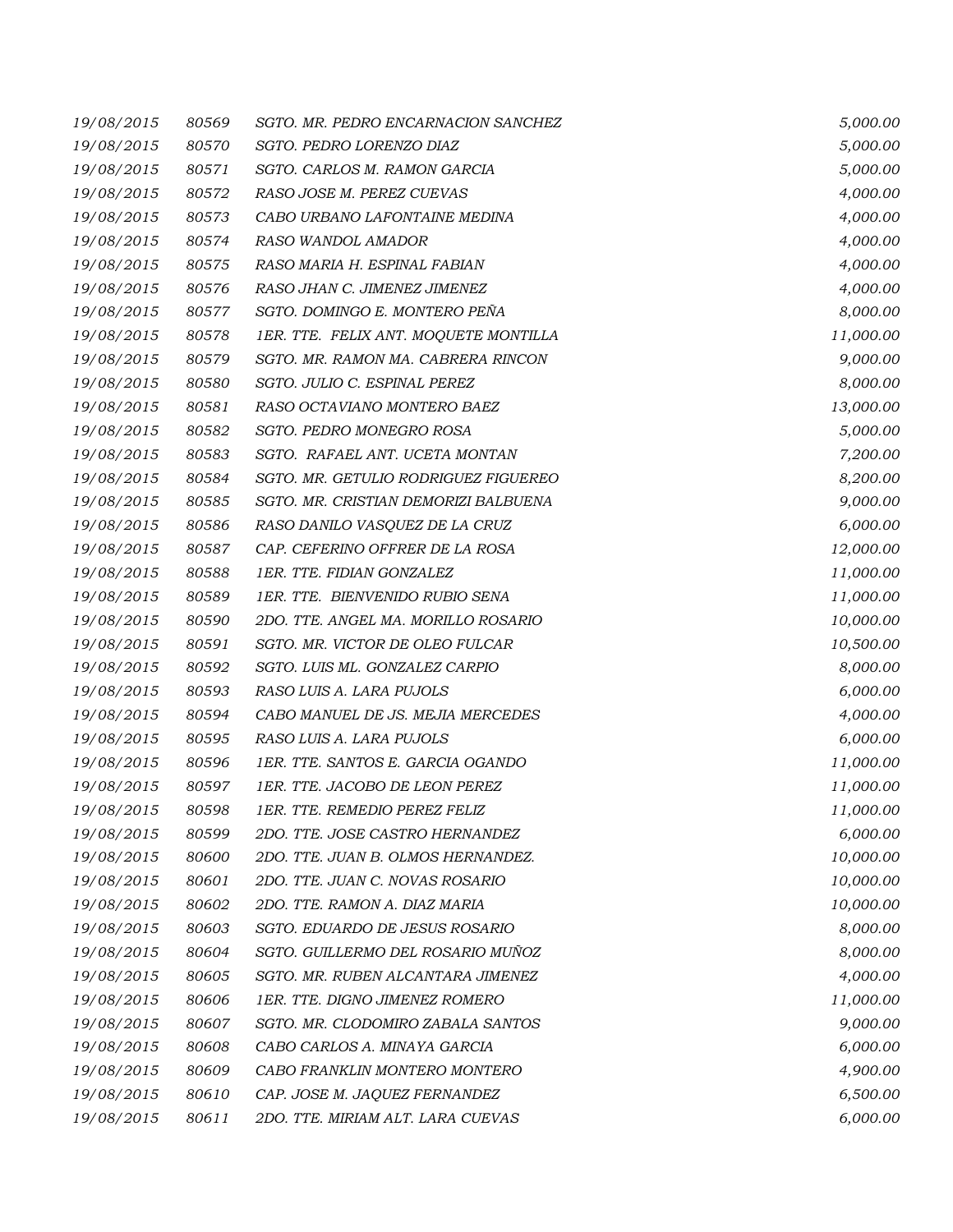| | | | |
|---|---|---|---|
| 19/08/2015 | 80569 | SGTO. MR. PEDRO ENCARNACION SANCHEZ | 5,000.00 |
| 19/08/2015 | 80570 | SGTO. PEDRO LORENZO DIAZ | 5,000.00 |
| 19/08/2015 | 80571 | SGTO. CARLOS M. RAMON GARCIA | 5,000.00 |
| 19/08/2015 | 80572 | RASO JOSE M. PEREZ CUEVAS | 4,000.00 |
| 19/08/2015 | 80573 | CABO URBANO LAFONTAINE MEDINA | 4,000.00 |
| 19/08/2015 | 80574 | RASO WANDOL AMADOR | 4,000.00 |
| 19/08/2015 | 80575 | RASO MARIA H. ESPINAL FABIAN | 4,000.00 |
| 19/08/2015 | 80576 | RASO JHAN C. JIMENEZ JIMENEZ | 4,000.00 |
| 19/08/2015 | 80577 | SGTO. DOMINGO E. MONTERO PEÑA | 8,000.00 |
| 19/08/2015 | 80578 | 1ER. TTE. FELIX ANT. MOQUETE MONTILLA | 11,000.00 |
| 19/08/2015 | 80579 | SGTO. MR. RAMON MA. CABRERA RINCON | 9,000.00 |
| 19/08/2015 | 80580 | SGTO. JULIO C. ESPINAL PEREZ | 8,000.00 |
| 19/08/2015 | 80581 | RASO OCTAVIANO MONTERO BAEZ | 13,000.00 |
| 19/08/2015 | 80582 | SGTO. PEDRO MONEGRO ROSA | 5,000.00 |
| 19/08/2015 | 80583 | SGTO. RAFAEL ANT. UCETA MONTAN | 7,200.00 |
| 19/08/2015 | 80584 | SGTO. MR. GETULIO RODRIGUEZ FIGUEREO | 8,200.00 |
| 19/08/2015 | 80585 | SGTO. MR. CRISTIAN DEMORIZI BALBUENA | 9,000.00 |
| 19/08/2015 | 80586 | RASO DANILO VASQUEZ DE LA CRUZ | 6,000.00 |
| 19/08/2015 | 80587 | CAP. CEFERINO OFFRER DE LA ROSA | 12,000.00 |
| 19/08/2015 | 80588 | 1ER. TTE. FIDIAN GONZALEZ | 11,000.00 |
| 19/08/2015 | 80589 | 1ER. TTE. BIENVENIDO RUBIO SENA | 11,000.00 |
| 19/08/2015 | 80590 | 2DO. TTE. ANGEL MA. MORILLO ROSARIO | 10,000.00 |
| 19/08/2015 | 80591 | SGTO. MR. VICTOR DE OLEO FULCAR | 10,500.00 |
| 19/08/2015 | 80592 | SGTO. LUIS ML. GONZALEZ CARPIO | 8,000.00 |
| 19/08/2015 | 80593 | RASO LUIS A. LARA PUJOLS | 6,000.00 |
| 19/08/2015 | 80594 | CABO MANUEL DE JS. MEJIA MERCEDES | 4,000.00 |
| 19/08/2015 | 80595 | RASO LUIS A. LARA PUJOLS | 6,000.00 |
| 19/08/2015 | 80596 | 1ER. TTE. SANTOS E. GARCIA OGANDO | 11,000.00 |
| 19/08/2015 | 80597 | 1ER. TTE. JACOBO DE LEON PEREZ | 11,000.00 |
| 19/08/2015 | 80598 | 1ER. TTE. REMEDIO PEREZ FELIZ | 11,000.00 |
| 19/08/2015 | 80599 | 2DO. TTE. JOSE CASTRO HERNANDEZ | 6,000.00 |
| 19/08/2015 | 80600 | 2DO. TTE. JUAN B. OLMOS HERNANDEZ. | 10,000.00 |
| 19/08/2015 | 80601 | 2DO. TTE. JUAN C. NOVAS ROSARIO | 10,000.00 |
| 19/08/2015 | 80602 | 2DO. TTE. RAMON A. DIAZ MARIA | 10,000.00 |
| 19/08/2015 | 80603 | SGTO. EDUARDO DE JESUS ROSARIO | 8,000.00 |
| 19/08/2015 | 80604 | SGTO. GUILLERMO DEL ROSARIO MUÑOZ | 8,000.00 |
| 19/08/2015 | 80605 | SGTO. MR. RUBEN ALCANTARA JIMENEZ | 4,000.00 |
| 19/08/2015 | 80606 | 1ER. TTE. DIGNO JIMENEZ ROMERO | 11,000.00 |
| 19/08/2015 | 80607 | SGTO. MR. CLODOMIRO ZABALA SANTOS | 9,000.00 |
| 19/08/2015 | 80608 | CABO CARLOS A. MINAYA GARCIA | 6,000.00 |
| 19/08/2015 | 80609 | CABO FRANKLIN MONTERO MONTERO | 4,900.00 |
| 19/08/2015 | 80610 | CAP. JOSE M. JAQUEZ FERNANDEZ | 6,500.00 |
| 19/08/2015 | 80611 | 2DO. TTE. MIRIAM ALT. LARA CUEVAS | 6,000.00 |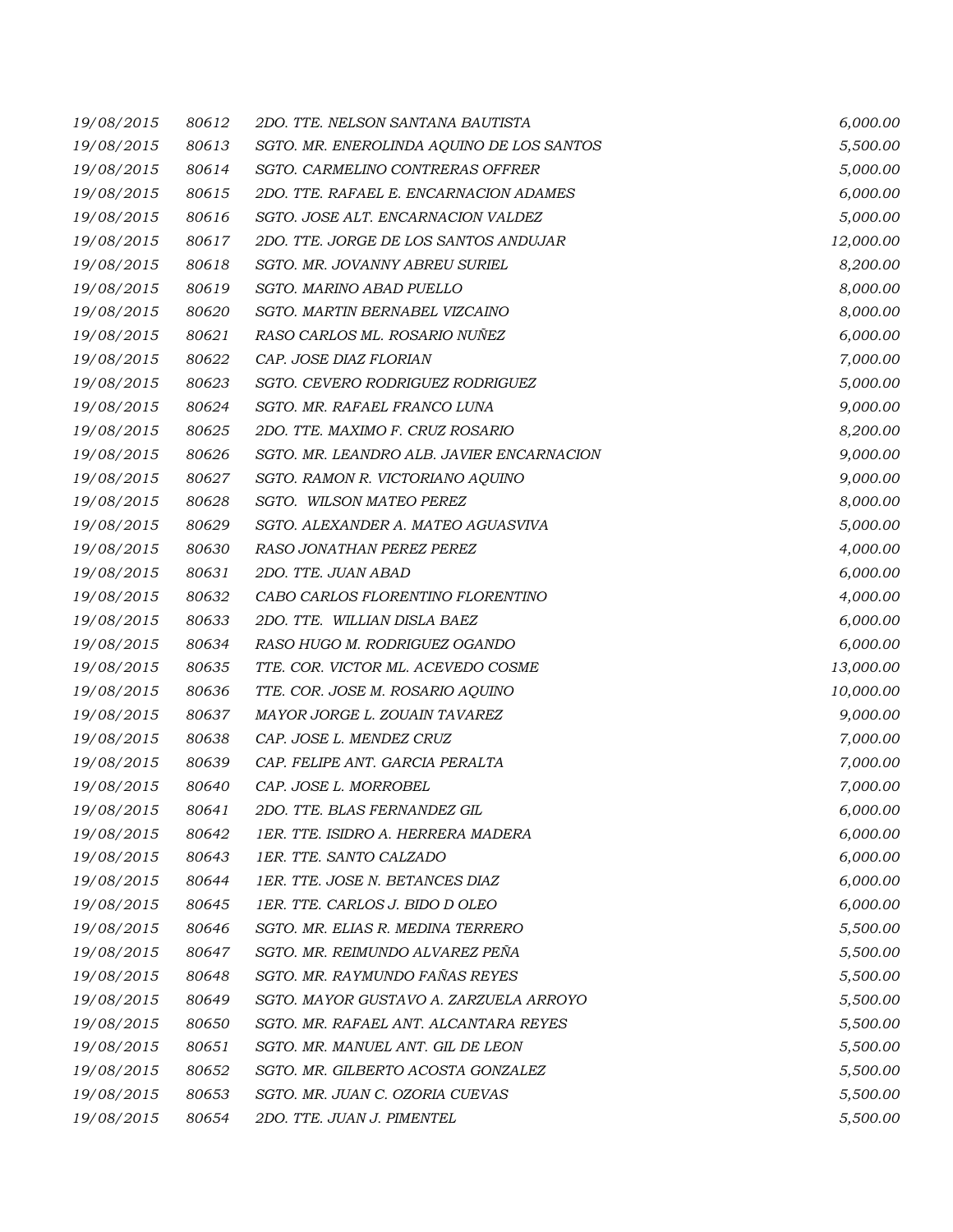| | | | |
|---|---|---|---|
| 19/08/2015 | 80612 | 2DO. TTE. NELSON SANTANA BAUTISTA | 6,000.00 |
| 19/08/2015 | 80613 | SGTO. MR. ENEROLINDA AQUINO DE LOS SANTOS | 5,500.00 |
| 19/08/2015 | 80614 | SGTO. CARMELINO CONTRERAS OFFRER | 5,000.00 |
| 19/08/2015 | 80615 | 2DO. TTE. RAFAEL E. ENCARNACION ADAMES | 6,000.00 |
| 19/08/2015 | 80616 | SGTO. JOSE ALT. ENCARNACION VALDEZ | 5,000.00 |
| 19/08/2015 | 80617 | 2DO. TTE. JORGE DE LOS SANTOS ANDUJAR | 12,000.00 |
| 19/08/2015 | 80618 | SGTO. MR. JOVANNY ABREU SURIEL | 8,200.00 |
| 19/08/2015 | 80619 | SGTO. MARINO ABAD PUELLO | 8,000.00 |
| 19/08/2015 | 80620 | SGTO. MARTIN BERNABEL VIZCAINO | 8,000.00 |
| 19/08/2015 | 80621 | RASO CARLOS ML. ROSARIO NUÑEZ | 6,000.00 |
| 19/08/2015 | 80622 | CAP. JOSE DIAZ FLORIAN | 7,000.00 |
| 19/08/2015 | 80623 | SGTO. CEVERO RODRIGUEZ RODRIGUEZ | 5,000.00 |
| 19/08/2015 | 80624 | SGTO. MR. RAFAEL FRANCO LUNA | 9,000.00 |
| 19/08/2015 | 80625 | 2DO. TTE. MAXIMO F. CRUZ ROSARIO | 8,200.00 |
| 19/08/2015 | 80626 | SGTO. MR. LEANDRO ALB. JAVIER ENCARNACION | 9,000.00 |
| 19/08/2015 | 80627 | SGTO. RAMON R. VICTORIANO AQUINO | 9,000.00 |
| 19/08/2015 | 80628 | SGTO. WILSON MATEO PEREZ | 8,000.00 |
| 19/08/2015 | 80629 | SGTO. ALEXANDER A. MATEO AGUASVIVA | 5,000.00 |
| 19/08/2015 | 80630 | RASO JONATHAN PEREZ PEREZ | 4,000.00 |
| 19/08/2015 | 80631 | 2DO. TTE. JUAN ABAD | 6,000.00 |
| 19/08/2015 | 80632 | CABO CARLOS FLORENTINO FLORENTINO | 4,000.00 |
| 19/08/2015 | 80633 | 2DO. TTE. WILLIAN DISLA BAEZ | 6,000.00 |
| 19/08/2015 | 80634 | RASO HUGO M. RODRIGUEZ OGANDO | 6,000.00 |
| 19/08/2015 | 80635 | TTE. COR. VICTOR ML. ACEVEDO COSME | 13,000.00 |
| 19/08/2015 | 80636 | TTE. COR. JOSE M. ROSARIO AQUINO | 10,000.00 |
| 19/08/2015 | 80637 | MAYOR JORGE L. ZOUAIN TAVAREZ | 9,000.00 |
| 19/08/2015 | 80638 | CAP. JOSE L. MENDEZ CRUZ | 7,000.00 |
| 19/08/2015 | 80639 | CAP. FELIPE ANT. GARCIA PERALTA | 7,000.00 |
| 19/08/2015 | 80640 | CAP. JOSE L. MORROBEL | 7,000.00 |
| 19/08/2015 | 80641 | 2DO. TTE. BLAS FERNANDEZ GIL | 6,000.00 |
| 19/08/2015 | 80642 | 1ER. TTE. ISIDRO A. HERRERA MADERA | 6,000.00 |
| 19/08/2015 | 80643 | 1ER. TTE. SANTO CALZADO | 6,000.00 |
| 19/08/2015 | 80644 | 1ER. TTE. JOSE N. BETANCES DIAZ | 6,000.00 |
| 19/08/2015 | 80645 | 1ER. TTE. CARLOS J. BIDO D OLEO | 6,000.00 |
| 19/08/2015 | 80646 | SGTO. MR. ELIAS R. MEDINA TERRERO | 5,500.00 |
| 19/08/2015 | 80647 | SGTO. MR. REIMUNDO ALVAREZ PEÑA | 5,500.00 |
| 19/08/2015 | 80648 | SGTO. MR. RAYMUNDO FAÑAS REYES | 5,500.00 |
| 19/08/2015 | 80649 | SGTO. MAYOR GUSTAVO A. ZARZUELA ARROYO | 5,500.00 |
| 19/08/2015 | 80650 | SGTO. MR. RAFAEL ANT. ALCANTARA REYES | 5,500.00 |
| 19/08/2015 | 80651 | SGTO. MR. MANUEL ANT. GIL DE LEON | 5,500.00 |
| 19/08/2015 | 80652 | SGTO. MR. GILBERTO ACOSTA GONZALEZ | 5,500.00 |
| 19/08/2015 | 80653 | SGTO. MR. JUAN C. OZORIA CUEVAS | 5,500.00 |
| 19/08/2015 | 80654 | 2DO. TTE. JUAN J. PIMENTEL | 5,500.00 |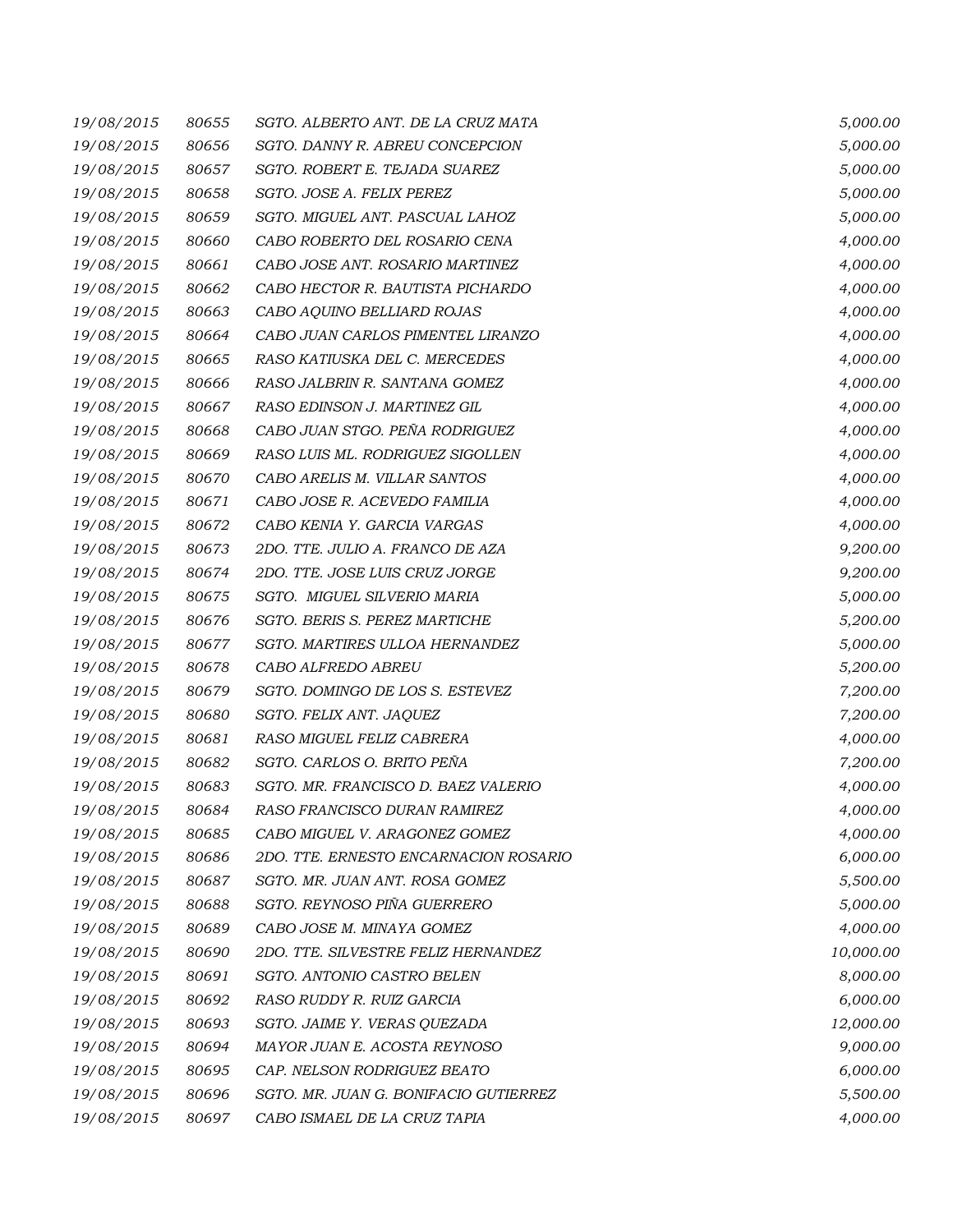| | | | |
|---|---|---|---|
| 19/08/2015 | 80655 | SGTO. ALBERTO ANT. DE LA CRUZ MATA | 5,000.00 |
| 19/08/2015 | 80656 | SGTO. DANNY R. ABREU CONCEPCION | 5,000.00 |
| 19/08/2015 | 80657 | SGTO. ROBERT E. TEJADA SUAREZ | 5,000.00 |
| 19/08/2015 | 80658 | SGTO. JOSE A. FELIX PEREZ | 5,000.00 |
| 19/08/2015 | 80659 | SGTO. MIGUEL ANT. PASCUAL LAHOZ | 5,000.00 |
| 19/08/2015 | 80660 | CABO ROBERTO DEL ROSARIO CENA | 4,000.00 |
| 19/08/2015 | 80661 | CABO JOSE ANT. ROSARIO MARTINEZ | 4,000.00 |
| 19/08/2015 | 80662 | CABO HECTOR R. BAUTISTA PICHARDO | 4,000.00 |
| 19/08/2015 | 80663 | CABO AQUINO BELLIARD ROJAS | 4,000.00 |
| 19/08/2015 | 80664 | CABO JUAN CARLOS PIMENTEL LIRANZO | 4,000.00 |
| 19/08/2015 | 80665 | RASO KATIUSKA DEL C. MERCEDES | 4,000.00 |
| 19/08/2015 | 80666 | RASO JALBRIN R. SANTANA GOMEZ | 4,000.00 |
| 19/08/2015 | 80667 | RASO EDINSON J. MARTINEZ GIL | 4,000.00 |
| 19/08/2015 | 80668 | CABO JUAN STGO. PEÑA RODRIGUEZ | 4,000.00 |
| 19/08/2015 | 80669 | RASO LUIS ML. RODRIGUEZ SIGOLLEN | 4,000.00 |
| 19/08/2015 | 80670 | CABO ARELIS M. VILLAR SANTOS | 4,000.00 |
| 19/08/2015 | 80671 | CABO JOSE R. ACEVEDO FAMILIA | 4,000.00 |
| 19/08/2015 | 80672 | CABO KENIA Y. GARCIA VARGAS | 4,000.00 |
| 19/08/2015 | 80673 | 2DO. TTE. JULIO A. FRANCO DE AZA | 9,200.00 |
| 19/08/2015 | 80674 | 2DO. TTE. JOSE LUIS CRUZ JORGE | 9,200.00 |
| 19/08/2015 | 80675 | SGTO. MIGUEL SILVERIO MARIA | 5,000.00 |
| 19/08/2015 | 80676 | SGTO. BERIS S. PEREZ MARTICHE | 5,200.00 |
| 19/08/2015 | 80677 | SGTO. MARTIRES ULLOA HERNANDEZ | 5,000.00 |
| 19/08/2015 | 80678 | CABO ALFREDO ABREU | 5,200.00 |
| 19/08/2015 | 80679 | SGTO. DOMINGO DE LOS S. ESTEVEZ | 7,200.00 |
| 19/08/2015 | 80680 | SGTO. FELIX ANT. JAQUEZ | 7,200.00 |
| 19/08/2015 | 80681 | RASO MIGUEL FELIZ CABRERA | 4,000.00 |
| 19/08/2015 | 80682 | SGTO. CARLOS O. BRITO PEÑA | 7,200.00 |
| 19/08/2015 | 80683 | SGTO. MR. FRANCISCO D. BAEZ VALERIO | 4,000.00 |
| 19/08/2015 | 80684 | RASO FRANCISCO DURAN RAMIREZ | 4,000.00 |
| 19/08/2015 | 80685 | CABO MIGUEL V. ARAGONEZ GOMEZ | 4,000.00 |
| 19/08/2015 | 80686 | 2DO. TTE. ERNESTO ENCARNACION ROSARIO | 6,000.00 |
| 19/08/2015 | 80687 | SGTO. MR. JUAN ANT. ROSA GOMEZ | 5,500.00 |
| 19/08/2015 | 80688 | SGTO. REYNOSO PIÑA GUERRERO | 5,000.00 |
| 19/08/2015 | 80689 | CABO JOSE M. MINAYA GOMEZ | 4,000.00 |
| 19/08/2015 | 80690 | 2DO. TTE. SILVESTRE FELIZ HERNANDEZ | 10,000.00 |
| 19/08/2015 | 80691 | SGTO. ANTONIO CASTRO BELEN | 8,000.00 |
| 19/08/2015 | 80692 | RASO RUDDY R. RUIZ GARCIA | 6,000.00 |
| 19/08/2015 | 80693 | SGTO. JAIME Y. VERAS QUEZADA | 12,000.00 |
| 19/08/2015 | 80694 | MAYOR JUAN E. ACOSTA REYNOSO | 9,000.00 |
| 19/08/2015 | 80695 | CAP. NELSON RODRIGUEZ BEATO | 6,000.00 |
| 19/08/2015 | 80696 | SGTO. MR. JUAN G. BONIFACIO GUTIERREZ | 5,500.00 |
| 19/08/2015 | 80697 | CABO ISMAEL DE LA CRUZ TAPIA | 4,000.00 |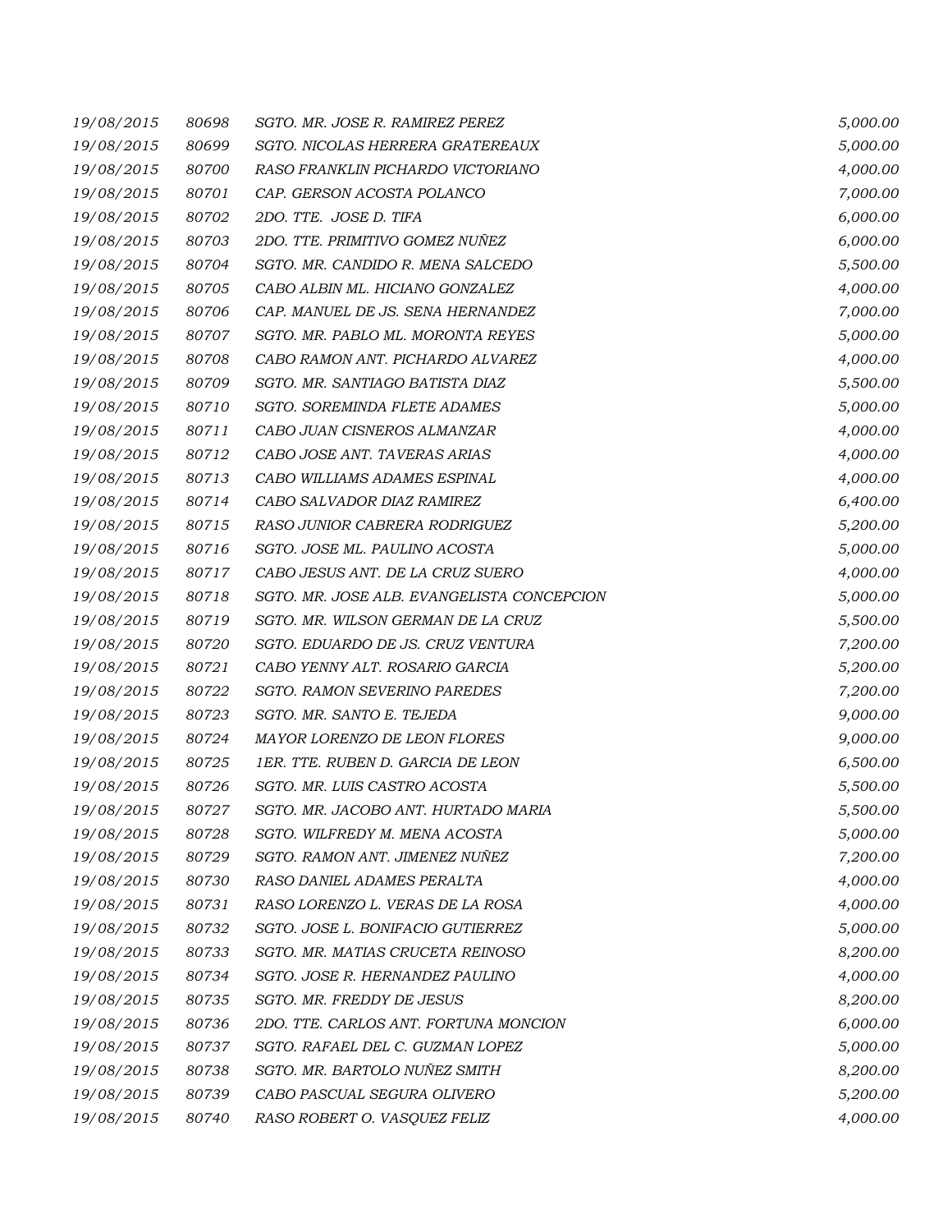| | | | |
|---|---|---|---|
| 19/08/2015 | 80698 | SGTO. MR. JOSE R. RAMIREZ PEREZ | 5,000.00 |
| 19/08/2015 | 80699 | SGTO. NICOLAS HERRERA GRATEREAUX | 5,000.00 |
| 19/08/2015 | 80700 | RASO FRANKLIN PICHARDO VICTORIANO | 4,000.00 |
| 19/08/2015 | 80701 | CAP. GERSON ACOSTA POLANCO | 7,000.00 |
| 19/08/2015 | 80702 | 2DO. TTE. JOSE D. TIFA | 6,000.00 |
| 19/08/2015 | 80703 | 2DO. TTE. PRIMITIVO GOMEZ NUÑEZ | 6,000.00 |
| 19/08/2015 | 80704 | SGTO. MR. CANDIDO R. MENA SALCEDO | 5,500.00 |
| 19/08/2015 | 80705 | CABO ALBIN ML. HICIANO GONZALEZ | 4,000.00 |
| 19/08/2015 | 80706 | CAP. MANUEL DE JS. SENA HERNANDEZ | 7,000.00 |
| 19/08/2015 | 80707 | SGTO. MR. PABLO ML. MORONTA REYES | 5,000.00 |
| 19/08/2015 | 80708 | CABO RAMON ANT. PICHARDO ALVAREZ | 4,000.00 |
| 19/08/2015 | 80709 | SGTO. MR. SANTIAGO BATISTA DIAZ | 5,500.00 |
| 19/08/2015 | 80710 | SGTO. SOREMINDA FLETE ADAMES | 5,000.00 |
| 19/08/2015 | 80711 | CABO JUAN CISNEROS ALMANZAR | 4,000.00 |
| 19/08/2015 | 80712 | CABO JOSE ANT. TAVERAS ARIAS | 4,000.00 |
| 19/08/2015 | 80713 | CABO WILLIAMS ADAMES ESPINAL | 4,000.00 |
| 19/08/2015 | 80714 | CABO SALVADOR DIAZ RAMIREZ | 6,400.00 |
| 19/08/2015 | 80715 | RASO JUNIOR CABRERA RODRIGUEZ | 5,200.00 |
| 19/08/2015 | 80716 | SGTO. JOSE ML. PAULINO ACOSTA | 5,000.00 |
| 19/08/2015 | 80717 | CABO JESUS ANT. DE LA CRUZ SUERO | 4,000.00 |
| 19/08/2015 | 80718 | SGTO. MR. JOSE ALB. EVANGELISTA CONCEPCION | 5,000.00 |
| 19/08/2015 | 80719 | SGTO. MR. WILSON GERMAN DE LA CRUZ | 5,500.00 |
| 19/08/2015 | 80720 | SGTO. EDUARDO DE JS. CRUZ VENTURA | 7,200.00 |
| 19/08/2015 | 80721 | CABO YENNY ALT. ROSARIO GARCIA | 5,200.00 |
| 19/08/2015 | 80722 | SGTO. RAMON SEVERINO PAREDES | 7,200.00 |
| 19/08/2015 | 80723 | SGTO. MR. SANTO E. TEJEDA | 9,000.00 |
| 19/08/2015 | 80724 | MAYOR LORENZO DE LEON FLORES | 9,000.00 |
| 19/08/2015 | 80725 | 1ER. TTE. RUBEN D. GARCIA DE LEON | 6,500.00 |
| 19/08/2015 | 80726 | SGTO. MR. LUIS CASTRO ACOSTA | 5,500.00 |
| 19/08/2015 | 80727 | SGTO. MR. JACOBO ANT. HURTADO MARIA | 5,500.00 |
| 19/08/2015 | 80728 | SGTO. WILFREDY M. MENA ACOSTA | 5,000.00 |
| 19/08/2015 | 80729 | SGTO. RAMON ANT. JIMENEZ NUÑEZ | 7,200.00 |
| 19/08/2015 | 80730 | RASO DANIEL ADAMES PERALTA | 4,000.00 |
| 19/08/2015 | 80731 | RASO LORENZO L. VERAS DE LA ROSA | 4,000.00 |
| 19/08/2015 | 80732 | SGTO. JOSE L. BONIFACIO GUTIERREZ | 5,000.00 |
| 19/08/2015 | 80733 | SGTO. MR. MATIAS CRUCETA REINOSO | 8,200.00 |
| 19/08/2015 | 80734 | SGTO. JOSE R. HERNANDEZ PAULINO | 4,000.00 |
| 19/08/2015 | 80735 | SGTO. MR. FREDDY DE JESUS | 8,200.00 |
| 19/08/2015 | 80736 | 2DO. TTE. CARLOS ANT. FORTUNA MONCION | 6,000.00 |
| 19/08/2015 | 80737 | SGTO. RAFAEL DEL C. GUZMAN LOPEZ | 5,000.00 |
| 19/08/2015 | 80738 | SGTO. MR. BARTOLO NUÑEZ SMITH | 8,200.00 |
| 19/08/2015 | 80739 | CABO PASCUAL SEGURA OLIVERO | 5,200.00 |
| 19/08/2015 | 80740 | RASO ROBERT O. VASQUEZ FELIZ | 4,000.00 |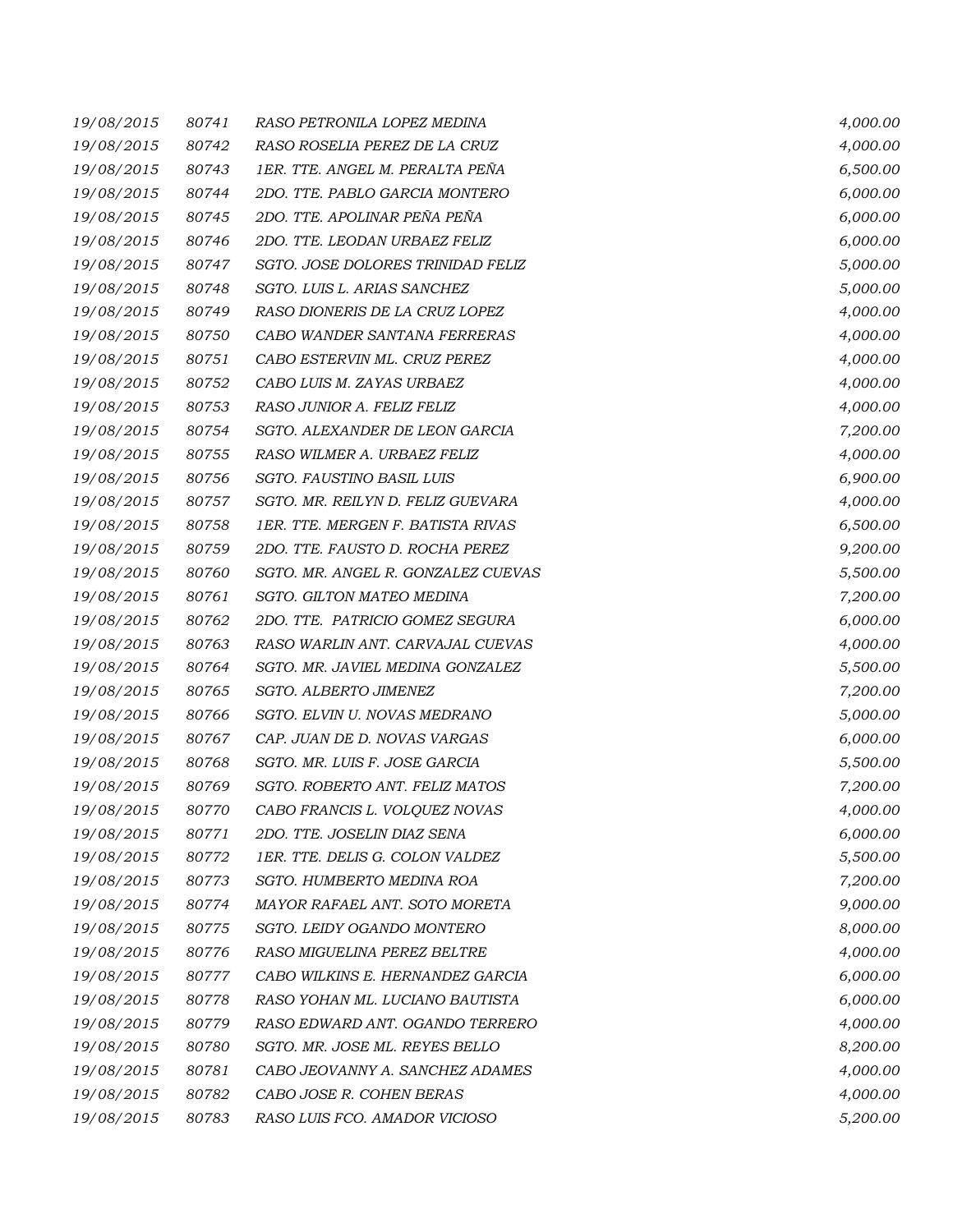| | | | |
|---|---|---|---|
| *19/08/2015* | *80741* | *RASO PETRONILA LOPEZ MEDINA* | *4,000.00* |
| *19/08/2015* | *80742* | *RASO ROSELIA PEREZ DE LA CRUZ* | *4,000.00* |
| *19/08/2015* | *80743* | *1ER. TTE. ANGEL M. PERALTA PEÑA* | *6,500.00* |
| *19/08/2015* | *80744* | *2DO. TTE. PABLO GARCIA MONTERO* | *6,000.00* |
| *19/08/2015* | *80745* | *2DO. TTE. APOLINAR PEÑA PEÑA* | *6,000.00* |
| *19/08/2015* | *80746* | *2DO. TTE. LEODAN URBAEZ FELIZ* | *6,000.00* |
| *19/08/2015* | *80747* | *SGTO. JOSE DOLORES TRINIDAD FELIZ* | *5,000.00* |
| *19/08/2015* | *80748* | *SGTO. LUIS L. ARIAS SANCHEZ* | *5,000.00* |
| *19/08/2015* | *80749* | *RASO DIONERIS DE LA CRUZ LOPEZ* | *4,000.00* |
| *19/08/2015* | *80750* | *CABO WANDER SANTANA FERRERAS* | *4,000.00* |
| *19/08/2015* | *80751* | *CABO ESTERVIN ML. CRUZ PEREZ* | *4,000.00* |
| *19/08/2015* | *80752* | *CABO LUIS M. ZAYAS URBAEZ* | *4,000.00* |
| *19/08/2015* | *80753* | *RASO JUNIOR A. FELIZ FELIZ* | *4,000.00* |
| *19/08/2015* | *80754* | *SGTO. ALEXANDER DE LEON GARCIA* | *7,200.00* |
| *19/08/2015* | *80755* | *RASO WILMER A. URBAEZ FELIZ* | *4,000.00* |
| *19/08/2015* | *80756* | *SGTO. FAUSTINO BASIL LUIS* | *6,900.00* |
| *19/08/2015* | *80757* | *SGTO. MR. REILYN D. FELIZ GUEVARA* | *4,000.00* |
| *19/08/2015* | *80758* | *1ER. TTE. MERGEN F. BATISTA RIVAS* | *6,500.00* |
| *19/08/2015* | *80759* | *2DO. TTE. FAUSTO D. ROCHA PEREZ* | *9,200.00* |
| *19/08/2015* | *80760* | *SGTO. MR. ANGEL R. GONZALEZ CUEVAS* | *5,500.00* |
| *19/08/2015* | *80761* | *SGTO. GILTON MATEO MEDINA* | *7,200.00* |
| *19/08/2015* | *80762* | *2DO. TTE. PATRICIO GOMEZ SEGURA* | *6,000.00* |
| *19/08/2015* | *80763* | *RASO WARLIN ANT. CARVAJAL CUEVAS* | *4,000.00* |
| *19/08/2015* | *80764* | *SGTO. MR. JAVIEL MEDINA GONZALEZ* | *5,500.00* |
| *19/08/2015* | *80765* | *SGTO. ALBERTO JIMENEZ* | *7,200.00* |
| *19/08/2015* | *80766* | *SGTO. ELVIN U. NOVAS MEDRANO* | *5,000.00* |
| *19/08/2015* | *80767* | *CAP. JUAN DE D. NOVAS VARGAS* | *6,000.00* |
| *19/08/2015* | *80768* | *SGTO. MR. LUIS F. JOSE GARCIA* | *5,500.00* |
| *19/08/2015* | *80769* | *SGTO. ROBERTO ANT. FELIZ MATOS* | *7,200.00* |
| *19/08/2015* | *80770* | *CABO FRANCIS L. VOLQUEZ NOVAS* | *4,000.00* |
| *19/08/2015* | *80771* | *2DO. TTE. JOSELIN DIAZ SENA* | *6,000.00* |
| *19/08/2015* | *80772* | *1ER. TTE. DELIS G. COLON VALDEZ* | *5,500.00* |
| *19/08/2015* | *80773* | *SGTO. HUMBERTO MEDINA ROA* | *7,200.00* |
| *19/08/2015* | *80774* | *MAYOR RAFAEL ANT. SOTO MORETA* | *9,000.00* |
| *19/08/2015* | *80775* | *SGTO. LEIDY OGANDO MONTERO* | *8,000.00* |
| *19/08/2015* | *80776* | *RASO MIGUELINA PEREZ BELTRE* | *4,000.00* |
| *19/08/2015* | *80777* | *CABO WILKINS E. HERNANDEZ GARCIA* | *6,000.00* |
| *19/08/2015* | *80778* | *RASO YOHAN ML. LUCIANO BAUTISTA* | *6,000.00* |
| *19/08/2015* | *80779* | *RASO EDWARD ANT. OGANDO TERRERO* | *4,000.00* |
| *19/08/2015* | *80780* | *SGTO. MR. JOSE ML. REYES BELLO* | *8,200.00* |
| *19/08/2015* | *80781* | *CABO JEOVANNY A. SANCHEZ ADAMES* | *4,000.00* |
| *19/08/2015* | *80782* | *CABO JOSE R. COHEN BERAS* | *4,000.00* |
| *19/08/2015* | *80783* | *RASO LUIS FCO. AMADOR VICIOSO* | *5,200.00* |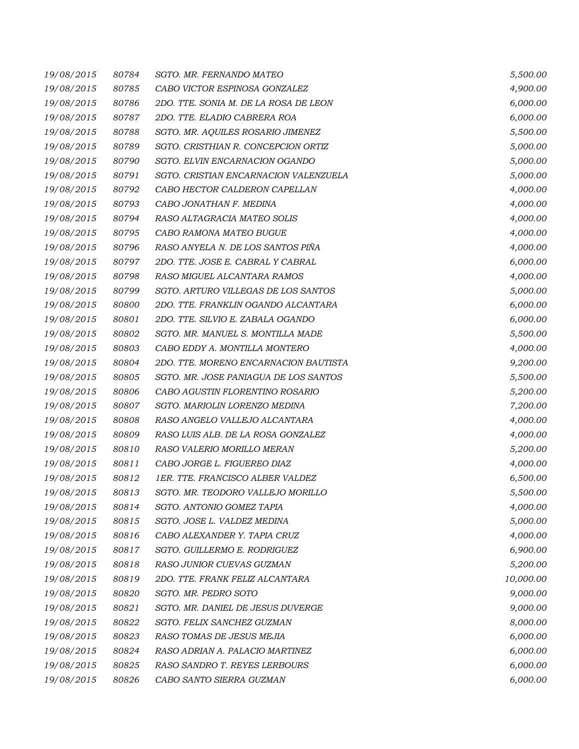| | | | |
|---|---|---|---|
| *19/08/2015* | *80784* | *SGTO. MR. FERNANDO MATEO* | *5,500.00* |
| *19/08/2015* | *80785* | *CABO VICTOR ESPINOSA GONZALEZ* | *4,900.00* |
| *19/08/2015* | *80786* | *2DO. TTE. SONIA M. DE LA ROSA DE LEON* | *6,000.00* |
| *19/08/2015* | *80787* | *2DO. TTE. ELADIO CABRERA ROA* | *6,000.00* |
| *19/08/2015* | *80788* | *SGTO. MR. AQUILES ROSARIO JIMENEZ* | *5,500.00* |
| *19/08/2015* | *80789* | *SGTO. CRISTHIAN R. CONCEPCION ORTIZ* | *5,000.00* |
| *19/08/2015* | *80790* | *SGTO. ELVIN ENCARNACION OGANDO* | *5,000.00* |
| *19/08/2015* | *80791* | *SGTO. CRISTIAN ENCARNACION VALENZUELA* | *5,000.00* |
| *19/08/2015* | *80792* | *CABO HECTOR CALDERON CAPELLAN* | *4,000.00* |
| *19/08/2015* | *80793* | *CABO JONATHAN F. MEDINA* | *4,000.00* |
| *19/08/2015* | *80794* | *RASO ALTAGRACIA MATEO SOLIS* | *4,000.00* |
| *19/08/2015* | *80795* | *CABO RAMONA MATEO BUGUE* | *4,000.00* |
| *19/08/2015* | *80796* | *RASO ANYELA N. DE LOS SANTOS PIÑA* | *4,000.00* |
| *19/08/2015* | *80797* | *2DO. TTE. JOSE E. CABRAL Y CABRAL* | *6,000.00* |
| *19/08/2015* | *80798* | *RASO MIGUEL ALCANTARA RAMOS* | *4,000.00* |
| *19/08/2015* | *80799* | *SGTO. ARTURO VILLEGAS DE LOS SANTOS* | *5,000.00* |
| *19/08/2015* | *80800* | *2DO. TTE. FRANKLIN OGANDO ALCANTARA* | *6,000.00* |
| *19/08/2015* | *80801* | *2DO. TTE. SILVIO E. ZABALA OGANDO* | *6,000.00* |
| *19/08/2015* | *80802* | *SGTO. MR. MANUEL S. MONTILLA MADE* | *5,500.00* |
| *19/08/2015* | *80803* | *CABO EDDY A. MONTILLA MONTERO* | *4,000.00* |
| *19/08/2015* | *80804* | *2DO. TTE. MORENO ENCARNACION BAUTISTA* | *9,200.00* |
| *19/08/2015* | *80805* | *SGTO. MR. JOSE PANIAGUA DE LOS SANTOS* | *5,500.00* |
| *19/08/2015* | *80806* | *CABO AGUSTIN FLORENTINO ROSARIO* | *5,200.00* |
| *19/08/2015* | *80807* | *SGTO. MARIOLIN LORENZO MEDINA* | *7,200.00* |
| *19/08/2015* | *80808* | *RASO ANGELO VALLEJO ALCANTARA* | *4,000.00* |
| *19/08/2015* | *80809* | *RASO LUIS ALB. DE LA ROSA GONZALEZ* | *4,000.00* |
| *19/08/2015* | *80810* | *RASO VALERIO MORILLO MERAN* | *5,200.00* |
| *19/08/2015* | *80811* | *CABO JORGE L. FIGUEREO DIAZ* | *4,000.00* |
| *19/08/2015* | *80812* | *1ER. TTE. FRANCISCO ALBER VALDEZ* | *6,500.00* |
| *19/08/2015* | *80813* | *SGTO. MR. TEODORO VALLEJO MORILLO* | *5,500.00* |
| *19/08/2015* | *80814* | *SGTO. ANTONIO GOMEZ TAPIA* | *4,000.00* |
| *19/08/2015* | *80815* | *SGTO. JOSE L. VALDEZ MEDINA* | *5,000.00* |
| *19/08/2015* | *80816* | *CABO ALEXANDER Y. TAPIA CRUZ* | *4,000.00* |
| *19/08/2015* | *80817* | *SGTO. GUILLERMO E. RODRIGUEZ* | *6,900.00* |
| *19/08/2015* | *80818* | *RASO JUNIOR CUEVAS GUZMAN* | *5,200.00* |
| *19/08/2015* | *80819* | *2DO. TTE. FRANK FELIZ ALCANTARA* | *10,000.00* |
| *19/08/2015* | *80820* | *SGTO. MR. PEDRO SOTO* | *9,000.00* |
| *19/08/2015* | *80821* | *SGTO. MR. DANIEL DE JESUS DUVERGE* | *9,000.00* |
| *19/08/2015* | *80822* | *SGTO. FELIX SANCHEZ GUZMAN* | *8,000.00* |
| *19/08/2015* | *80823* | *RASO TOMAS DE JESUS MEJIA* | *6,000.00* |
| *19/08/2015* | *80824* | *RASO ADRIAN A. PALACIO MARTINEZ* | *6,000.00* |
| *19/08/2015* | *80825* | *RASO SANDRO T. REYES LERBOURS* | *6,000.00* |
| *19/08/2015* | *80826* | *CABO SANTO SIERRA GUZMAN* | *6,000.00* |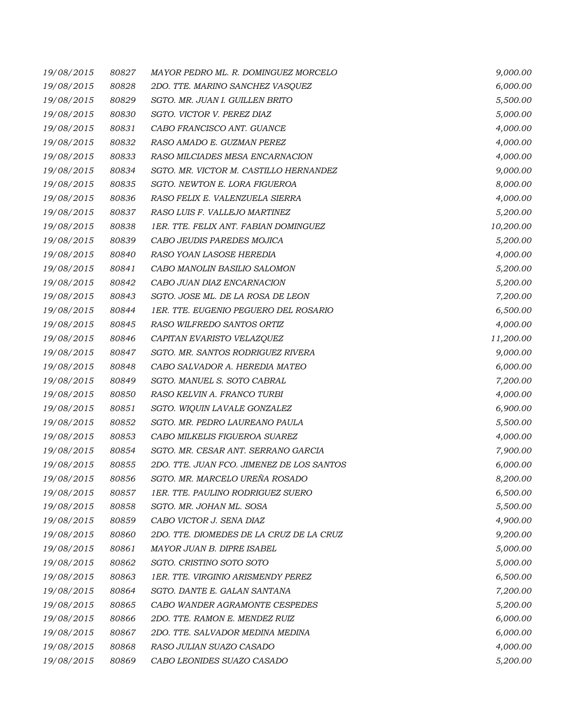| | | | |
|---|---|---|---|
| *19/08/2015* | *80827* | *MAYOR PEDRO ML. R. DOMINGUEZ MORCELO* | *9,000.00* |
| *19/08/2015* | *80828* | *2DO. TTE. MARINO SANCHEZ VASQUEZ* | *6,000.00* |
| *19/08/2015* | *80829* | *SGTO. MR. JUAN I. GUILLEN BRITO* | *5,500.00* |
| *19/08/2015* | *80830* | *SGTO. VICTOR V. PEREZ DIAZ* | *5,000.00* |
| *19/08/2015* | *80831* | *CABO FRANCISCO ANT. GUANCE* | *4,000.00* |
| *19/08/2015* | *80832* | *RASO AMADO E. GUZMAN PEREZ* | *4,000.00* |
| *19/08/2015* | *80833* | *RASO MILCIADES MESA ENCARNACION* | *4,000.00* |
| *19/08/2015* | *80834* | *SGTO. MR. VICTOR M. CASTILLO HERNANDEZ* | *9,000.00* |
| *19/08/2015* | *80835* | *SGTO. NEWTON E. LORA FIGUEROA* | *8,000.00* |
| *19/08/2015* | *80836* | *RASO FELIX E. VALENZUELA SIERRA* | *4,000.00* |
| *19/08/2015* | *80837* | *RASO LUIS F. VALLEJO MARTINEZ* | *5,200.00* |
| *19/08/2015* | *80838* | *1ER. TTE. FELIX ANT. FABIAN DOMINGUEZ* | *10,200.00* |
| *19/08/2015* | *80839* | *CABO JEUDIS PAREDES MOJICA* | *5,200.00* |
| *19/08/2015* | *80840* | *RASO YOAN LASOSE HEREDIA* | *4,000.00* |
| *19/08/2015* | *80841* | *CABO MANOLIN BASILIO SALOMON* | *5,200.00* |
| *19/08/2015* | *80842* | *CABO JUAN DIAZ ENCARNACION* | *5,200.00* |
| *19/08/2015* | *80843* | *SGTO. JOSE ML. DE LA ROSA DE LEON* | *7,200.00* |
| *19/08/2015* | *80844* | *1ER. TTE. EUGENIO PEGUERO DEL ROSARIO* | *6,500.00* |
| *19/08/2015* | *80845* | *RASO WILFREDO SANTOS ORTIZ* | *4,000.00* |
| *19/08/2015* | *80846* | *CAPITAN EVARISTO VELAZQUEZ* | *11,200.00* |
| *19/08/2015* | *80847* | *SGTO. MR. SANTOS RODRIGUEZ RIVERA* | *9,000.00* |
| *19/08/2015* | *80848* | *CABO SALVADOR A. HEREDIA MATEO* | *6,000.00* |
| *19/08/2015* | *80849* | *SGTO. MANUEL S. SOTO CABRAL* | *7,200.00* |
| *19/08/2015* | *80850* | *RASO KELVIN A. FRANCO TURBI* | *4,000.00* |
| *19/08/2015* | *80851* | *SGTO. WIQUIN LAVALE GONZALEZ* | *6,900.00* |
| *19/08/2015* | *80852* | *SGTO. MR. PEDRO LAUREANO PAULA* | *5,500.00* |
| *19/08/2015* | *80853* | *CABO MILKELIS FIGUEROA SUAREZ* | *4,000.00* |
| *19/08/2015* | *80854* | *SGTO. MR. CESAR ANT. SERRANO GARCIA* | *7,900.00* |
| *19/08/2015* | *80855* | *2DO. TTE. JUAN FCO. JIMENEZ DE LOS SANTOS* | *6,000.00* |
| *19/08/2015* | *80856* | *SGTO. MR. MARCELO UREÑA ROSADO* | *8,200.00* |
| *19/08/2015* | *80857* | *1ER. TTE. PAULINO RODRIGUEZ SUERO* | *6,500.00* |
| *19/08/2015* | *80858* | *SGTO. MR. JOHAN ML. SOSA* | *5,500.00* |
| *19/08/2015* | *80859* | *CABO VICTOR J. SENA DIAZ* | *4,900.00* |
| *19/08/2015* | *80860* | *2DO. TTE. DIOMEDES DE LA CRUZ DE LA CRUZ* | *9,200.00* |
| *19/08/2015* | *80861* | *MAYOR JUAN B. DIPRE ISABEL* | *5,000.00* |
| *19/08/2015* | *80862* | *SGTO. CRISTINO SOTO SOTO* | *5,000.00* |
| *19/08/2015* | *80863* | *1ER. TTE. VIRGINIO ARISMENDY PEREZ* | *6,500.00* |
| *19/08/2015* | *80864* | *SGTO. DANTE E. GALAN SANTANA* | *7,200.00* |
| *19/08/2015* | *80865* | *CABO WANDER AGRAMONTE CESPEDES* | *5,200.00* |
| *19/08/2015* | *80866* | *2DO. TTE. RAMON E. MENDEZ RUIZ* | *6,000.00* |
| *19/08/2015* | *80867* | *2DO. TTE. SALVADOR MEDINA MEDINA* | *6,000.00* |
| *19/08/2015* | *80868* | *RASO JULIAN SUAZO CASADO* | *4,000.00* |
| *19/08/2015* | *80869* | *CABO LEONIDES SUAZO CASADO* | *5,200.00* |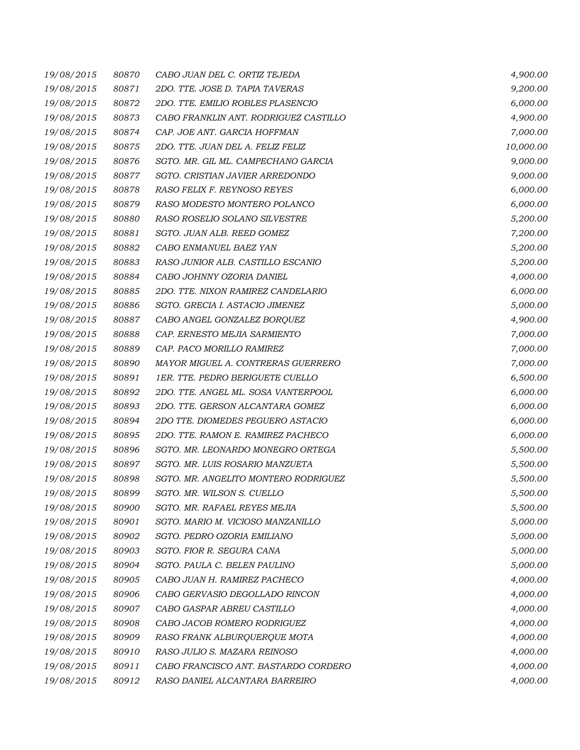| | | | |
|---|---|---|---|
| 19/08/2015 | 80870 | CABO JUAN DEL C. ORTIZ TEJEDA | 4,900.00 |
| 19/08/2015 | 80871 | 2DO. TTE. JOSE D. TAPIA TAVERAS | 9,200.00 |
| 19/08/2015 | 80872 | 2DO. TTE. EMILIO ROBLES PLASENCIO | 6,000.00 |
| 19/08/2015 | 80873 | CABO FRANKLIN ANT. RODRIGUEZ CASTILLO | 4,900.00 |
| 19/08/2015 | 80874 | CAP. JOE ANT. GARCIA HOFFMAN | 7,000.00 |
| 19/08/2015 | 80875 | 2DO. TTE. JUAN DEL A. FELIZ FELIZ | 10,000.00 |
| 19/08/2015 | 80876 | SGTO. MR. GIL ML. CAMPECHANO GARCIA | 9,000.00 |
| 19/08/2015 | 80877 | SGTO. CRISTIAN JAVIER ARREDONDO | 9,000.00 |
| 19/08/2015 | 80878 | RASO FELIX F. REYNOSO REYES | 6,000.00 |
| 19/08/2015 | 80879 | RASO MODESTO MONTERO POLANCO | 6,000.00 |
| 19/08/2015 | 80880 | RASO ROSELIO SOLANO SILVESTRE | 5,200.00 |
| 19/08/2015 | 80881 | SGTO. JUAN ALB. REED GOMEZ | 7,200.00 |
| 19/08/2015 | 80882 | CABO ENMANUEL BAEZ YAN | 5,200.00 |
| 19/08/2015 | 80883 | RASO JUNIOR ALB. CASTILLO ESCANIO | 5,200.00 |
| 19/08/2015 | 80884 | CABO JOHNNY OZORIA DANIEL | 4,000.00 |
| 19/08/2015 | 80885 | 2DO. TTE. NIXON RAMIREZ CANDELARIO | 6,000.00 |
| 19/08/2015 | 80886 | SGTO. GRECIA I. ASTACIO JIMENEZ | 5,000.00 |
| 19/08/2015 | 80887 | CABO ANGEL GONZALEZ BORQUEZ | 4,900.00 |
| 19/08/2015 | 80888 | CAP. ERNESTO MEJIA SARMIENTO | 7,000.00 |
| 19/08/2015 | 80889 | CAP. PACO MORILLO RAMIREZ | 7,000.00 |
| 19/08/2015 | 80890 | MAYOR MIGUEL A. CONTRERAS GUERRERO | 7,000.00 |
| 19/08/2015 | 80891 | 1ER. TTE. PEDRO BERIGUETE CUELLO | 6,500.00 |
| 19/08/2015 | 80892 | 2DO. TTE. ANGEL ML. SOSA VANTERPOOL | 6,000.00 |
| 19/08/2015 | 80893 | 2DO. TTE. GERSON ALCANTARA GOMEZ | 6,000.00 |
| 19/08/2015 | 80894 | 2DO TTE. DIOMEDES PEGUERO ASTACIO | 6,000.00 |
| 19/08/2015 | 80895 | 2DO. TTE. RAMON E. RAMIREZ PACHECO | 6,000.00 |
| 19/08/2015 | 80896 | SGTO. MR. LEONARDO MONEGRO ORTEGA | 5,500.00 |
| 19/08/2015 | 80897 | SGTO. MR. LUIS ROSARIO MANZUETA | 5,500.00 |
| 19/08/2015 | 80898 | SGTO. MR. ANGELITO MONTERO RODRIGUEZ | 5,500.00 |
| 19/08/2015 | 80899 | SGTO. MR. WILSON S. CUELLO | 5,500.00 |
| 19/08/2015 | 80900 | SGTO. MR. RAFAEL REYES MEJIA | 5,500.00 |
| 19/08/2015 | 80901 | SGTO. MARIO M. VICIOSO MANZANILLO | 5,000.00 |
| 19/08/2015 | 80902 | SGTO. PEDRO OZORIA EMILIANO | 5,000.00 |
| 19/08/2015 | 80903 | SGTO. FIOR R. SEGURA CANA | 5,000.00 |
| 19/08/2015 | 80904 | SGTO. PAULA C. BELEN PAULINO | 5,000.00 |
| 19/08/2015 | 80905 | CABO JUAN H. RAMIREZ PACHECO | 4,000.00 |
| 19/08/2015 | 80906 | CABO GERVASIO DEGOLLADO RINCON | 4,000.00 |
| 19/08/2015 | 80907 | CABO GASPAR ABREU CASTILLO | 4,000.00 |
| 19/08/2015 | 80908 | CABO JACOB ROMERO RODRIGUEZ | 4,000.00 |
| 19/08/2015 | 80909 | RASO FRANK ALBURQUERQUE MOTA | 4,000.00 |
| 19/08/2015 | 80910 | RASO JULIO S. MAZARA REINOSO | 4,000.00 |
| 19/08/2015 | 80911 | CABO FRANCISCO ANT. BASTARDO CORDERO | 4,000.00 |
| 19/08/2015 | 80912 | RASO DANIEL ALCANTARA BARREIRO | 4,000.00 |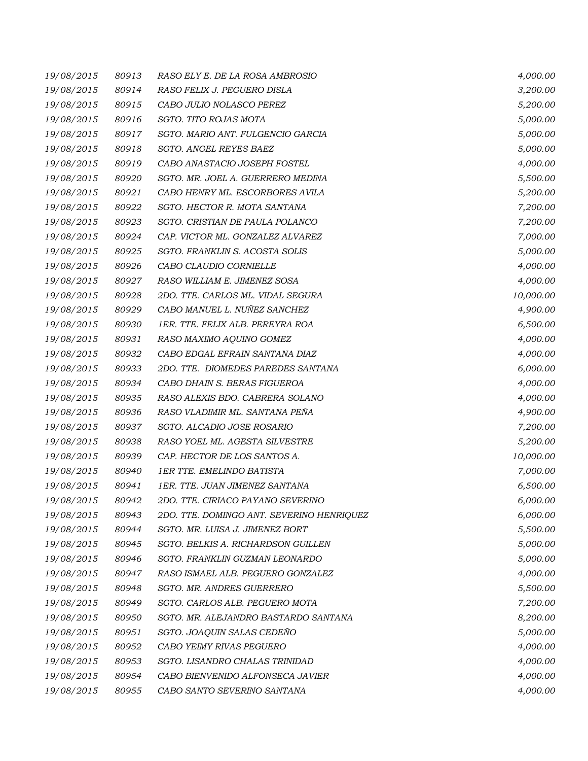| | | | |
|---|---|---|---|
| 19/08/2015 | 80913 | RASO ELY E. DE LA ROSA AMBROSIO | 4,000.00 |
| 19/08/2015 | 80914 | RASO FELIX J. PEGUERO DISLA | 3,200.00 |
| 19/08/2015 | 80915 | CABO JULIO NOLASCO PEREZ | 5,200.00 |
| 19/08/2015 | 80916 | SGTO. TITO ROJAS MOTA | 5,000.00 |
| 19/08/2015 | 80917 | SGTO. MARIO ANT. FULGENCIO GARCIA | 5,000.00 |
| 19/08/2015 | 80918 | SGTO. ANGEL REYES BAEZ | 5,000.00 |
| 19/08/2015 | 80919 | CABO ANASTACIO JOSEPH FOSTEL | 4,000.00 |
| 19/08/2015 | 80920 | SGTO. MR. JOEL A. GUERRERO MEDINA | 5,500.00 |
| 19/08/2015 | 80921 | CABO HENRY ML. ESCORBORES AVILA | 5,200.00 |
| 19/08/2015 | 80922 | SGTO. HECTOR R. MOTA SANTANA | 7,200.00 |
| 19/08/2015 | 80923 | SGTO. CRISTIAN DE PAULA POLANCO | 7,200.00 |
| 19/08/2015 | 80924 | CAP. VICTOR ML. GONZALEZ ALVAREZ | 7,000.00 |
| 19/08/2015 | 80925 | SGTO. FRANKLIN S. ACOSTA SOLIS | 5,000.00 |
| 19/08/2015 | 80926 | CABO CLAUDIO CORNIELLE | 4,000.00 |
| 19/08/2015 | 80927 | RASO WILLIAM E. JIMENEZ SOSA | 4,000.00 |
| 19/08/2015 | 80928 | 2DO. TTE. CARLOS ML. VIDAL SEGURA | 10,000.00 |
| 19/08/2015 | 80929 | CABO MANUEL L. NUÑEZ SANCHEZ | 4,900.00 |
| 19/08/2015 | 80930 | 1ER. TTE. FELIX ALB. PEREYRA ROA | 6,500.00 |
| 19/08/2015 | 80931 | RASO MAXIMO AQUINO GOMEZ | 4,000.00 |
| 19/08/2015 | 80932 | CABO EDGAL EFRAIN SANTANA DIAZ | 4,000.00 |
| 19/08/2015 | 80933 | 2DO. TTE. DIOMEDES PAREDES SANTANA | 6,000.00 |
| 19/08/2015 | 80934 | CABO DHAIN S. BERAS FIGUEROA | 4,000.00 |
| 19/08/2015 | 80935 | RASO ALEXIS BDO. CABRERA SOLANO | 4,000.00 |
| 19/08/2015 | 80936 | RASO VLADIMIR ML. SANTANA PEÑA | 4,900.00 |
| 19/08/2015 | 80937 | SGTO. ALCADIO JOSE ROSARIO | 7,200.00 |
| 19/08/2015 | 80938 | RASO YOEL ML. AGESTA SILVESTRE | 5,200.00 |
| 19/08/2015 | 80939 | CAP. HECTOR DE LOS SANTOS A. | 10,000.00 |
| 19/08/2015 | 80940 | 1ER TTE. EMELINDO BATISTA | 7,000.00 |
| 19/08/2015 | 80941 | 1ER. TTE. JUAN JIMENEZ SANTANA | 6,500.00 |
| 19/08/2015 | 80942 | 2DO. TTE. CIRIACO PAYANO SEVERINO | 6,000.00 |
| 19/08/2015 | 80943 | 2DO. TTE. DOMINGO ANT. SEVERINO HENRIQUEZ | 6,000.00 |
| 19/08/2015 | 80944 | SGTO. MR. LUISA J. JIMENEZ BORT | 5,500.00 |
| 19/08/2015 | 80945 | SGTO. BELKIS A. RICHARDSON GUILLEN | 5,000.00 |
| 19/08/2015 | 80946 | SGTO. FRANKLIN GUZMAN LEONARDO | 5,000.00 |
| 19/08/2015 | 80947 | RASO ISMAEL ALB. PEGUERO GONZALEZ | 4,000.00 |
| 19/08/2015 | 80948 | SGTO. MR. ANDRES GUERRERO | 5,500.00 |
| 19/08/2015 | 80949 | SGTO. CARLOS ALB. PEGUERO MOTA | 7,200.00 |
| 19/08/2015 | 80950 | SGTO. MR. ALEJANDRO BASTARDO SANTANA | 8,200.00 |
| 19/08/2015 | 80951 | SGTO. JOAQUIN SALAS CEDEÑO | 5,000.00 |
| 19/08/2015 | 80952 | CABO YEIMY RIVAS PEGUERO | 4,000.00 |
| 19/08/2015 | 80953 | SGTO. LISANDRO CHALAS TRINIDAD | 4,000.00 |
| 19/08/2015 | 80954 | CABO BIENVENIDO ALFONSECA JAVIER | 4,000.00 |
| 19/08/2015 | 80955 | CABO SANTO SEVERINO SANTANA | 4,000.00 |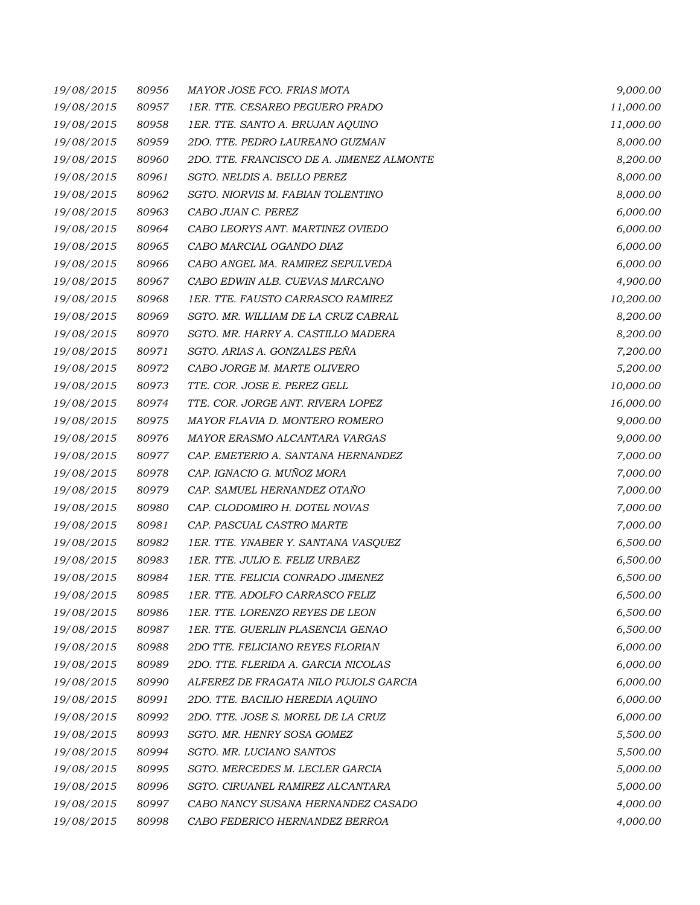| | | | |
|---|---|---|---|
| 19/08/2015 | 80956 | MAYOR JOSE FCO. FRIAS MOTA | 9,000.00 |
| 19/08/2015 | 80957 | 1ER. TTE. CESAREO PEGUERO PRADO | 11,000.00 |
| 19/08/2015 | 80958 | 1ER. TTE. SANTO A. BRUJAN AQUINO | 11,000.00 |
| 19/08/2015 | 80959 | 2DO. TTE. PEDRO LAUREANO GUZMAN | 8,000.00 |
| 19/08/2015 | 80960 | 2DO. TTE. FRANCISCO DE A. JIMENEZ ALMONTE | 8,200.00 |
| 19/08/2015 | 80961 | SGTO. NELDIS A. BELLO PEREZ | 8,000.00 |
| 19/08/2015 | 80962 | SGTO. NIORVIS M. FABIAN TOLENTINO | 8,000.00 |
| 19/08/2015 | 80963 | CABO JUAN C. PEREZ | 6,000.00 |
| 19/08/2015 | 80964 | CABO LEORYS ANT. MARTINEZ OVIEDO | 6,000.00 |
| 19/08/2015 | 80965 | CABO MARCIAL OGANDO DIAZ | 6,000.00 |
| 19/08/2015 | 80966 | CABO ANGEL MA. RAMIREZ SEPULVEDA | 6,000.00 |
| 19/08/2015 | 80967 | CABO EDWIN ALB. CUEVAS MARCANO | 4,900.00 |
| 19/08/2015 | 80968 | 1ER. TTE. FAUSTO CARRASCO RAMIREZ | 10,200.00 |
| 19/08/2015 | 80969 | SGTO. MR. WILLIAM DE LA CRUZ CABRAL | 8,200.00 |
| 19/08/2015 | 80970 | SGTO. MR. HARRY A. CASTILLO MADERA | 8,200.00 |
| 19/08/2015 | 80971 | SGTO. ARIAS A. GONZALES PEÑA | 7,200.00 |
| 19/08/2015 | 80972 | CABO JORGE M. MARTE OLIVERO | 5,200.00 |
| 19/08/2015 | 80973 | TTE. COR. JOSE E. PEREZ GELL | 10,000.00 |
| 19/08/2015 | 80974 | TTE. COR. JORGE ANT. RIVERA LOPEZ | 16,000.00 |
| 19/08/2015 | 80975 | MAYOR FLAVIA D. MONTERO ROMERO | 9,000.00 |
| 19/08/2015 | 80976 | MAYOR ERASMO ALCANTARA VARGAS | 9,000.00 |
| 19/08/2015 | 80977 | CAP. EMETERIO A. SANTANA HERNANDEZ | 7,000.00 |
| 19/08/2015 | 80978 | CAP. IGNACIO G. MUÑOZ MORA | 7,000.00 |
| 19/08/2015 | 80979 | CAP. SAMUEL HERNANDEZ OTAÑO | 7,000.00 |
| 19/08/2015 | 80980 | CAP. CLODOMIRO H. DOTEL NOVAS | 7,000.00 |
| 19/08/2015 | 80981 | CAP. PASCUAL CASTRO MARTE | 7,000.00 |
| 19/08/2015 | 80982 | 1ER. TTE. YNABER Y. SANTANA VASQUEZ | 6,500.00 |
| 19/08/2015 | 80983 | 1ER. TTE. JULIO E. FELIZ URBAEZ | 6,500.00 |
| 19/08/2015 | 80984 | 1ER. TTE. FELICIA CONRADO JIMENEZ | 6,500.00 |
| 19/08/2015 | 80985 | 1ER. TTE. ADOLFO CARRASCO FELIZ | 6,500.00 |
| 19/08/2015 | 80986 | 1ER. TTE. LORENZO REYES DE LEON | 6,500.00 |
| 19/08/2015 | 80987 | 1ER. TTE. GUERLIN PLASENCIA GENAO | 6,500.00 |
| 19/08/2015 | 80988 | 2DO TTE. FELICIANO REYES FLORIAN | 6,000.00 |
| 19/08/2015 | 80989 | 2DO. TTE. FLERIDA A. GARCIA NICOLAS | 6,000.00 |
| 19/08/2015 | 80990 | ALFEREZ DE FRAGATA NILO PUJOLS GARCIA | 6,000.00 |
| 19/08/2015 | 80991 | 2DO. TTE. BACILIO HEREDIA AQUINO | 6,000.00 |
| 19/08/2015 | 80992 | 2DO. TTE. JOSE S. MOREL DE LA CRUZ | 6,000.00 |
| 19/08/2015 | 80993 | SGTO. MR. HENRY SOSA GOMEZ | 5,500.00 |
| 19/08/2015 | 80994 | SGTO. MR. LUCIANO SANTOS | 5,500.00 |
| 19/08/2015 | 80995 | SGTO. MERCEDES M. LECLER GARCIA | 5,000.00 |
| 19/08/2015 | 80996 | SGTO. CIRUANEL RAMIREZ ALCANTARA | 5,000.00 |
| 19/08/2015 | 80997 | CABO NANCY SUSANA HERNANDEZ CASADO | 4,000.00 |
| 19/08/2015 | 80998 | CABO FEDERICO HERNANDEZ BERROA | 4,000.00 |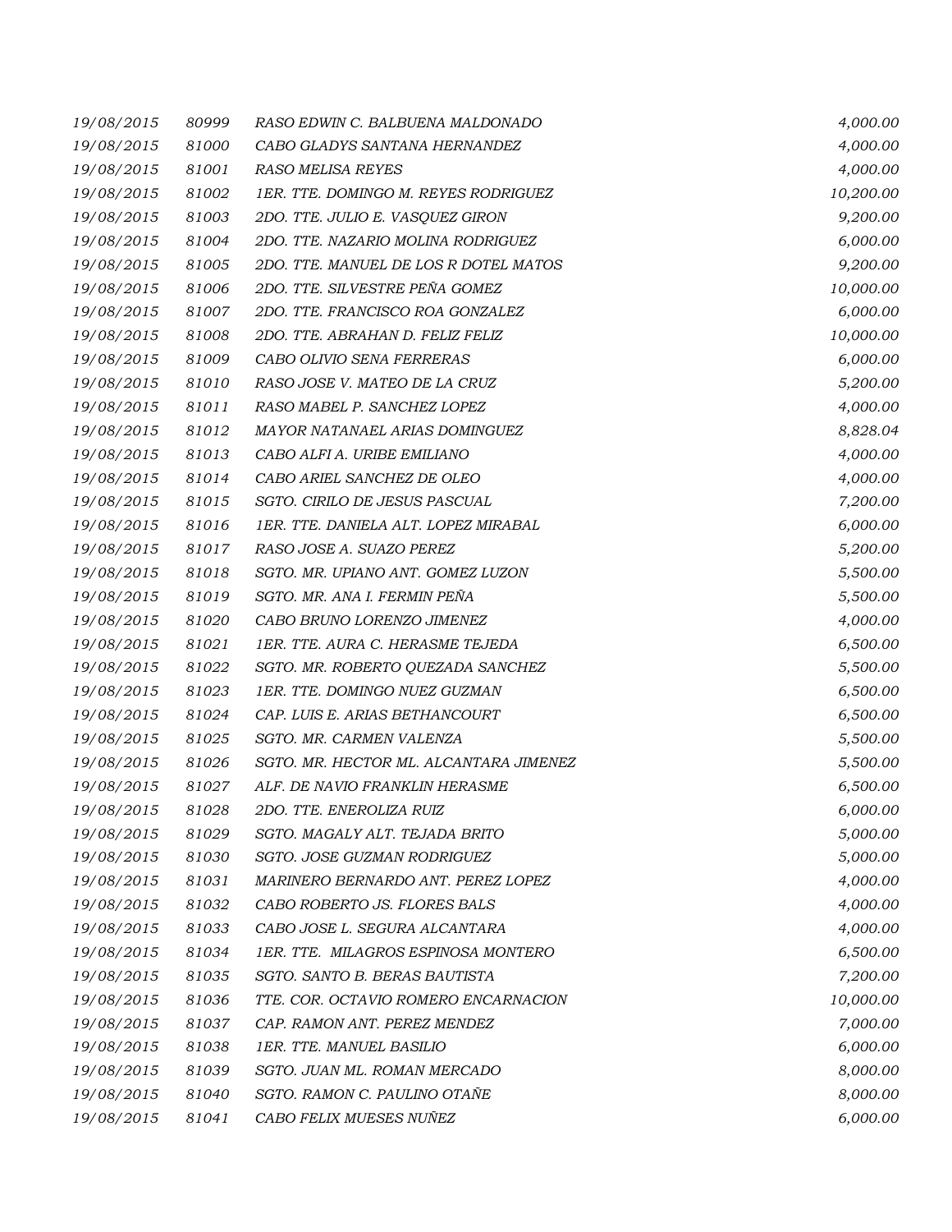| | | | |
|---|---|---|---|
| 19/08/2015 | 80999 | RASO EDWIN C. BALBUENA MALDONADO | 4,000.00 |
| 19/08/2015 | 81000 | CABO GLADYS SANTANA HERNANDEZ | 4,000.00 |
| 19/08/2015 | 81001 | RASO MELISA REYES | 4,000.00 |
| 19/08/2015 | 81002 | 1ER. TTE. DOMINGO M. REYES RODRIGUEZ | 10,200.00 |
| 19/08/2015 | 81003 | 2DO. TTE. JULIO E. VASQUEZ GIRON | 9,200.00 |
| 19/08/2015 | 81004 | 2DO. TTE. NAZARIO MOLINA RODRIGUEZ | 6,000.00 |
| 19/08/2015 | 81005 | 2DO. TTE. MANUEL DE LOS R DOTEL MATOS | 9,200.00 |
| 19/08/2015 | 81006 | 2DO. TTE. SILVESTRE PEÑA GOMEZ | 10,000.00 |
| 19/08/2015 | 81007 | 2DO. TTE. FRANCISCO ROA GONZALEZ | 6,000.00 |
| 19/08/2015 | 81008 | 2DO. TTE. ABRAHAN D. FELIZ FELIZ | 10,000.00 |
| 19/08/2015 | 81009 | CABO OLIVIO SENA FERRERAS | 6,000.00 |
| 19/08/2015 | 81010 | RASO JOSE V. MATEO DE LA CRUZ | 5,200.00 |
| 19/08/2015 | 81011 | RASO MABEL P. SANCHEZ LOPEZ | 4,000.00 |
| 19/08/2015 | 81012 | MAYOR NATANAEL ARIAS DOMINGUEZ | 8,828.04 |
| 19/08/2015 | 81013 | CABO ALFI A. URIBE EMILIANO | 4,000.00 |
| 19/08/2015 | 81014 | CABO ARIEL SANCHEZ DE OLEO | 4,000.00 |
| 19/08/2015 | 81015 | SGTO. CIRILO DE JESUS PASCUAL | 7,200.00 |
| 19/08/2015 | 81016 | 1ER. TTE. DANIELA ALT. LOPEZ MIRABAL | 6,000.00 |
| 19/08/2015 | 81017 | RASO JOSE A. SUAZO PEREZ | 5,200.00 |
| 19/08/2015 | 81018 | SGTO. MR. UPIANO ANT. GOMEZ LUZON | 5,500.00 |
| 19/08/2015 | 81019 | SGTO. MR. ANA I. FERMIN PEÑA | 5,500.00 |
| 19/08/2015 | 81020 | CABO BRUNO LORENZO JIMENEZ | 4,000.00 |
| 19/08/2015 | 81021 | 1ER. TTE. AURA C. HERASME TEJEDA | 6,500.00 |
| 19/08/2015 | 81022 | SGTO. MR. ROBERTO QUEZADA SANCHEZ | 5,500.00 |
| 19/08/2015 | 81023 | 1ER. TTE. DOMINGO NUEZ GUZMAN | 6,500.00 |
| 19/08/2015 | 81024 | CAP. LUIS E. ARIAS BETHANCOURT | 6,500.00 |
| 19/08/2015 | 81025 | SGTO. MR. CARMEN VALENZA | 5,500.00 |
| 19/08/2015 | 81026 | SGTO. MR. HECTOR ML. ALCANTARA JIMENEZ | 5,500.00 |
| 19/08/2015 | 81027 | ALF. DE NAVIO FRANKLIN HERASME | 6,500.00 |
| 19/08/2015 | 81028 | 2DO. TTE. ENEROLIZA RUIZ | 6,000.00 |
| 19/08/2015 | 81029 | SGTO. MAGALY ALT. TEJADA BRITO | 5,000.00 |
| 19/08/2015 | 81030 | SGTO. JOSE GUZMAN RODRIGUEZ | 5,000.00 |
| 19/08/2015 | 81031 | MARINERO BERNARDO ANT. PEREZ LOPEZ | 4,000.00 |
| 19/08/2015 | 81032 | CABO ROBERTO JS. FLORES BALS | 4,000.00 |
| 19/08/2015 | 81033 | CABO JOSE L. SEGURA ALCANTARA | 4,000.00 |
| 19/08/2015 | 81034 | 1ER. TTE. MILAGROS ESPINOSA MONTERO | 6,500.00 |
| 19/08/2015 | 81035 | SGTO. SANTO B. BERAS BAUTISTA | 7,200.00 |
| 19/08/2015 | 81036 | TTE. COR. OCTAVIO ROMERO ENCARNACION | 10,000.00 |
| 19/08/2015 | 81037 | CAP. RAMON ANT. PEREZ MENDEZ | 7,000.00 |
| 19/08/2015 | 81038 | 1ER. TTE. MANUEL BASILIO | 6,000.00 |
| 19/08/2015 | 81039 | SGTO. JUAN ML. ROMAN MERCADO | 8,000.00 |
| 19/08/2015 | 81040 | SGTO. RAMON C. PAULINO OTAÑE | 8,000.00 |
| 19/08/2015 | 81041 | CABO FELIX MUESES NUÑEZ | 6,000.00 |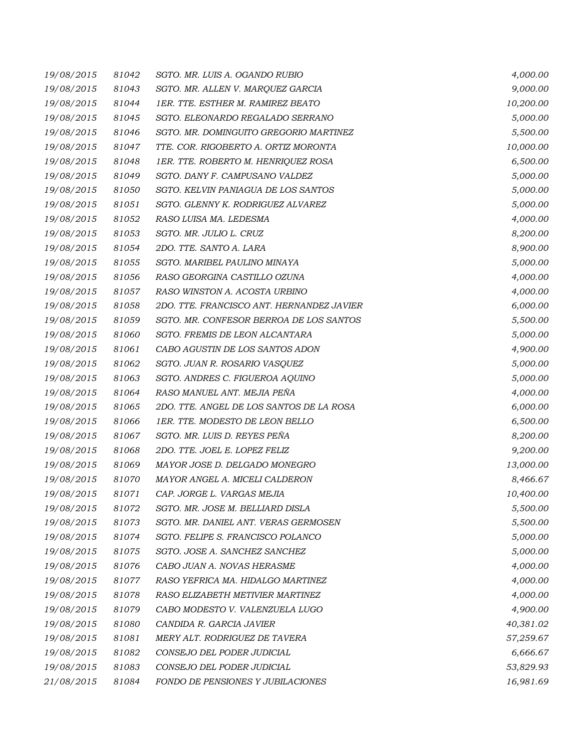| | | | |
|---|---|---|---|
| *19/08/2015* | *81042* | *SGTO. MR. LUIS A. OGANDO RUBIO* | *4,000.00* |
| *19/08/2015* | *81043* | *SGTO. MR. ALLEN V. MARQUEZ GARCIA* | *9,000.00* |
| *19/08/2015* | *81044* | *1ER. TTE. ESTHER M. RAMIREZ BEATO* | *10,200.00* |
| *19/08/2015* | *81045* | *SGTO. ELEONARDO REGALADO SERRANO* | *5,000.00* |
| *19/08/2015* | *81046* | *SGTO. MR. DOMINGUITO GREGORIO MARTINEZ* | *5,500.00* |
| *19/08/2015* | *81047* | *TTE. COR. RIGOBERTO A. ORTIZ MORONTA* | *10,000.00* |
| *19/08/2015* | *81048* | *1ER. TTE. ROBERTO M. HENRIQUEZ ROSA* | *6,500.00* |
| *19/08/2015* | *81049* | *SGTO. DANY F. CAMPUSANO VALDEZ* | *5,000.00* |
| *19/08/2015* | *81050* | *SGTO. KELVIN PANIAGUA DE LOS SANTOS* | *5,000.00* |
| *19/08/2015* | *81051* | *SGTO. GLENNY K. RODRIGUEZ ALVAREZ* | *5,000.00* |
| *19/08/2015* | *81052* | *RASO LUISA MA. LEDESMA* | *4,000.00* |
| *19/08/2015* | *81053* | *SGTO. MR. JULIO L. CRUZ* | *8,200.00* |
| *19/08/2015* | *81054* | *2DO. TTE. SANTO A. LARA* | *8,900.00* |
| *19/08/2015* | *81055* | *SGTO. MARIBEL PAULINO MINAYA* | *5,000.00* |
| *19/08/2015* | *81056* | *RASO GEORGINA CASTILLO OZUNA* | *4,000.00* |
| *19/08/2015* | *81057* | *RASO WINSTON A. ACOSTA URBINO* | *4,000.00* |
| *19/08/2015* | *81058* | *2DO. TTE. FRANCISCO ANT. HERNANDEZ JAVIER* | *6,000.00* |
| *19/08/2015* | *81059* | *SGTO. MR. CONFESOR BERROA DE LOS SANTOS* | *5,500.00* |
| *19/08/2015* | *81060* | *SGTO. FREMIS DE LEON ALCANTARA* | *5,000.00* |
| *19/08/2015* | *81061* | *CABO AGUSTIN DE LOS SANTOS ADON* | *4,900.00* |
| *19/08/2015* | *81062* | *SGTO. JUAN R. ROSARIO VASQUEZ* | *5,000.00* |
| *19/08/2015* | *81063* | *SGTO. ANDRES C. FIGUEROA AQUINO* | *5,000.00* |
| *19/08/2015* | *81064* | *RASO MANUEL ANT. MEJIA PEÑA* | *4,000.00* |
| *19/08/2015* | *81065* | *2DO. TTE. ANGEL DE LOS SANTOS DE LA ROSA* | *6,000.00* |
| *19/08/2015* | *81066* | *1ER. TTE. MODESTO DE LEON BELLO* | *6,500.00* |
| *19/08/2015* | *81067* | *SGTO. MR. LUIS D. REYES PEÑA* | *8,200.00* |
| *19/08/2015* | *81068* | *2DO. TTE. JOEL E. LOPEZ FELIZ* | *9,200.00* |
| *19/08/2015* | *81069* | *MAYOR JOSE D. DELGADO MONEGRO* | *13,000.00* |
| *19/08/2015* | *81070* | *MAYOR ANGEL A. MICELI CALDERON* | *8,466.67* |
| *19/08/2015* | *81071* | *CAP. JORGE L. VARGAS MEJIA* | *10,400.00* |
| *19/08/2015* | *81072* | *SGTO. MR. JOSE M. BELLIARD DISLA* | *5,500.00* |
| *19/08/2015* | *81073* | *SGTO. MR. DANIEL ANT. VERAS GERMOSEN* | *5,500.00* |
| *19/08/2015* | *81074* | *SGTO. FELIPE S. FRANCISCO POLANCO* | *5,000.00* |
| *19/08/2015* | *81075* | *SGTO. JOSE A. SANCHEZ SANCHEZ* | *5,000.00* |
| *19/08/2015* | *81076* | *CABO JUAN A. NOVAS HERASME* | *4,000.00* |
| *19/08/2015* | *81077* | *RASO YEFRICA MA. HIDALGO MARTINEZ* | *4,000.00* |
| *19/08/2015* | *81078* | *RASO ELIZABETH METIVIER MARTINEZ* | *4,000.00* |
| *19/08/2015* | *81079* | *CABO MODESTO V. VALENZUELA LUGO* | *4,900.00* |
| *19/08/2015* | *81080* | *CANDIDA R. GARCIA JAVIER* | *40,381.02* |
| *19/08/2015* | *81081* | *MERY ALT. RODRIGUEZ DE TAVERA* | *57,259.67* |
| *19/08/2015* | *81082* | *CONSEJO DEL PODER JUDICIAL* | *6,666.67* |
| *19/08/2015* | *81083* | *CONSEJO DEL PODER JUDICIAL* | *53,829.93* |
| *21/08/2015* | *81084* | *FONDO DE PENSIONES Y JUBILACIONES* | *16,981.69* |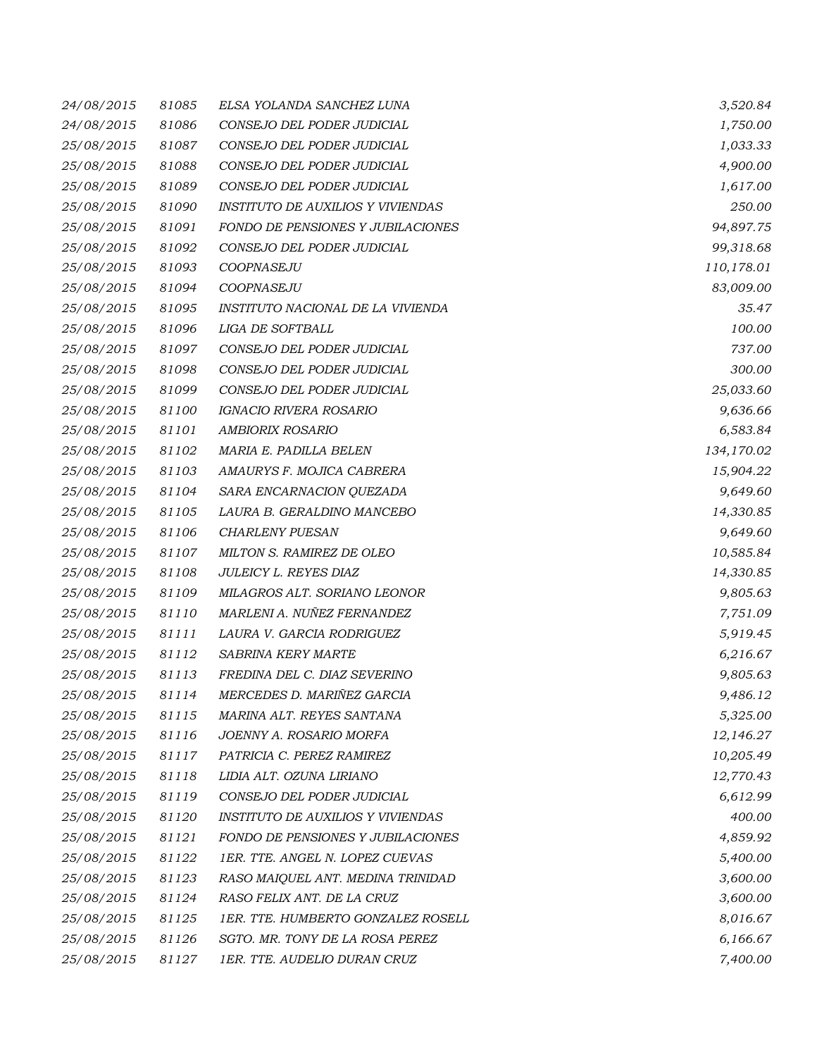| | | | |
|---|---|---|---|
| *24/08/2015* | *81085* | *ELSA YOLANDA SANCHEZ LUNA* | *3,520.84* |
| *24/08/2015* | *81086* | *CONSEJO DEL PODER JUDICIAL* | *1,750.00* |
| *25/08/2015* | *81087* | *CONSEJO DEL PODER JUDICIAL* | *1,033.33* |
| *25/08/2015* | *81088* | *CONSEJO DEL PODER JUDICIAL* | *4,900.00* |
| *25/08/2015* | *81089* | *CONSEJO DEL PODER JUDICIAL* | *1,617.00* |
| *25/08/2015* | *81090* | *INSTITUTO DE AUXILIOS Y VIVIENDAS* | *250.00* |
| *25/08/2015* | *81091* | *FONDO DE PENSIONES Y JUBILACIONES* | *94,897.75* |
| *25/08/2015* | *81092* | *CONSEJO DEL PODER JUDICIAL* | *99,318.68* |
| *25/08/2015* | *81093* | *COOPNASEJU* | *110,178.01* |
| *25/08/2015* | *81094* | *COOPNASEJU* | *83,009.00* |
| *25/08/2015* | *81095* | *INSTITUTO NACIONAL DE LA VIVIENDA* | *35.47* |
| *25/08/2015* | *81096* | *LIGA DE SOFTBALL* | *100.00* |
| *25/08/2015* | *81097* | *CONSEJO DEL PODER JUDICIAL* | *737.00* |
| *25/08/2015* | *81098* | *CONSEJO DEL PODER JUDICIAL* | *300.00* |
| *25/08/2015* | *81099* | *CONSEJO DEL PODER JUDICIAL* | *25,033.60* |
| *25/08/2015* | *81100* | *IGNACIO RIVERA ROSARIO* | *9,636.66* |
| *25/08/2015* | *81101* | *AMBIORIX ROSARIO* | *6,583.84* |
| *25/08/2015* | *81102* | *MARIA E. PADILLA BELEN* | *134,170.02* |
| *25/08/2015* | *81103* | *AMAURYS F. MOJICA CABRERA* | *15,904.22* |
| *25/08/2015* | *81104* | *SARA ENCARNACION QUEZADA* | *9,649.60* |
| *25/08/2015* | *81105* | *LAURA B. GERALDINO MANCEBO* | *14,330.85* |
| *25/08/2015* | *81106* | *CHARLENY PUESAN* | *9,649.60* |
| *25/08/2015* | *81107* | *MILTON S. RAMIREZ DE OLEO* | *10,585.84* |
| *25/08/2015* | *81108* | *JULEICY L. REYES DIAZ* | *14,330.85* |
| *25/08/2015* | *81109* | *MILAGROS ALT. SORIANO LEONOR* | *9,805.63* |
| *25/08/2015* | *81110* | *MARLENI A. NUÑEZ FERNANDEZ* | *7,751.09* |
| *25/08/2015* | *81111* | *LAURA V. GARCIA RODRIGUEZ* | *5,919.45* |
| *25/08/2015* | *81112* | *SABRINA KERY MARTE* | *6,216.67* |
| *25/08/2015* | *81113* | *FREDINA DEL C. DIAZ SEVERINO* | *9,805.63* |
| *25/08/2015* | *81114* | *MERCEDES D. MARIÑEZ GARCIA* | *9,486.12* |
| *25/08/2015* | *81115* | *MARINA ALT. REYES SANTANA* | *5,325.00* |
| *25/08/2015* | *81116* | *JOENNY A. ROSARIO MORFA* | *12,146.27* |
| *25/08/2015* | *81117* | *PATRICIA C. PEREZ RAMIREZ* | *10,205.49* |
| *25/08/2015* | *81118* | *LIDIA ALT. OZUNA LIRIANO* | *12,770.43* |
| *25/08/2015* | *81119* | *CONSEJO DEL PODER JUDICIAL* | *6,612.99* |
| *25/08/2015* | *81120* | *INSTITUTO DE AUXILIOS Y VIVIENDAS* | *400.00* |
| *25/08/2015* | *81121* | *FONDO DE PENSIONES Y JUBILACIONES* | *4,859.92* |
| *25/08/2015* | *81122* | *1ER. TTE. ANGEL N. LOPEZ CUEVAS* | *5,400.00* |
| *25/08/2015* | *81123* | *RASO MAIQUEL ANT. MEDINA TRINIDAD* | *3,600.00* |
| *25/08/2015* | *81124* | *RASO FELIX ANT. DE LA CRUZ* | *3,600.00* |
| *25/08/2015* | *81125* | *1ER. TTE. HUMBERTO GONZALEZ ROSELL* | *8,016.67* |
| *25/08/2015* | *81126* | *SGTO. MR. TONY DE LA ROSA PEREZ* | *6,166.67* |
| *25/08/2015* | *81127* | *1ER. TTE. AUDELIO DURAN CRUZ* | *7,400.00* |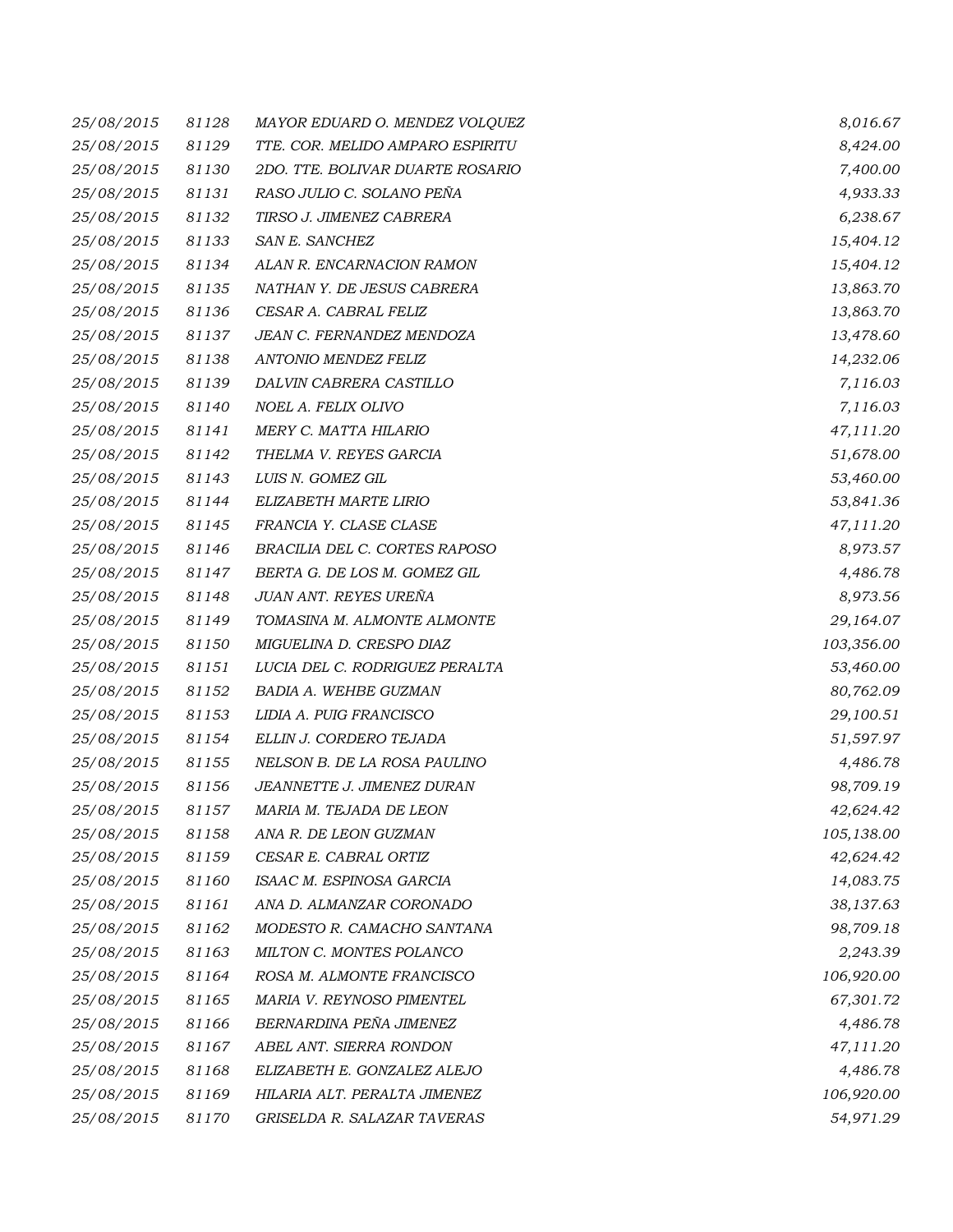| | | | |
|---|---|---|---|
| 25/08/2015 | 81128 | MAYOR EDUARD O. MENDEZ VOLQUEZ | 8,016.67 |
| 25/08/2015 | 81129 | TTE. COR. MELIDO AMPARO ESPIRITU | 8,424.00 |
| 25/08/2015 | 81130 | 2DO. TTE. BOLIVAR DUARTE ROSARIO | 7,400.00 |
| 25/08/2015 | 81131 | RASO JULIO C. SOLANO PEÑA | 4,933.33 |
| 25/08/2015 | 81132 | TIRSO J. JIMENEZ CABRERA | 6,238.67 |
| 25/08/2015 | 81133 | SAN E. SANCHEZ | 15,404.12 |
| 25/08/2015 | 81134 | ALAN R. ENCARNACION RAMON | 15,404.12 |
| 25/08/2015 | 81135 | NATHAN Y. DE JESUS CABRERA | 13,863.70 |
| 25/08/2015 | 81136 | CESAR A. CABRAL FELIZ | 13,863.70 |
| 25/08/2015 | 81137 | JEAN C. FERNANDEZ MENDOZA | 13,478.60 |
| 25/08/2015 | 81138 | ANTONIO MENDEZ FELIZ | 14,232.06 |
| 25/08/2015 | 81139 | DALVIN CABRERA CASTILLO | 7,116.03 |
| 25/08/2015 | 81140 | NOEL A. FELIX OLIVO | 7,116.03 |
| 25/08/2015 | 81141 | MERY C. MATTA HILARIO | 47,111.20 |
| 25/08/2015 | 81142 | THELMA V. REYES GARCIA | 51,678.00 |
| 25/08/2015 | 81143 | LUIS N. GOMEZ GIL | 53,460.00 |
| 25/08/2015 | 81144 | ELIZABETH MARTE LIRIO | 53,841.36 |
| 25/08/2015 | 81145 | FRANCIA Y. CLASE CLASE | 47,111.20 |
| 25/08/2015 | 81146 | BRACILIA DEL C. CORTES RAPOSO | 8,973.57 |
| 25/08/2015 | 81147 | BERTA G. DE LOS M. GOMEZ GIL | 4,486.78 |
| 25/08/2015 | 81148 | JUAN ANT. REYES UREÑA | 8,973.56 |
| 25/08/2015 | 81149 | TOMASINA M. ALMONTE ALMONTE | 29,164.07 |
| 25/08/2015 | 81150 | MIGUELINA D. CRESPO DIAZ | 103,356.00 |
| 25/08/2015 | 81151 | LUCIA DEL C. RODRIGUEZ PERALTA | 53,460.00 |
| 25/08/2015 | 81152 | BADIA A. WEHBE GUZMAN | 80,762.09 |
| 25/08/2015 | 81153 | LIDIA A. PUIG FRANCISCO | 29,100.51 |
| 25/08/2015 | 81154 | ELLIN J. CORDERO TEJADA | 51,597.97 |
| 25/08/2015 | 81155 | NELSON B. DE LA ROSA PAULINO | 4,486.78 |
| 25/08/2015 | 81156 | JEANNETTE J. JIMENEZ DURAN | 98,709.19 |
| 25/08/2015 | 81157 | MARIA M. TEJADA DE LEON | 42,624.42 |
| 25/08/2015 | 81158 | ANA R. DE LEON GUZMAN | 105,138.00 |
| 25/08/2015 | 81159 | CESAR E. CABRAL ORTIZ | 42,624.42 |
| 25/08/2015 | 81160 | ISAAC M. ESPINOSA GARCIA | 14,083.75 |
| 25/08/2015 | 81161 | ANA D. ALMANZAR CORONADO | 38,137.63 |
| 25/08/2015 | 81162 | MODESTO R. CAMACHO SANTANA | 98,709.18 |
| 25/08/2015 | 81163 | MILTON C. MONTES POLANCO | 2,243.39 |
| 25/08/2015 | 81164 | ROSA M. ALMONTE FRANCISCO | 106,920.00 |
| 25/08/2015 | 81165 | MARIA V. REYNOSO PIMENTEL | 67,301.72 |
| 25/08/2015 | 81166 | BERNARDINA PEÑA JIMENEZ | 4,486.78 |
| 25/08/2015 | 81167 | ABEL ANT. SIERRA RONDON | 47,111.20 |
| 25/08/2015 | 81168 | ELIZABETH E. GONZALEZ ALEJO | 4,486.78 |
| 25/08/2015 | 81169 | HILARIA ALT. PERALTA JIMENEZ | 106,920.00 |
| 25/08/2015 | 81170 | GRISELDA R. SALAZAR TAVERAS | 54,971.29 |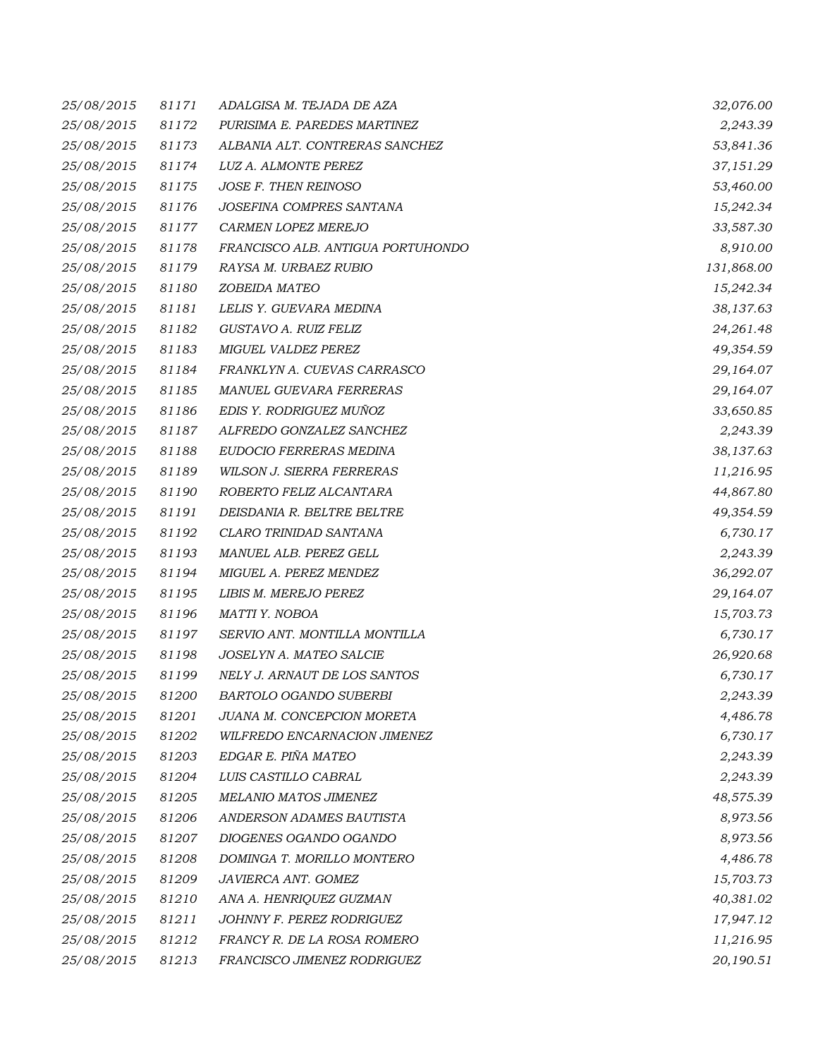| | | | |
|---|---|---|---|
| 25/08/2015 | 81171 | ADALGISA M. TEJADA DE AZA | 32,076.00 |
| 25/08/2015 | 81172 | PURISIMA E. PAREDES MARTINEZ | 2,243.39 |
| 25/08/2015 | 81173 | ALBANIA ALT. CONTRERAS SANCHEZ | 53,841.36 |
| 25/08/2015 | 81174 | LUZ A. ALMONTE PEREZ | 37,151.29 |
| 25/08/2015 | 81175 | JOSE F. THEN REINOSO | 53,460.00 |
| 25/08/2015 | 81176 | JOSEFINA COMPRES SANTANA | 15,242.34 |
| 25/08/2015 | 81177 | CARMEN LOPEZ MEREJO | 33,587.30 |
| 25/08/2015 | 81178 | FRANCISCO ALB. ANTIGUA PORTUHONDO | 8,910.00 |
| 25/08/2015 | 81179 | RAYSA M. URBAEZ RUBIO | 131,868.00 |
| 25/08/2015 | 81180 | ZOBEIDA MATEO | 15,242.34 |
| 25/08/2015 | 81181 | LELIS Y. GUEVARA MEDINA | 38,137.63 |
| 25/08/2015 | 81182 | GUSTAVO A. RUIZ FELIZ | 24,261.48 |
| 25/08/2015 | 81183 | MIGUEL VALDEZ PEREZ | 49,354.59 |
| 25/08/2015 | 81184 | FRANKLYN A. CUEVAS CARRASCO | 29,164.07 |
| 25/08/2015 | 81185 | MANUEL GUEVARA FERRERAS | 29,164.07 |
| 25/08/2015 | 81186 | EDIS Y. RODRIGUEZ MUÑOZ | 33,650.85 |
| 25/08/2015 | 81187 | ALFREDO GONZALEZ SANCHEZ | 2,243.39 |
| 25/08/2015 | 81188 | EUDOCIO FERRERAS MEDINA | 38,137.63 |
| 25/08/2015 | 81189 | WILSON J. SIERRA FERRERAS | 11,216.95 |
| 25/08/2015 | 81190 | ROBERTO FELIZ ALCANTARA | 44,867.80 |
| 25/08/2015 | 81191 | DEISDANIA R. BELTRE BELTRE | 49,354.59 |
| 25/08/2015 | 81192 | CLARO TRINIDAD SANTANA | 6,730.17 |
| 25/08/2015 | 81193 | MANUEL ALB. PEREZ GELL | 2,243.39 |
| 25/08/2015 | 81194 | MIGUEL A. PEREZ MENDEZ | 36,292.07 |
| 25/08/2015 | 81195 | LIBIS M. MEREJO PEREZ | 29,164.07 |
| 25/08/2015 | 81196 | MATTI Y. NOBOA | 15,703.73 |
| 25/08/2015 | 81197 | SERVIO ANT. MONTILLA MONTILLA | 6,730.17 |
| 25/08/2015 | 81198 | JOSELYN A. MATEO SALCIE | 26,920.68 |
| 25/08/2015 | 81199 | NELY J. ARNAUT DE LOS SANTOS | 6,730.17 |
| 25/08/2015 | 81200 | BARTOLO OGANDO SUBERBI | 2,243.39 |
| 25/08/2015 | 81201 | JUANA M. CONCEPCION MORETA | 4,486.78 |
| 25/08/2015 | 81202 | WILFREDO ENCARNACION JIMENEZ | 6,730.17 |
| 25/08/2015 | 81203 | EDGAR E. PIÑA MATEO | 2,243.39 |
| 25/08/2015 | 81204 | LUIS CASTILLO CABRAL | 2,243.39 |
| 25/08/2015 | 81205 | MELANIO MATOS JIMENEZ | 48,575.39 |
| 25/08/2015 | 81206 | ANDERSON ADAMES BAUTISTA | 8,973.56 |
| 25/08/2015 | 81207 | DIOGENES OGANDO OGANDO | 8,973.56 |
| 25/08/2015 | 81208 | DOMINGA T. MORILLO MONTERO | 4,486.78 |
| 25/08/2015 | 81209 | JAVIERCA ANT. GOMEZ | 15,703.73 |
| 25/08/2015 | 81210 | ANA A. HENRIQUEZ GUZMAN | 40,381.02 |
| 25/08/2015 | 81211 | JOHNNY F. PEREZ RODRIGUEZ | 17,947.12 |
| 25/08/2015 | 81212 | FRANCY R. DE LA ROSA ROMERO | 11,216.95 |
| 25/08/2015 | 81213 | FRANCISCO JIMENEZ RODRIGUEZ | 20,190.51 |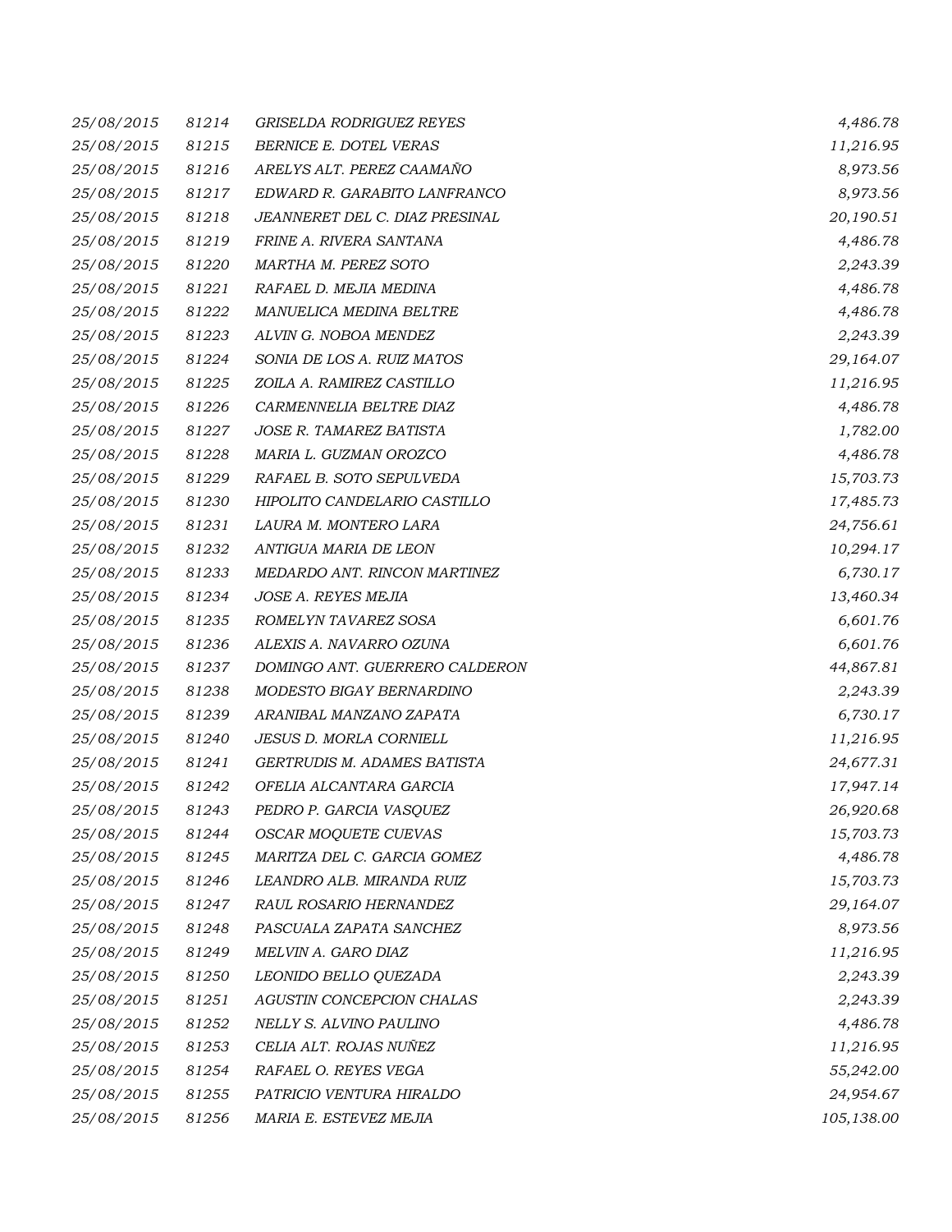| | | | |
|---|---|---|---|
| *25/08/2015* | *81214* | *GRISELDA RODRIGUEZ REYES* | *4,486.78* |
| *25/08/2015* | *81215* | *BERNICE E. DOTEL VERAS* | *11,216.95* |
| *25/08/2015* | *81216* | *ARELYS ALT. PEREZ CAAMAÑO* | *8,973.56* |
| *25/08/2015* | *81217* | *EDWARD R. GARABITO LANFRANCO* | *8,973.56* |
| *25/08/2015* | *81218* | *JEANNERET DEL C. DIAZ PRESINAL* | *20,190.51* |
| *25/08/2015* | *81219* | *FRINE A. RIVERA SANTANA* | *4,486.78* |
| *25/08/2015* | *81220* | *MARTHA M. PEREZ SOTO* | *2,243.39* |
| *25/08/2015* | *81221* | *RAFAEL D. MEJIA MEDINA* | *4,486.78* |
| *25/08/2015* | *81222* | *MANUELICA MEDINA BELTRE* | *4,486.78* |
| *25/08/2015* | *81223* | *ALVIN G. NOBOA MENDEZ* | *2,243.39* |
| *25/08/2015* | *81224* | *SONIA DE LOS A. RUIZ MATOS* | *29,164.07* |
| *25/08/2015* | *81225* | *ZOILA A. RAMIREZ CASTILLO* | *11,216.95* |
| *25/08/2015* | *81226* | *CARMENNELIA BELTRE DIAZ* | *4,486.78* |
| *25/08/2015* | *81227* | *JOSE R. TAMAREZ BATISTA* | *1,782.00* |
| *25/08/2015* | *81228* | *MARIA L. GUZMAN OROZCO* | *4,486.78* |
| *25/08/2015* | *81229* | *RAFAEL B. SOTO SEPULVEDA* | *15,703.73* |
| *25/08/2015* | *81230* | *HIPOLITO CANDELARIO CASTILLO* | *17,485.73* |
| *25/08/2015* | *81231* | *LAURA M. MONTERO LARA* | *24,756.61* |
| *25/08/2015* | *81232* | *ANTIGUA MARIA DE LEON* | *10,294.17* |
| *25/08/2015* | *81233* | *MEDARDO ANT. RINCON MARTINEZ* | *6,730.17* |
| *25/08/2015* | *81234* | *JOSE A. REYES MEJIA* | *13,460.34* |
| *25/08/2015* | *81235* | *ROMELYN TAVAREZ SOSA* | *6,601.76* |
| *25/08/2015* | *81236* | *ALEXIS A. NAVARRO OZUNA* | *6,601.76* |
| *25/08/2015* | *81237* | *DOMINGO ANT. GUERRERO CALDERON* | *44,867.81* |
| *25/08/2015* | *81238* | *MODESTO BIGAY BERNARDINO* | *2,243.39* |
| *25/08/2015* | *81239* | *ARANIBAL MANZANO ZAPATA* | *6,730.17* |
| *25/08/2015* | *81240* | *JESUS D. MORLA CORNIELL* | *11,216.95* |
| *25/08/2015* | *81241* | *GERTRUDIS M. ADAMES BATISTA* | *24,677.31* |
| *25/08/2015* | *81242* | *OFELIA ALCANTARA GARCIA* | *17,947.14* |
| *25/08/2015* | *81243* | *PEDRO P. GARCIA VASQUEZ* | *26,920.68* |
| *25/08/2015* | *81244* | *OSCAR MOQUETE CUEVAS* | *15,703.73* |
| *25/08/2015* | *81245* | *MARITZA DEL C. GARCIA GOMEZ* | *4,486.78* |
| *25/08/2015* | *81246* | *LEANDRO ALB. MIRANDA RUIZ* | *15,703.73* |
| *25/08/2015* | *81247* | *RAUL ROSARIO HERNANDEZ* | *29,164.07* |
| *25/08/2015* | *81248* | *PASCUALA ZAPATA SANCHEZ* | *8,973.56* |
| *25/08/2015* | *81249* | *MELVIN A. GARO DIAZ* | *11,216.95* |
| *25/08/2015* | *81250* | *LEONIDO BELLO QUEZADA* | *2,243.39* |
| *25/08/2015* | *81251* | *AGUSTIN CONCEPCION CHALAS* | *2,243.39* |
| *25/08/2015* | *81252* | *NELLY S. ALVINO PAULINO* | *4,486.78* |
| *25/08/2015* | *81253* | *CELIA ALT. ROJAS NUÑEZ* | *11,216.95* |
| *25/08/2015* | *81254* | *RAFAEL O. REYES VEGA* | *55,242.00* |
| *25/08/2015* | *81255* | *PATRICIO VENTURA HIRALDO* | *24,954.67* |
| *25/08/2015* | *81256* | *MARIA E. ESTEVEZ MEJIA* | *105,138.00* |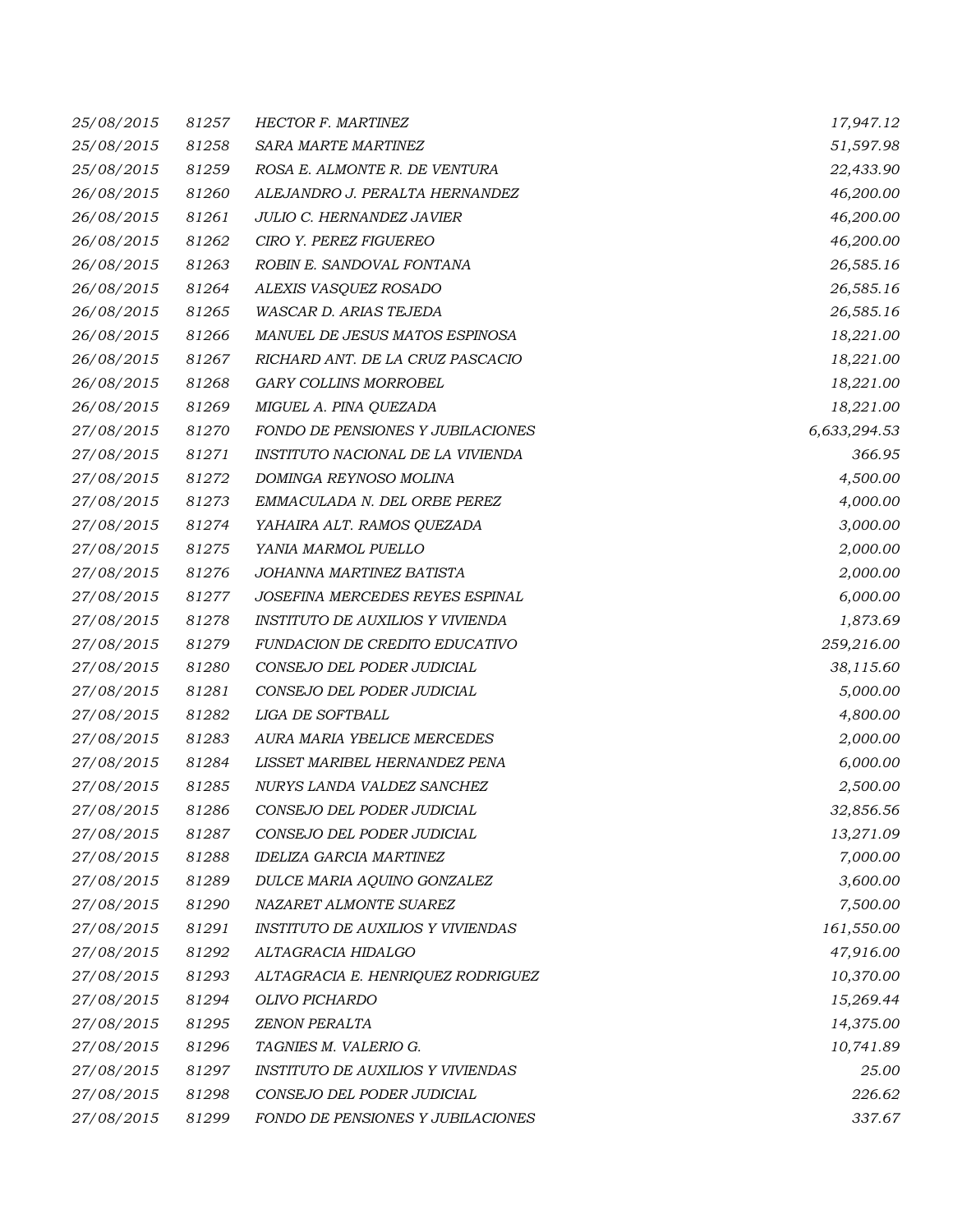| | | | |
|---|---|---|---|
| *25/08/2015* | *81257* | *HECTOR F. MARTINEZ* | *17,947.12* |
| *25/08/2015* | *81258* | *SARA MARTE MARTINEZ* | *51,597.98* |
| *25/08/2015* | *81259* | *ROSA E. ALMONTE R. DE VENTURA* | *22,433.90* |
| *26/08/2015* | *81260* | *ALEJANDRO J. PERALTA HERNANDEZ* | *46,200.00* |
| *26/08/2015* | *81261* | *JULIO C. HERNANDEZ JAVIER* | *46,200.00* |
| *26/08/2015* | *81262* | *CIRO Y. PEREZ FIGUEREO* | *46,200.00* |
| *26/08/2015* | *81263* | *ROBIN E. SANDOVAL FONTANA* | *26,585.16* |
| *26/08/2015* | *81264* | *ALEXIS VASQUEZ ROSADO* | *26,585.16* |
| *26/08/2015* | *81265* | *WASCAR D. ARIAS TEJEDA* | *26,585.16* |
| *26/08/2015* | *81266* | *MANUEL DE JESUS MATOS ESPINOSA* | *18,221.00* |
| *26/08/2015* | *81267* | *RICHARD ANT. DE LA CRUZ PASCACIO* | *18,221.00* |
| *26/08/2015* | *81268* | *GARY COLLINS MORROBEL* | *18,221.00* |
| *26/08/2015* | *81269* | *MIGUEL A. PINA QUEZADA* | *18,221.00* |
| *27/08/2015* | *81270* | *FONDO DE PENSIONES Y JUBILACIONES* | *6,633,294.53* |
| *27/08/2015* | *81271* | *INSTITUTO NACIONAL DE LA VIVIENDA* | *366.95* |
| *27/08/2015* | *81272* | *DOMINGA REYNOSO MOLINA* | *4,500.00* |
| *27/08/2015* | *81273* | *EMMACULADA N. DEL ORBE PEREZ* | *4,000.00* |
| *27/08/2015* | *81274* | *YAHAIRA ALT. RAMOS QUEZADA* | *3,000.00* |
| *27/08/2015* | *81275* | *YANIA MARMOL PUELLO* | *2,000.00* |
| *27/08/2015* | *81276* | *JOHANNA MARTINEZ BATISTA* | *2,000.00* |
| *27/08/2015* | *81277* | *JOSEFINA MERCEDES REYES ESPINAL* | *6,000.00* |
| *27/08/2015* | *81278* | *INSTITUTO DE AUXILIOS Y VIVIENDA* | *1,873.69* |
| *27/08/2015* | *81279* | *FUNDACION DE CREDITO EDUCATIVO* | *259,216.00* |
| *27/08/2015* | *81280* | *CONSEJO DEL PODER JUDICIAL* | *38,115.60* |
| *27/08/2015* | *81281* | *CONSEJO DEL PODER JUDICIAL* | *5,000.00* |
| *27/08/2015* | *81282* | *LIGA DE SOFTBALL* | *4,800.00* |
| *27/08/2015* | *81283* | *AURA MARIA YBELICE MERCEDES* | *2,000.00* |
| *27/08/2015* | *81284* | *LISSET MARIBEL HERNANDEZ PENA* | *6,000.00* |
| *27/08/2015* | *81285* | *NURYS LANDA VALDEZ SANCHEZ* | *2,500.00* |
| *27/08/2015* | *81286* | *CONSEJO DEL PODER JUDICIAL* | *32,856.56* |
| *27/08/2015* | *81287* | *CONSEJO DEL PODER JUDICIAL* | *13,271.09* |
| *27/08/2015* | *81288* | *IDELIZA GARCIA MARTINEZ* | *7,000.00* |
| *27/08/2015* | *81289* | *DULCE MARIA AQUINO GONZALEZ* | *3,600.00* |
| *27/08/2015* | *81290* | *NAZARET ALMONTE SUAREZ* | *7,500.00* |
| *27/08/2015* | *81291* | *INSTITUTO DE AUXILIOS Y VIVIENDAS* | *161,550.00* |
| *27/08/2015* | *81292* | *ALTAGRACIA HIDALGO* | *47,916.00* |
| *27/08/2015* | *81293* | *ALTAGRACIA E. HENRIQUEZ RODRIGUEZ* | *10,370.00* |
| *27/08/2015* | *81294* | *OLIVO PICHARDO* | *15,269.44* |
| *27/08/2015* | *81295* | *ZENON PERALTA* | *14,375.00* |
| *27/08/2015* | *81296* | *TAGNIES M. VALERIO G.* | *10,741.89* |
| *27/08/2015* | *81297* | *INSTITUTO DE AUXILIOS Y VIVIENDAS* | *25.00* |
| *27/08/2015* | *81298* | *CONSEJO DEL PODER JUDICIAL* | *226.62* |
| *27/08/2015* | *81299* | *FONDO DE PENSIONES Y JUBILACIONES* | *337.67* |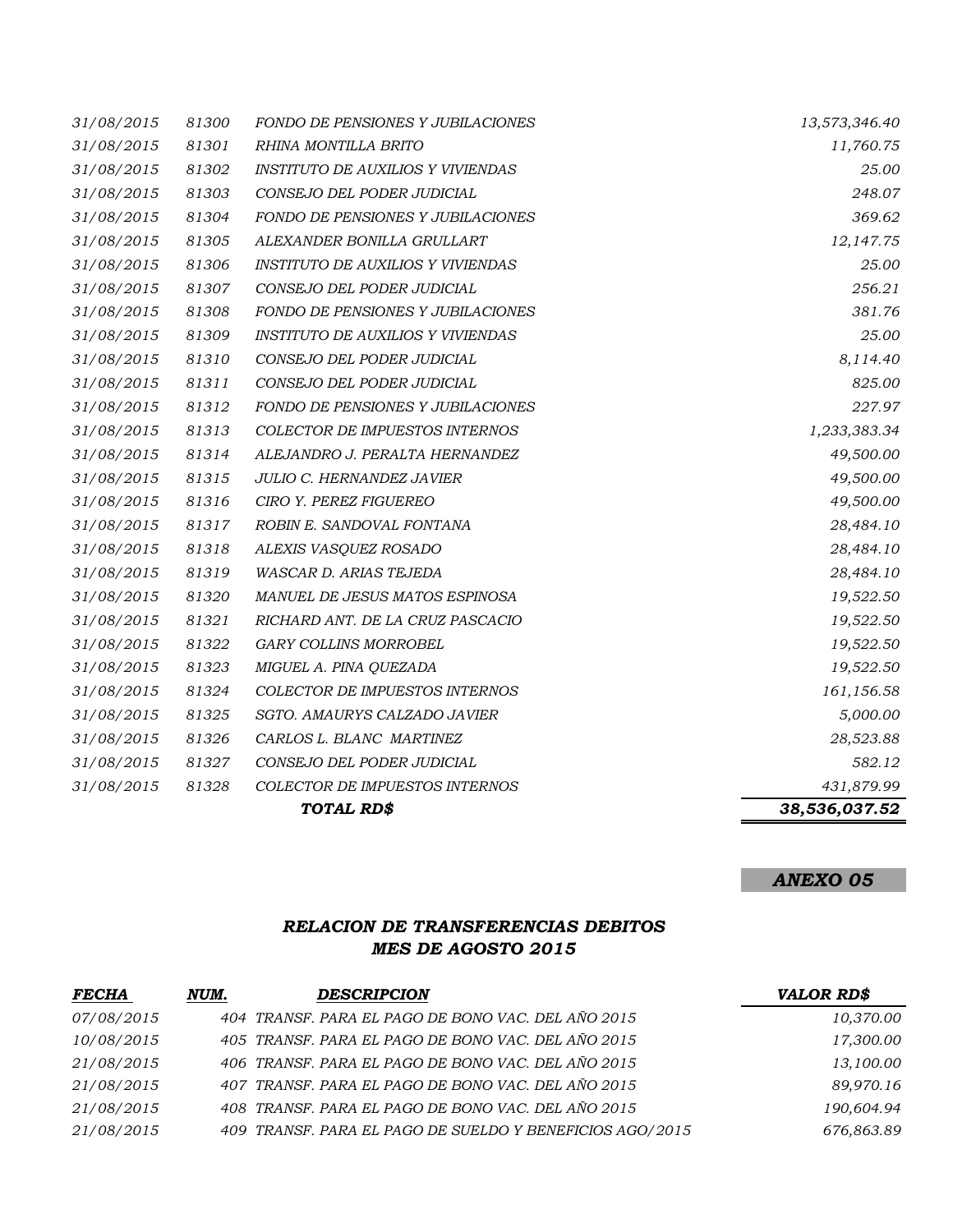| | | | |
|---|---|---|---|
| *31/08/2015* | *81300* | *FONDO DE PENSIONES Y JUBILACIONES* | *13,573,346.40* |
| *31/08/2015* | *81301* | *RHINA MONTILLA BRITO* | *11,760.75* |
| *31/08/2015* | *81302* | *INSTITUTO DE AUXILIOS Y VIVIENDAS* | *25.00* |
| *31/08/2015* | *81303* | *CONSEJO DEL PODER JUDICIAL* | *248.07* |
| *31/08/2015* | *81304* | *FONDO DE PENSIONES Y JUBILACIONES* | *369.62* |
| *31/08/2015* | *81305* | *ALEXANDER BONILLA GRULLART* | *12,147.75* |
| *31/08/2015* | *81306* | *INSTITUTO DE AUXILIOS Y VIVIENDAS* | *25.00* |
| *31/08/2015* | *81307* | *CONSEJO DEL PODER JUDICIAL* | *256.21* |
| *31/08/2015* | *81308* | *FONDO DE PENSIONES Y JUBILACIONES* | *381.76* |
| *31/08/2015* | *81309* | *INSTITUTO DE AUXILIOS Y VIVIENDAS* | *25.00* |
| *31/08/2015* | *81310* | *CONSEJO DEL PODER JUDICIAL* | *8,114.40* |
| *31/08/2015* | *81311* | *CONSEJO DEL PODER JUDICIAL* | *825.00* |
| *31/08/2015* | *81312* | *FONDO DE PENSIONES Y JUBILACIONES* | *227.97* |
| *31/08/2015* | *81313* | *COLECTOR DE IMPUESTOS INTERNOS* | *1,233,383.34* |
| *31/08/2015* | *81314* | *ALEJANDRO J. PERALTA HERNANDEZ* | *49,500.00* |
| *31/08/2015* | *81315* | *JULIO C. HERNANDEZ JAVIER* | *49,500.00* |
| *31/08/2015* | *81316* | *CIRO Y. PEREZ FIGUEREO* | *49,500.00* |
| *31/08/2015* | *81317* | *ROBIN E. SANDOVAL FONTANA* | *28,484.10* |
| *31/08/2015* | *81318* | *ALEXIS VASQUEZ ROSADO* | *28,484.10* |
| *31/08/2015* | *81319* | *WASCAR D. ARIAS TEJEDA* | *28,484.10* |
| *31/08/2015* | *81320* | *MANUEL DE JESUS MATOS ESPINOSA* | *19,522.50* |
| *31/08/2015* | *81321* | *RICHARD ANT. DE LA CRUZ PASCACIO* | *19,522.50* |
| *31/08/2015* | *81322* | *GARY COLLINS MORROBEL* | *19,522.50* |
| *31/08/2015* | *81323* | *MIGUEL A. PINA QUEZADA* | *19,522.50* |
| *31/08/2015* | *81324* | *COLECTOR DE IMPUESTOS INTERNOS* | *161,156.58* |
| *31/08/2015* | *81325* | *SGTO. AMAURYS CALZADO JAVIER* | *5,000.00* |
| *31/08/2015* | *81326* | *CARLOS L. BLANC MARTINEZ* | *28,523.88* |
| *31/08/2015* | *81327* | *CONSEJO DEL PODER JUDICIAL* | *582.12* |
| *31/08/2015* | *81328* | *COLECTOR DE IMPUESTOS INTERNOS* | *431,879.99* |
| | | ***TOTAL RD$*** | ***38,536,037.52*** |

***ANEXO 05***

## *RELACION DE TRANSFERENCIAS DEBITOS*
## *MES DE AGOSTO 2015*

| *FECHA* | *NUM.* | *DESCRIPCION* | *VALOR RD$* |
|---|---|---|---|
| *07/08/2015* | *404* | *TRANSF. PARA EL PAGO DE BONO VAC. DEL AÑO 2015* | *10,370.00* |
| *10/08/2015* | *405* | *TRANSF. PARA EL PAGO DE BONO VAC. DEL AÑO 2015* | *17,300.00* |
| *21/08/2015* | *406* | *TRANSF. PARA EL PAGO DE BONO VAC. DEL AÑO 2015* | *13,100.00* |
| *21/08/2015* | *407* | *TRANSF. PARA EL PAGO DE BONO VAC. DEL AÑO 2015* | *89,970.16* |
| *21/08/2015* | *408* | *TRANSF. PARA EL PAGO DE BONO VAC. DEL AÑO 2015* | *190,604.94* |
| *21/08/2015* | *409* | *TRANSF. PARA EL PAGO DE SUELDO Y BENEFICIOS AGO/2015* | *676,863.89* |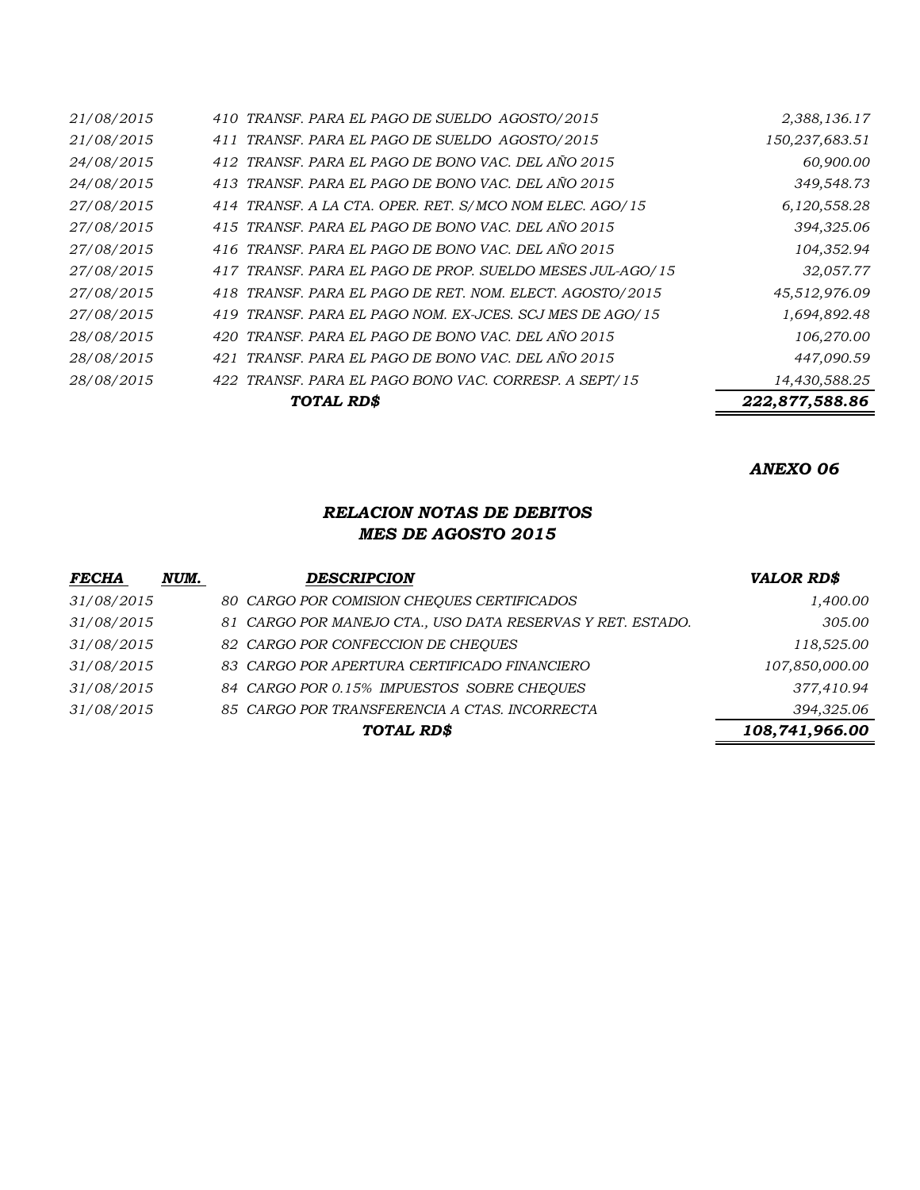| | | |
|---|---|---|
| *21/08/2015* | *410 TRANSF. PARA EL PAGO DE SUELDO AGOSTO/2015* | *2,388,136.17* |
| *21/08/2015* | *411 TRANSF. PARA EL PAGO DE SUELDO AGOSTO/2015* | *150,237,683.51* |
| *24/08/2015* | *412 TRANSF. PARA EL PAGO DE BONO VAC. DEL AÑO 2015* | *60,900.00* |
| *24/08/2015* | *413 TRANSF. PARA EL PAGO DE BONO VAC. DEL AÑO 2015* | *349,548.73* |
| *27/08/2015* | *414 TRANSF. A LA CTA. OPER. RET. S/MCO NOM ELEC. AGO/15* | *6,120,558.28* |
| *27/08/2015* | *415 TRANSF. PARA EL PAGO DE BONO VAC. DEL AÑO 2015* | *394,325.06* |
| *27/08/2015* | *416 TRANSF. PARA EL PAGO DE BONO VAC. DEL AÑO 2015* | *104,352.94* |
| *27/08/2015* | *417 TRANSF. PARA EL PAGO DE PROP. SUELDO MESES JUL-AGO/15* | *32,057.77* |
| *27/08/2015* | *418 TRANSF. PARA EL PAGO DE RET. NOM. ELECT. AGOSTO/2015* | *45,512,976.09* |
| *27/08/2015* | *419 TRANSF. PARA EL PAGO NOM. EX-JCES. SCJ MES DE AGO/15* | *1,694,892.48* |
| *28/08/2015* | *420 TRANSF. PARA EL PAGO DE BONO VAC. DEL AÑO 2015* | *106,270.00* |
| *28/08/2015* | *421 TRANSF. PARA EL PAGO DE BONO VAC. DEL AÑO 2015* | *447,090.59* |
| *28/08/2015* | *422 TRANSF. PARA EL PAGO BONO VAC. CORRESP. A SEPT/15* | *14,430,588.25* |
| | ***TOTAL RD$*** | ***222,877,588.86*** |

***ANEXO 06***

## *RELACION NOTAS DE DEBITOS*
## *MES DE AGOSTO 2015*

| ***FECHA*** | ***NUM.*** | ***DESCRIPCION*** | ***VALOR RD$*** |
|---|---|---|---|
| *31/08/2015* | *80* | *CARGO POR COMISION CHEQUES CERTIFICADOS* | *1,400.00* |
| *31/08/2015* | *81* | *CARGO POR MANEJO CTA., USO DATA RESERVAS Y RET. ESTADO.* | *305.00* |
| *31/08/2015* | *82* | *CARGO POR CONFECCION DE CHEQUES* | *118,525.00* |
| *31/08/2015* | *83* | *CARGO POR APERTURA CERTIFICADO FINANCIERO* | *107,850,000.00* |
| *31/08/2015* | *84* | *CARGO POR 0.15% IMPUESTOS SOBRE CHEQUES* | *377,410.94* |
| *31/08/2015* | *85* | *CARGO POR TRANSFERENCIA A CTAS. INCORRECTA* | *394,325.06* |
| | | ***TOTAL RD$*** | ***108,741,966.00*** |